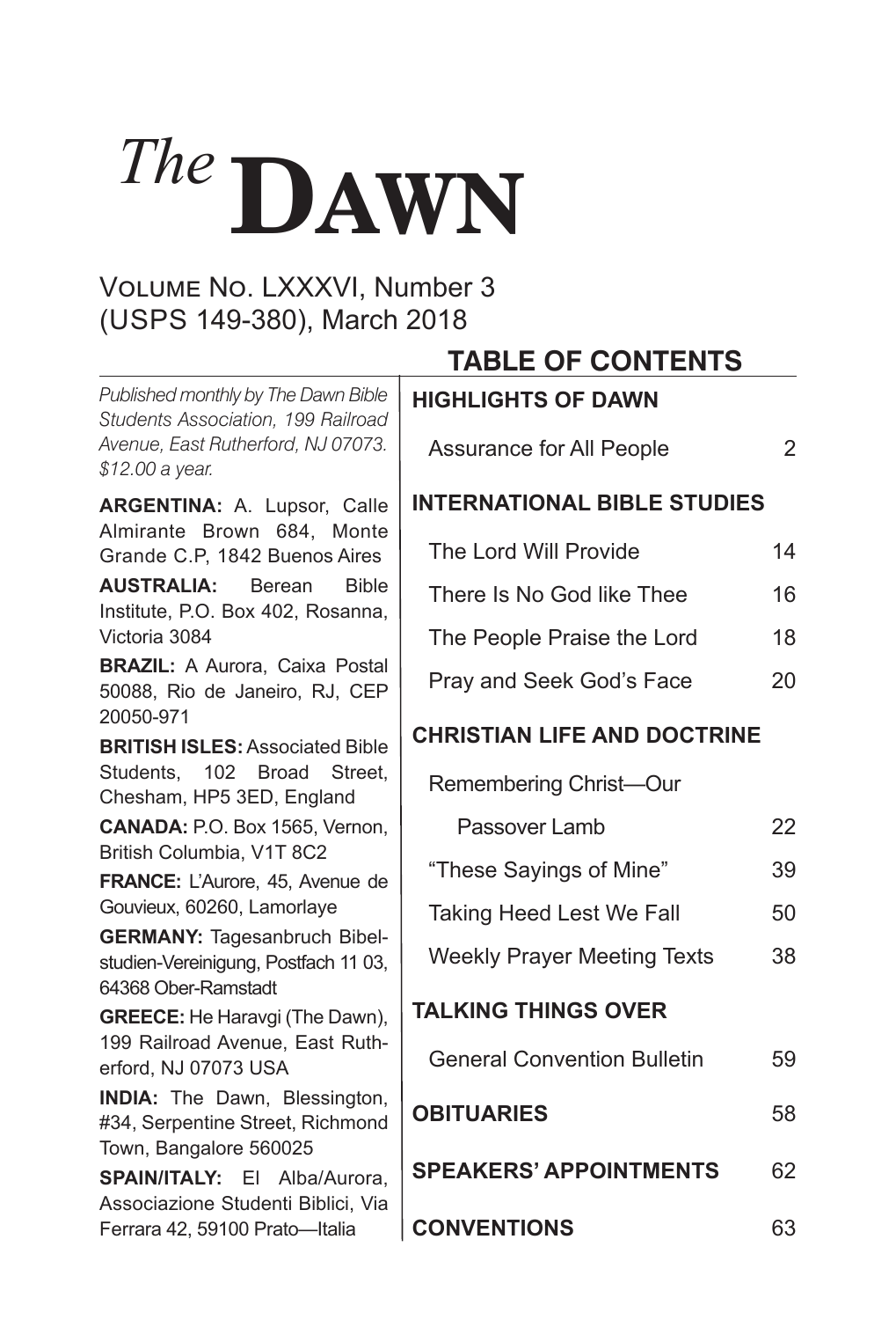# *The* DAWN

VOLUME NO. LXXXVI, Number 3
(USPS 149-380), March 2018

*Published monthly by The Dawn Bible Students Association, 199 Railroad Avenue, East Rutherford, NJ 07073. $12.00 a year.*

**ARGENTINA:** A. Lupsor, Calle Almirante Brown 684, Monte Grande C.P, 1842 Buenos Aires

**AUSTRALIA:** Berean Bible Institute, P.O. Box 402, Rosanna, Victoria 3084

**BRAZIL:** A Aurora, Caixa Postal 50088, Rio de Janeiro, RJ, CEP 20050-971

**BRITISH ISLES:** Associated Bible Students, 102 Broad Street, Chesham, HP5 3ED, England

**CANADA:** P.O. Box 1565, Vernon, British Columbia, V1T 8C2

**FRANCE:** L'Aurore, 45, Avenue de Gouvieux, 60260, Lamorlaye

**GERMANY:** Tagesanbruch Bibelstudien-Vereinigung, Postfach 11 03, 64368 Ober-Ramstadt

**GREECE:** He Haravgi (The Dawn), 199 Railroad Avenue, East Rutherford, NJ 07073 USA

**INDIA:** The Dawn, Blessington, #34, Serpentine Street, Richmond Town, Bangalore 560025

**SPAIN/ITALY:** El Alba/Aurora, Associazione Studenti Biblici, Via Ferrara 42, 59100 Prato—Italia

## TABLE OF CONTENTS

**HIGHLIGHTS OF DAWN**

| | |
|---|---|
| Assurance for All People | 2 |

**INTERNATIONAL BIBLE STUDIES**

| | |
|---|---|
| The Lord Will Provide | 14 |
| There Is No God like Thee | 16 |
| The People Praise the Lord | 18 |
| Pray and Seek God's Face | 20 |

**CHRISTIAN LIFE AND DOCTRINE**

| | |
|---|---|
| Remembering Christ—Our Passover Lamb | 22 |
| "These Sayings of Mine" | 39 |
| Taking Heed Lest We Fall | 50 |
| Weekly Prayer Meeting Texts | 38 |

**TALKING THINGS OVER**

| | |
|---|---|
| General Convention Bulletin | 59 |

| | |
|---|---|
| **OBITUARIES** | 58 |
| **SPEAKERS' APPOINTMENTS** | 62 |
| **CONVENTIONS** | 63 |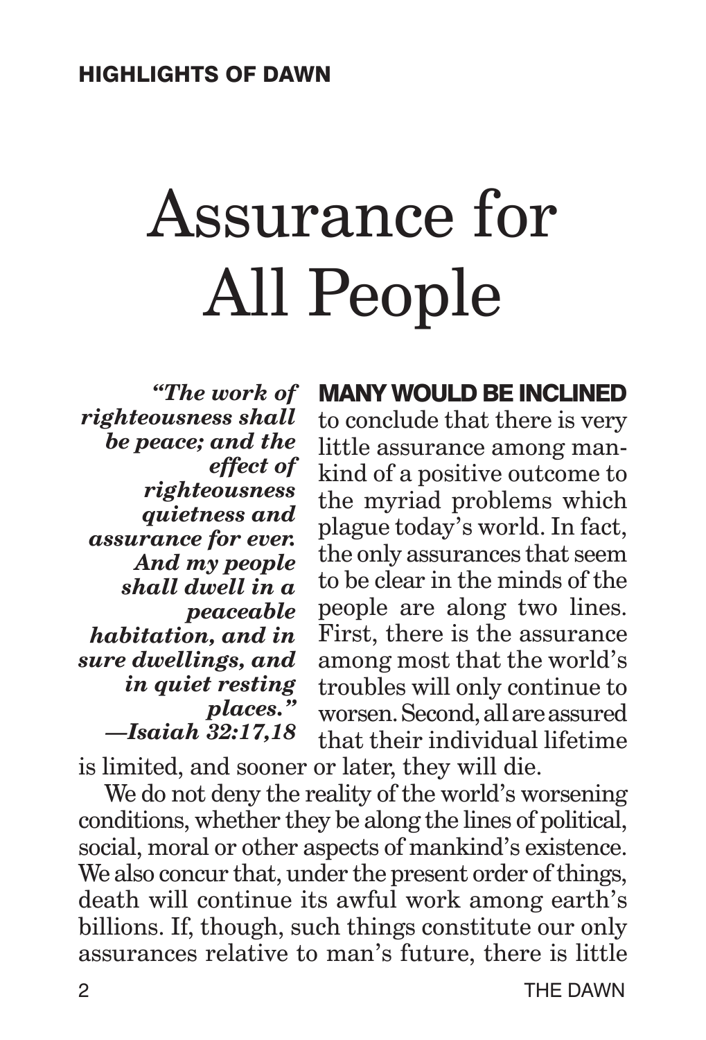HIGHLIGHTS OF DAWN

# Assurance for All People

***"The work of righteousness shall be peace; and the effect of righteousness quietness and assurance for ever. And my people shall dwell in a peaceable habitation, and in sure dwellings, and in quiet resting places." —Isaiah 32:17,18***

**MANY WOULD BE INCLINED** to conclude that there is very little assurance among mankind of a positive outcome to the myriad problems which plague today's world. In fact, the only assurances that seem to be clear in the minds of the people are along two lines. First, there is the assurance among most that the world's troubles will only continue to worsen. Second, all are assured that their individual lifetime is limited, and sooner or later, they will die.

We do not deny the reality of the world's worsening conditions, whether they be along the lines of political, social, moral or other aspects of mankind's existence. We also concur that, under the present order of things, death will continue its awful work among earth's billions. If, though, such things constitute our only assurances relative to man's future, there is little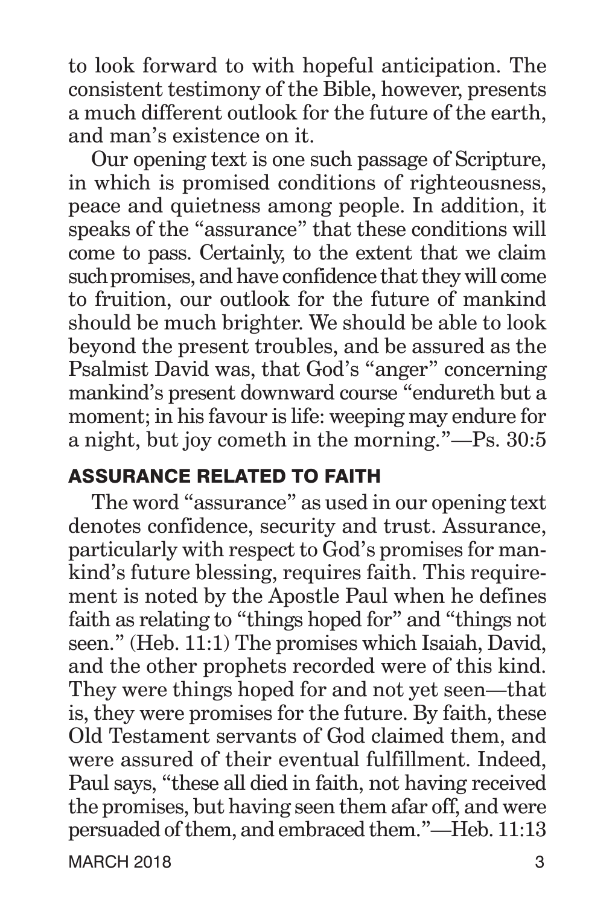to look forward to with hopeful anticipation. The consistent testimony of the Bible, however, presents a much different outlook for the future of the earth, and man's existence on it.

Our opening text is one such passage of Scripture, in which is promised conditions of righteousness, peace and quietness among people. In addition, it speaks of the "assurance" that these conditions will come to pass. Certainly, to the extent that we claim such promises, and have confidence that they will come to fruition, our outlook for the future of mankind should be much brighter. We should be able to look beyond the present troubles, and be assured as the Psalmist David was, that God's "anger" concerning mankind's present downward course "endureth but a moment; in his favour is life: weeping may endure for a night, but joy cometh in the morning."—Ps. 30:5

## ASSURANCE RELATED TO FAITH

The word "assurance" as used in our opening text denotes confidence, security and trust. Assurance, particularly with respect to God's promises for mankind's future blessing, requires faith. This requirement is noted by the Apostle Paul when he defines faith as relating to "things hoped for" and "things not seen." (Heb. 11:1) The promises which Isaiah, David, and the other prophets recorded were of this kind. They were things hoped for and not yet seen—that is, they were promises for the future. By faith, these Old Testament servants of God claimed them, and were assured of their eventual fulfillment. Indeed, Paul says, "these all died in faith, not having received the promises, but having seen them afar off, and were persuaded of them, and embraced them."—Heb. 11:13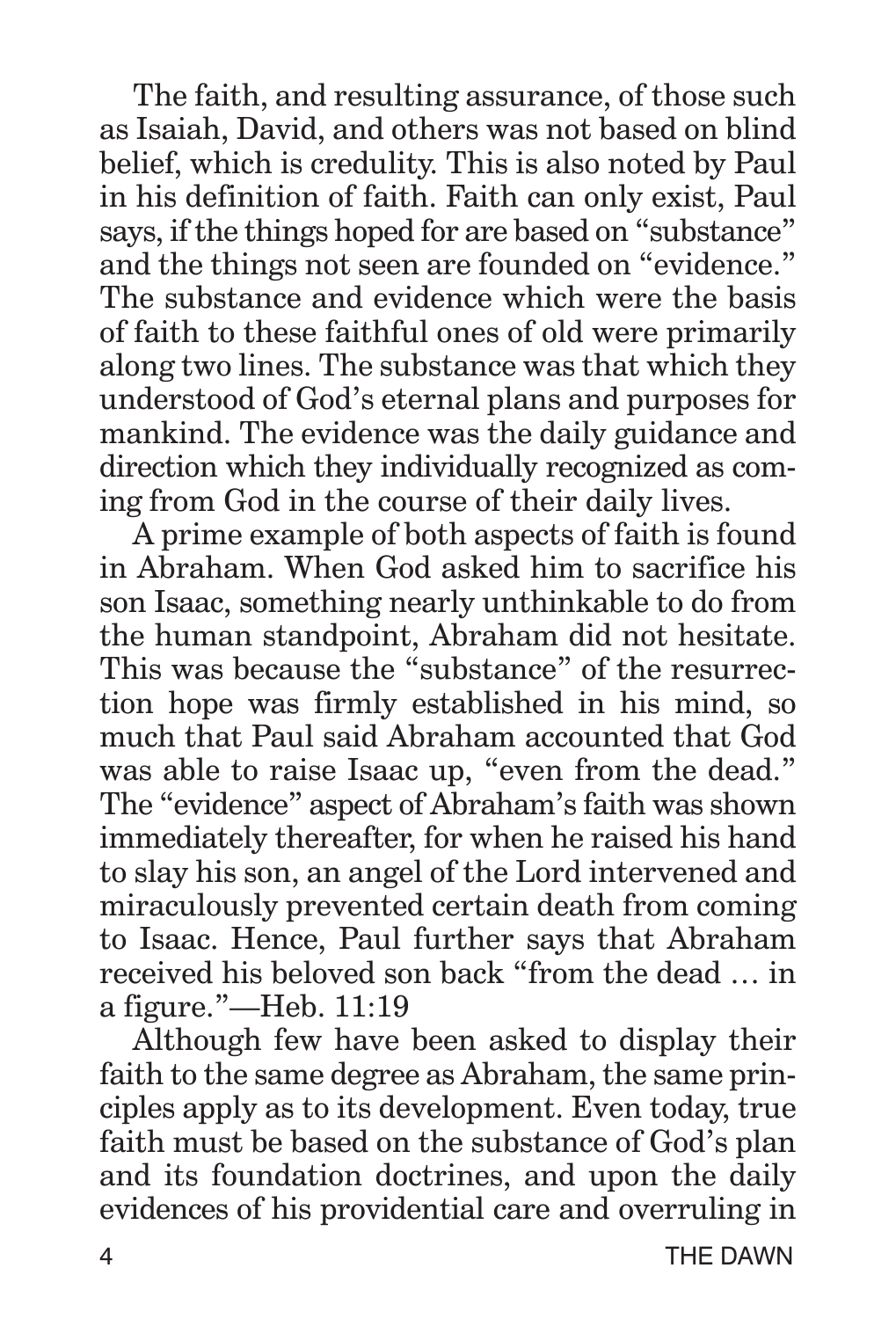The faith, and resulting assurance, of those such as Isaiah, David, and others was not based on blind belief, which is credulity. This is also noted by Paul in his definition of faith. Faith can only exist, Paul says, if the things hoped for are based on "substance" and the things not seen are founded on "evidence." The substance and evidence which were the basis of faith to these faithful ones of old were primarily along two lines. The substance was that which they understood of God's eternal plans and purposes for mankind. The evidence was the daily guidance and direction which they individually recognized as coming from God in the course of their daily lives.

A prime example of both aspects of faith is found in Abraham. When God asked him to sacrifice his son Isaac, something nearly unthinkable to do from the human standpoint, Abraham did not hesitate. This was because the "substance" of the resurrection hope was firmly established in his mind, so much that Paul said Abraham accounted that God was able to raise Isaac up, "even from the dead." The "evidence" aspect of Abraham's faith was shown immediately thereafter, for when he raised his hand to slay his son, an angel of the Lord intervened and miraculously prevented certain death from coming to Isaac. Hence, Paul further says that Abraham received his beloved son back "from the dead … in a figure."—Heb. 11:19

Although few have been asked to display their faith to the same degree as Abraham, the same principles apply as to its development. Even today, true faith must be based on the substance of God's plan and its foundation doctrines, and upon the daily evidences of his providential care and overruling in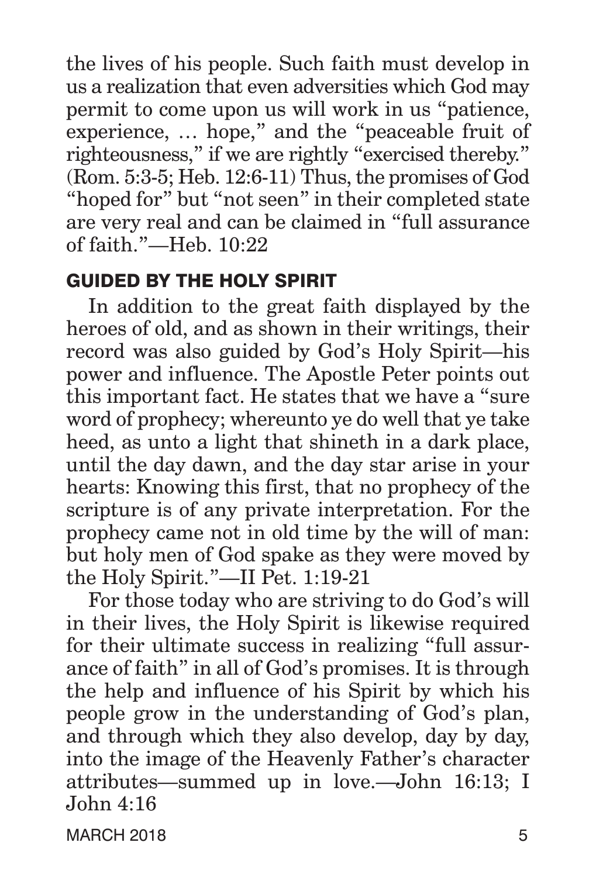the lives of his people. Such faith must develop in us a realization that even adversities which God may permit to come upon us will work in us "patience, experience, … hope," and the "peaceable fruit of righteousness," if we are rightly "exercised thereby." (Rom. 5:3-5; Heb. 12:6-11) Thus, the promises of God "hoped for" but "not seen" in their completed state are very real and can be claimed in "full assurance of faith."—Heb. 10:22

## GUIDED BY THE HOLY SPIRIT

In addition to the great faith displayed by the heroes of old, and as shown in their writings, their record was also guided by God's Holy Spirit—his power and influence. The Apostle Peter points out this important fact. He states that we have a "sure word of prophecy; whereunto ye do well that ye take heed, as unto a light that shineth in a dark place, until the day dawn, and the day star arise in your hearts: Knowing this first, that no prophecy of the scripture is of any private interpretation. For the prophecy came not in old time by the will of man: but holy men of God spake as they were moved by the Holy Spirit."—II Pet. 1:19-21

For those today who are striving to do God's will in their lives, the Holy Spirit is likewise required for their ultimate success in realizing "full assurance of faith" in all of God's promises. It is through the help and influence of his Spirit by which his people grow in the understanding of God's plan, and through which they also develop, day by day, into the image of the Heavenly Father's character attributes—summed up in love.—John 16:13; I John 4:16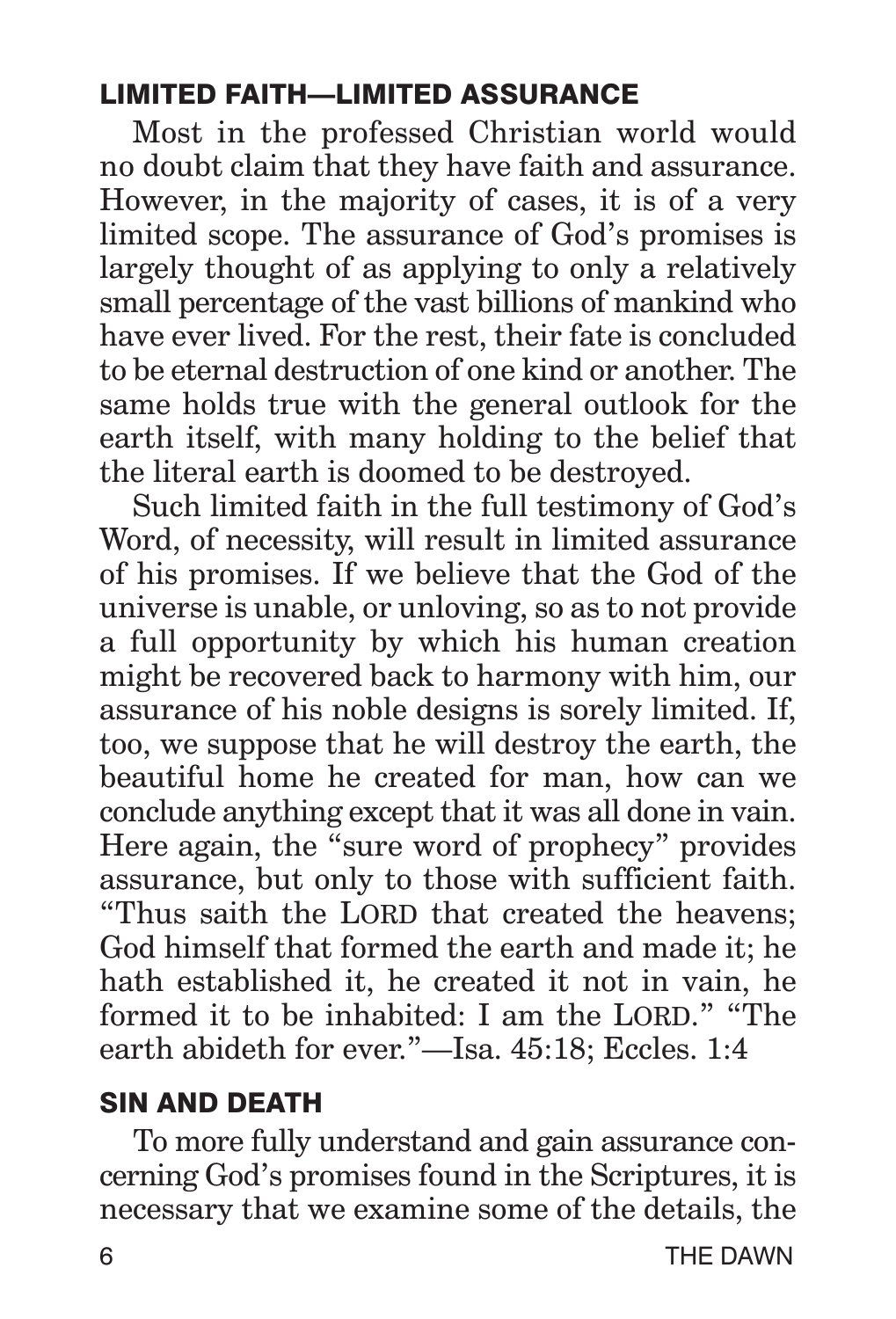## LIMITED FAITH—LIMITED ASSURANCE

Most in the professed Christian world would no doubt claim that they have faith and assurance. However, in the majority of cases, it is of a very limited scope. The assurance of God's promises is largely thought of as applying to only a relatively small percentage of the vast billions of mankind who have ever lived. For the rest, their fate is concluded to be eternal destruction of one kind or another. The same holds true with the general outlook for the earth itself, with many holding to the belief that the literal earth is doomed to be destroyed.

Such limited faith in the full testimony of God's Word, of necessity, will result in limited assurance of his promises. If we believe that the God of the universe is unable, or unloving, so as to not provide a full opportunity by which his human creation might be recovered back to harmony with him, our assurance of his noble designs is sorely limited. If, too, we suppose that he will destroy the earth, the beautiful home he created for man, how can we conclude anything except that it was all done in vain. Here again, the "sure word of prophecy" provides assurance, but only to those with sufficient faith. "Thus saith the LORD that created the heavens; God himself that formed the earth and made it; he hath established it, he created it not in vain, he formed it to be inhabited: I am the LORD." "The earth abideth for ever."—Isa. 45:18; Eccles. 1:4

## SIN AND DEATH

To more fully understand and gain assurance concerning God's promises found in the Scriptures, it is necessary that we examine some of the details, the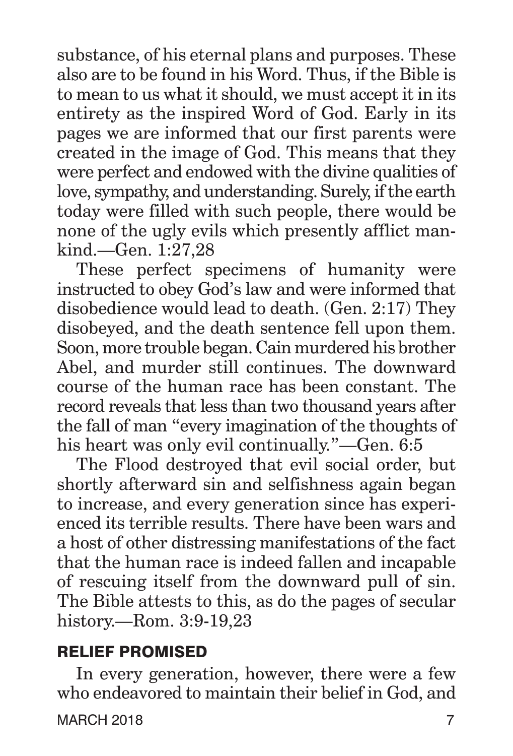substance, of his eternal plans and purposes. These also are to be found in his Word. Thus, if the Bible is to mean to us what it should, we must accept it in its entirety as the inspired Word of God. Early in its pages we are informed that our first parents were created in the image of God. This means that they were perfect and endowed with the divine qualities of love, sympathy, and understanding. Surely, if the earth today were filled with such people, there would be none of the ugly evils which presently afflict mankind.—Gen. 1:27,28

These perfect specimens of humanity were instructed to obey God's law and were informed that disobedience would lead to death. (Gen. 2:17) They disobeyed, and the death sentence fell upon them. Soon, more trouble began. Cain murdered his brother Abel, and murder still continues. The downward course of the human race has been constant. The record reveals that less than two thousand years after the fall of man "every imagination of the thoughts of his heart was only evil continually."—Gen. 6:5

The Flood destroyed that evil social order, but shortly afterward sin and selfishness again began to increase, and every generation since has experienced its terrible results. There have been wars and a host of other distressing manifestations of the fact that the human race is indeed fallen and incapable of rescuing itself from the downward pull of sin. The Bible attests to this, as do the pages of secular history.—Rom. 3:9-19,23

## RELIEF PROMISED

In every generation, however, there were a few who endeavored to maintain their belief in God, and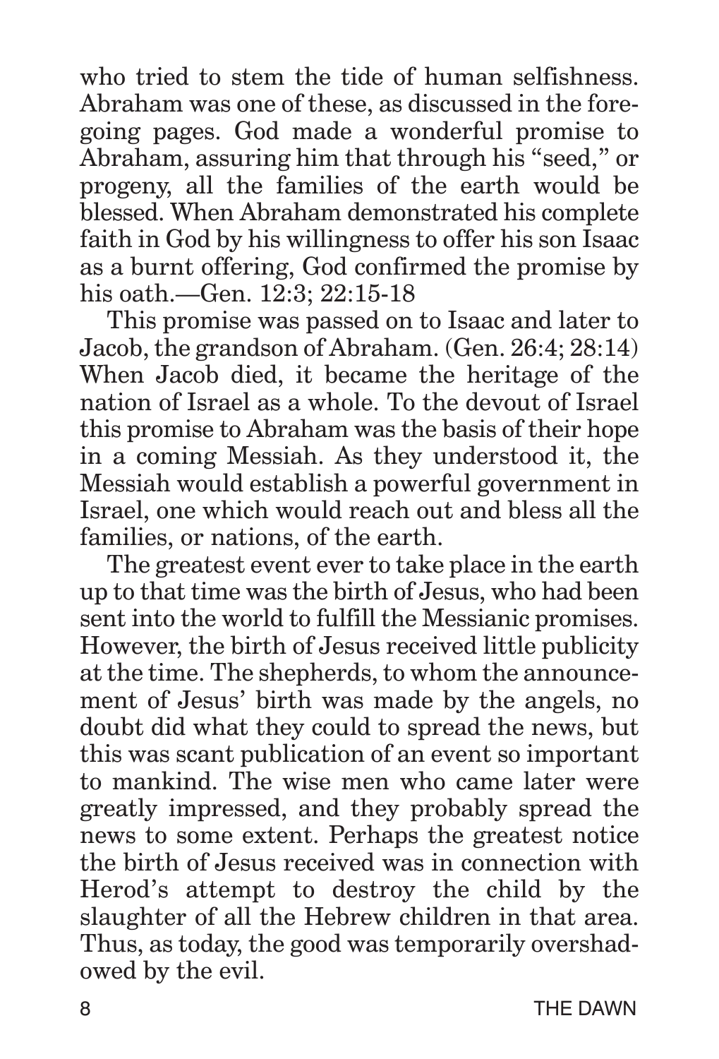who tried to stem the tide of human selfishness. Abraham was one of these, as discussed in the foregoing pages. God made a wonderful promise to Abraham, assuring him that through his "seed," or progeny, all the families of the earth would be blessed. When Abraham demonstrated his complete faith in God by his willingness to offer his son Isaac as a burnt offering, God confirmed the promise by his oath.—Gen. 12:3; 22:15-18

This promise was passed on to Isaac and later to Jacob, the grandson of Abraham. (Gen. 26:4; 28:14) When Jacob died, it became the heritage of the nation of Israel as a whole. To the devout of Israel this promise to Abraham was the basis of their hope in a coming Messiah. As they understood it, the Messiah would establish a powerful government in Israel, one which would reach out and bless all the families, or nations, of the earth.

The greatest event ever to take place in the earth up to that time was the birth of Jesus, who had been sent into the world to fulfill the Messianic promises. However, the birth of Jesus received little publicity at the time. The shepherds, to whom the announcement of Jesus' birth was made by the angels, no doubt did what they could to spread the news, but this was scant publication of an event so important to mankind. The wise men who came later were greatly impressed, and they probably spread the news to some extent. Perhaps the greatest notice the birth of Jesus received was in connection with Herod's attempt to destroy the child by the slaughter of all the Hebrew children in that area. Thus, as today, the good was temporarily overshadowed by the evil.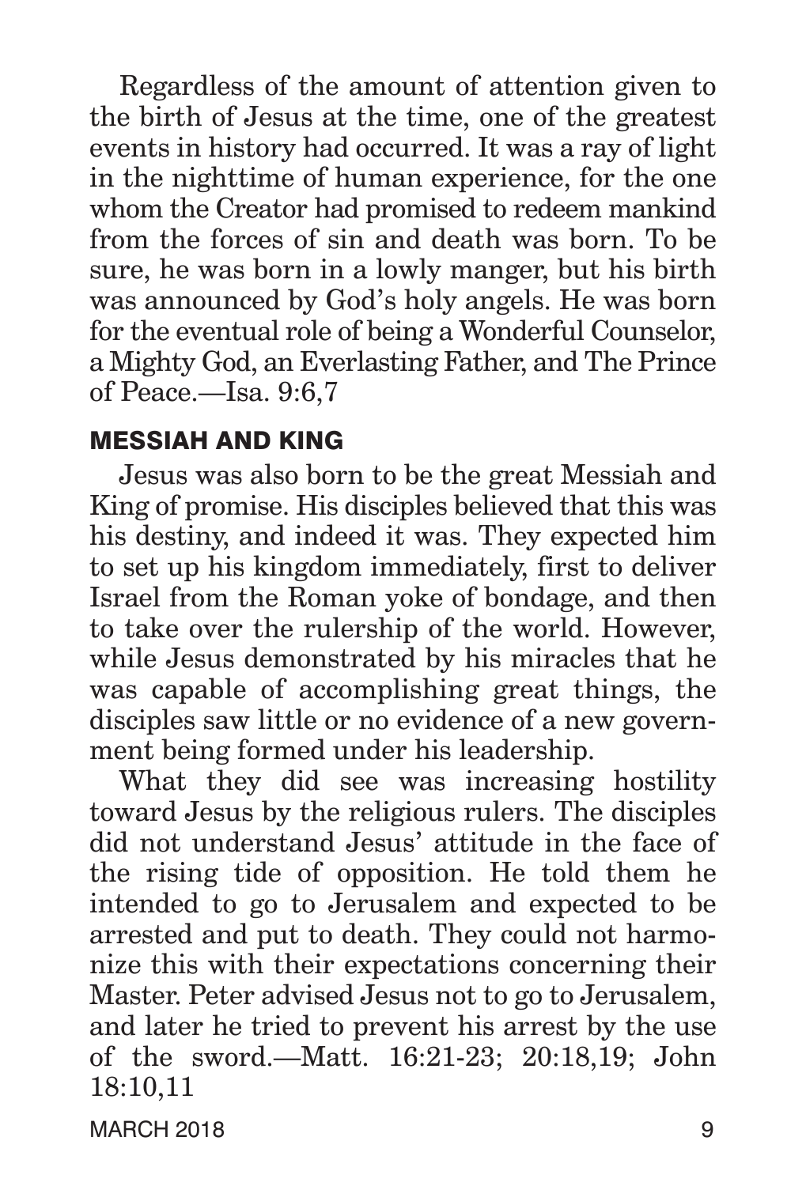Regardless of the amount of attention given to the birth of Jesus at the time, one of the greatest events in history had occurred. It was a ray of light in the nighttime of human experience, for the one whom the Creator had promised to redeem mankind from the forces of sin and death was born. To be sure, he was born in a lowly manger, but his birth was announced by God's holy angels. He was born for the eventual role of being a Wonderful Counselor, a Mighty God, an Everlasting Father, and The Prince of Peace.—Isa. 9:6,7

## MESSIAH AND KING

Jesus was also born to be the great Messiah and King of promise. His disciples believed that this was his destiny, and indeed it was. They expected him to set up his kingdom immediately, first to deliver Israel from the Roman yoke of bondage, and then to take over the rulership of the world. However, while Jesus demonstrated by his miracles that he was capable of accomplishing great things, the disciples saw little or no evidence of a new government being formed under his leadership.

What they did see was increasing hostility toward Jesus by the religious rulers. The disciples did not understand Jesus' attitude in the face of the rising tide of opposition. He told them he intended to go to Jerusalem and expected to be arrested and put to death. They could not harmonize this with their expectations concerning their Master. Peter advised Jesus not to go to Jerusalem, and later he tried to prevent his arrest by the use of the sword.—Matt. 16:21-23; 20:18,19; John 18:10,11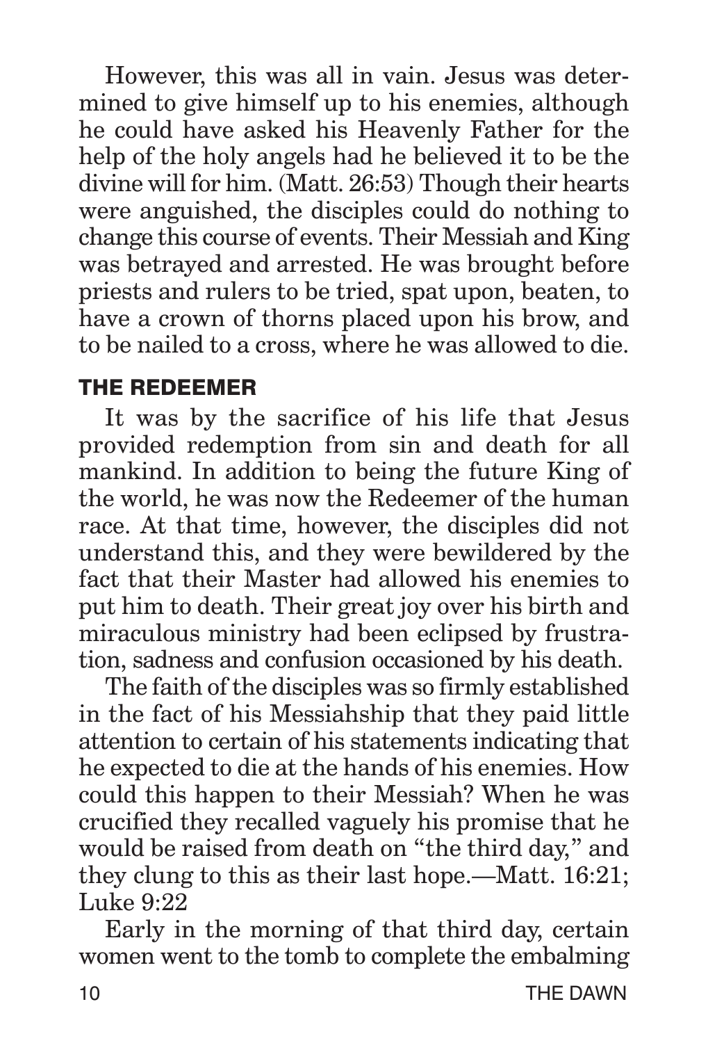However, this was all in vain. Jesus was determined to give himself up to his enemies, although he could have asked his Heavenly Father for the help of the holy angels had he believed it to be the divine will for him. (Matt. 26:53) Though their hearts were anguished, the disciples could do nothing to change this course of events. Their Messiah and King was betrayed and arrested. He was brought before priests and rulers to be tried, spat upon, beaten, to have a crown of thorns placed upon his brow, and to be nailed to a cross, where he was allowed to die.

## THE REDEEMER

It was by the sacrifice of his life that Jesus provided redemption from sin and death for all mankind. In addition to being the future King of the world, he was now the Redeemer of the human race. At that time, however, the disciples did not understand this, and they were bewildered by the fact that their Master had allowed his enemies to put him to death. Their great joy over his birth and miraculous ministry had been eclipsed by frustration, sadness and confusion occasioned by his death.

The faith of the disciples was so firmly established in the fact of his Messiahship that they paid little attention to certain of his statements indicating that he expected to die at the hands of his enemies. How could this happen to their Messiah? When he was crucified they recalled vaguely his promise that he would be raised from death on "the third day," and they clung to this as their last hope.—Matt. 16:21; Luke 9:22

Early in the morning of that third day, certain women went to the tomb to complete the embalming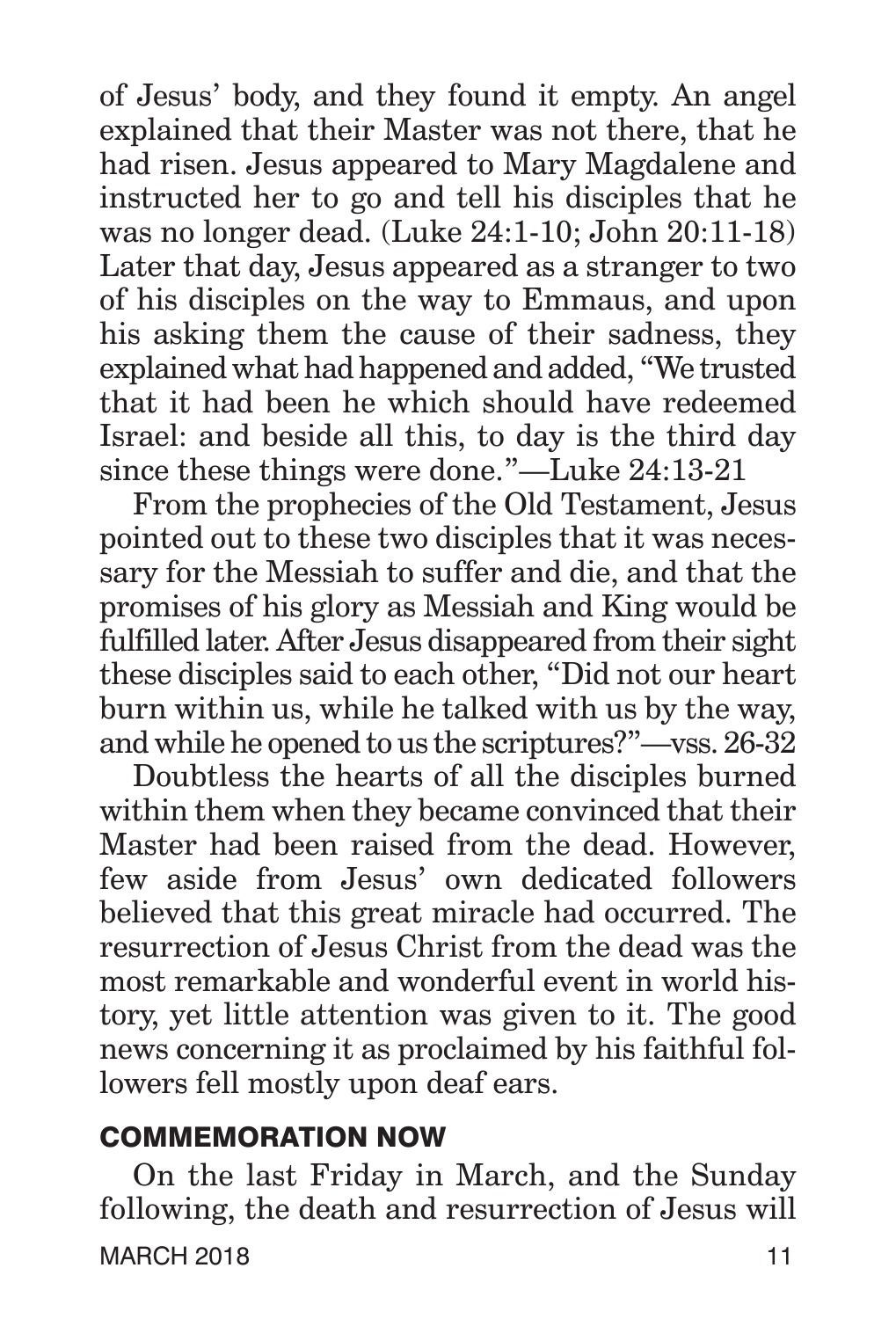of Jesus' body, and they found it empty. An angel explained that their Master was not there, that he had risen. Jesus appeared to Mary Magdalene and instructed her to go and tell his disciples that he was no longer dead. (Luke 24:1-10; John 20:11-18) Later that day, Jesus appeared as a stranger to two of his disciples on the way to Emmaus, and upon his asking them the cause of their sadness, they explained what had happened and added, "We trusted that it had been he which should have redeemed Israel: and beside all this, to day is the third day since these things were done."—Luke 24:13-21

From the prophecies of the Old Testament, Jesus pointed out to these two disciples that it was necessary for the Messiah to suffer and die, and that the promises of his glory as Messiah and King would be fulfilled later. After Jesus disappeared from their sight these disciples said to each other, "Did not our heart burn within us, while he talked with us by the way, and while he opened to us the scriptures?"—vss. 26-32

Doubtless the hearts of all the disciples burned within them when they became convinced that their Master had been raised from the dead. However, few aside from Jesus' own dedicated followers believed that this great miracle had occurred. The resurrection of Jesus Christ from the dead was the most remarkable and wonderful event in world history, yet little attention was given to it. The good news concerning it as proclaimed by his faithful followers fell mostly upon deaf ears.

## COMMEMORATION NOW

On the last Friday in March, and the Sunday following, the death and resurrection of Jesus will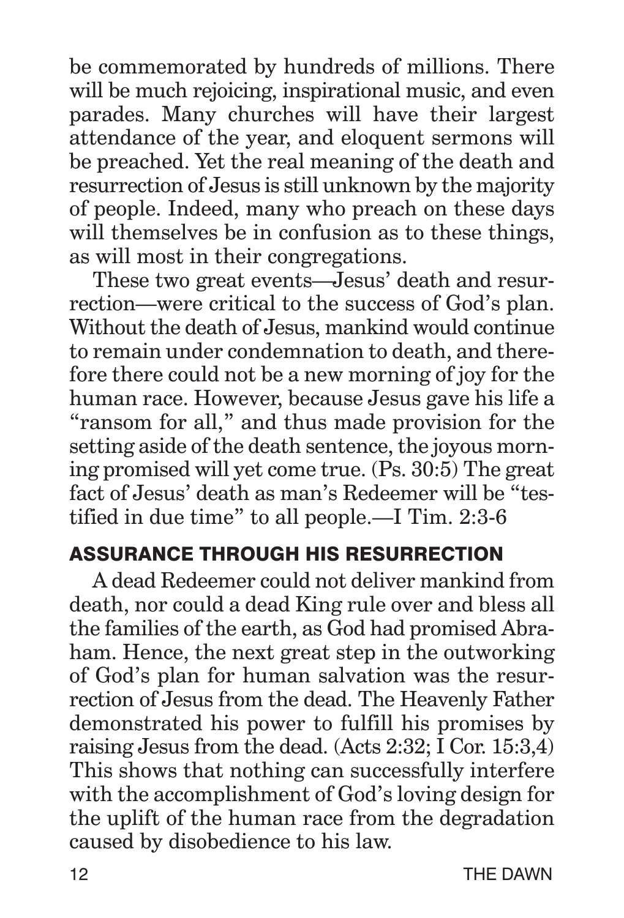be commemorated by hundreds of millions. There will be much rejoicing, inspirational music, and even parades. Many churches will have their largest attendance of the year, and eloquent sermons will be preached. Yet the real meaning of the death and resurrection of Jesus is still unknown by the majority of people. Indeed, many who preach on these days will themselves be in confusion as to these things, as will most in their congregations.

These two great events—Jesus' death and resurrection—were critical to the success of God's plan. Without the death of Jesus, mankind would continue to remain under condemnation to death, and therefore there could not be a new morning of joy for the human race. However, because Jesus gave his life a "ransom for all," and thus made provision for the setting aside of the death sentence, the joyous morning promised will yet come true. (Ps. 30:5) The great fact of Jesus' death as man's Redeemer will be "testified in due time" to all people.—I Tim. 2:3-6

## ASSURANCE THROUGH HIS RESURRECTION

A dead Redeemer could not deliver mankind from death, nor could a dead King rule over and bless all the families of the earth, as God had promised Abraham. Hence, the next great step in the outworking of God's plan for human salvation was the resurrection of Jesus from the dead. The Heavenly Father demonstrated his power to fulfill his promises by raising Jesus from the dead. (Acts 2:32; I Cor. 15:3,4) This shows that nothing can successfully interfere with the accomplishment of God's loving design for the uplift of the human race from the degradation caused by disobedience to his law.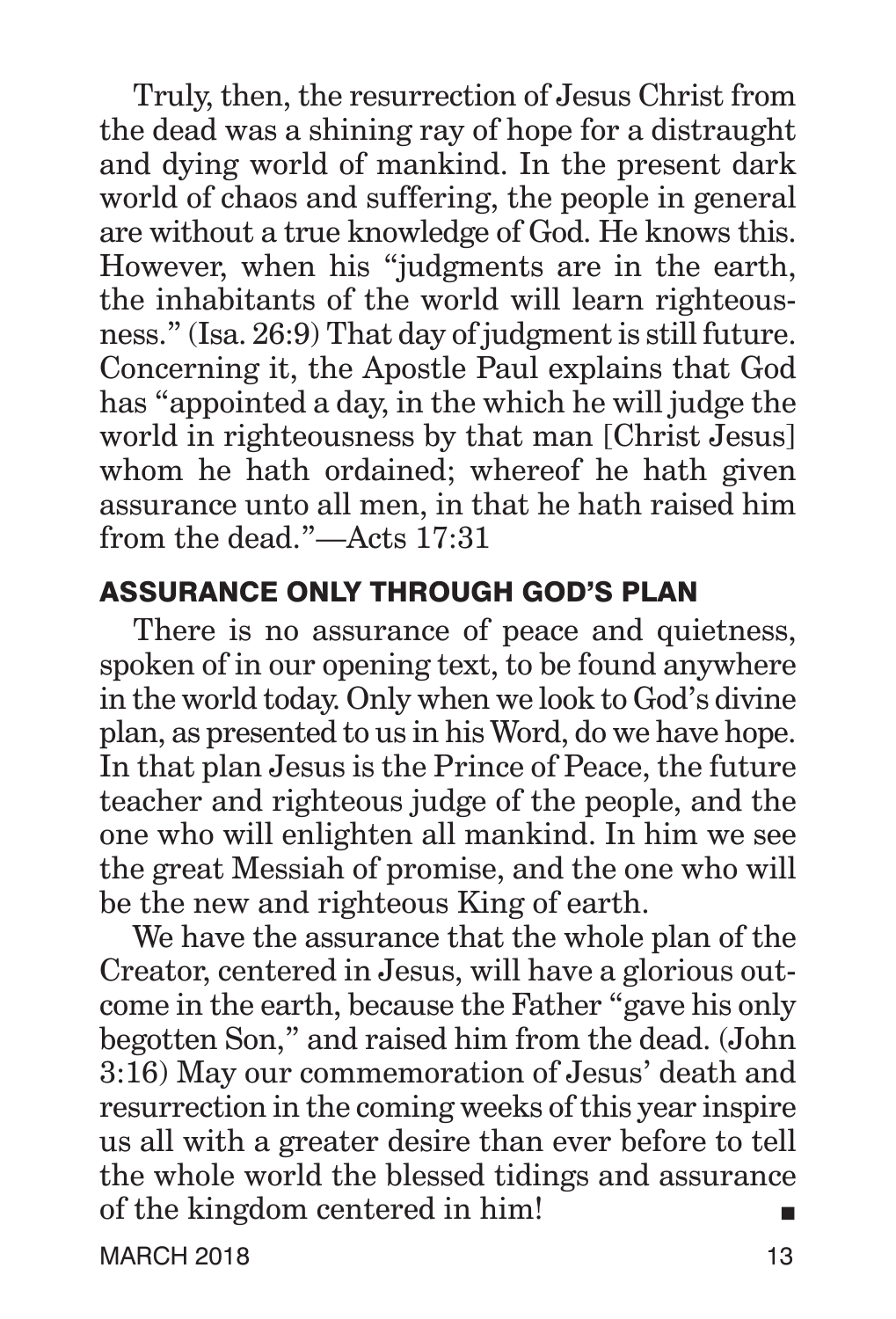Truly, then, the resurrection of Jesus Christ from the dead was a shining ray of hope for a distraught and dying world of mankind. In the present dark world of chaos and suffering, the people in general are without a true knowledge of God. He knows this. However, when his "judgments are in the earth, the inhabitants of the world will learn righteousness." (Isa. 26:9) That day of judgment is still future. Concerning it, the Apostle Paul explains that God has "appointed a day, in the which he will judge the world in righteousness by that man [Christ Jesus] whom he hath ordained; whereof he hath given assurance unto all men, in that he hath raised him from the dead."—Acts 17:31

## ASSURANCE ONLY THROUGH GOD'S PLAN

There is no assurance of peace and quietness, spoken of in our opening text, to be found anywhere in the world today. Only when we look to God's divine plan, as presented to us in his Word, do we have hope. In that plan Jesus is the Prince of Peace, the future teacher and righteous judge of the people, and the one who will enlighten all mankind. In him we see the great Messiah of promise, and the one who will be the new and righteous King of earth.

We have the assurance that the whole plan of the Creator, centered in Jesus, will have a glorious outcome in the earth, because the Father "gave his only begotten Son," and raised him from the dead. (John 3:16) May our commemoration of Jesus' death and resurrection in the coming weeks of this year inspire us all with a greater desire than ever before to tell the whole world the blessed tidings and assurance of the kingdom centered in him! ■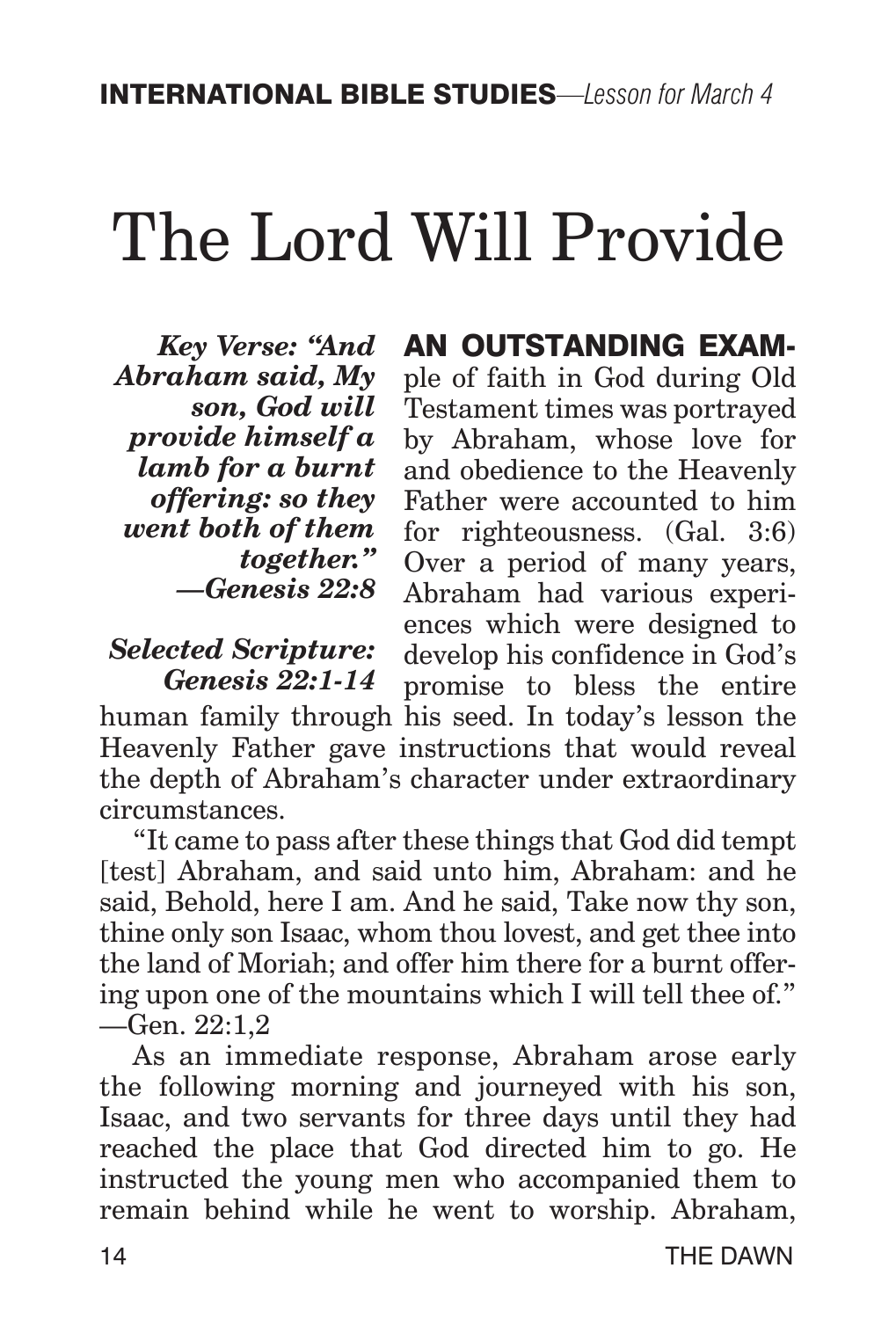# The Lord Will Provide

***Key Verse: "And Abraham said, My son, God will provide himself a lamb for a burnt offering: so they went both of them together."***
***—Genesis 22:8***

***Selected Scripture: Genesis 22:1-14***

**AN OUTSTANDING EXAM**ple of faith in God during Old Testament times was portrayed by Abraham, whose love for and obedience to the Heavenly Father were accounted to him for righteousness. (Gal. 3:6) Over a period of many years, Abraham had various experiences which were designed to develop his confidence in God's promise to bless the entire human family through his seed. In today's lesson the Heavenly Father gave instructions that would reveal the depth of Abraham's character under extraordinary circumstances.

"It came to pass after these things that God did tempt [test] Abraham, and said unto him, Abraham: and he said, Behold, here I am. And he said, Take now thy son, thine only son Isaac, whom thou lovest, and get thee into the land of Moriah; and offer him there for a burnt offering upon one of the mountains which I will tell thee of." —Gen. 22:1,2

As an immediate response, Abraham arose early the following morning and journeyed with his son, Isaac, and two servants for three days until they had reached the place that God directed him to go. He instructed the young men who accompanied them to remain behind while he went to worship. Abraham,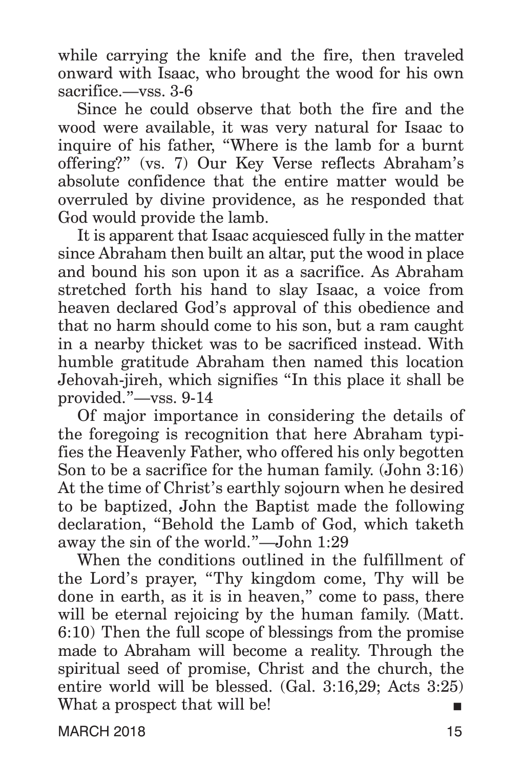while carrying the knife and the fire, then traveled onward with Isaac, who brought the wood for his own sacrifice.—vss. 3-6

Since he could observe that both the fire and the wood were available, it was very natural for Isaac to inquire of his father, "Where is the lamb for a burnt offering?" (vs. 7) Our Key Verse reflects Abraham's absolute confidence that the entire matter would be overruled by divine providence, as he responded that God would provide the lamb.

It is apparent that Isaac acquiesced fully in the matter since Abraham then built an altar, put the wood in place and bound his son upon it as a sacrifice. As Abraham stretched forth his hand to slay Isaac, a voice from heaven declared God's approval of this obedience and that no harm should come to his son, but a ram caught in a nearby thicket was to be sacrificed instead. With humble gratitude Abraham then named this location Jehovah-jireh, which signifies "In this place it shall be provided."—vss. 9-14

Of major importance in considering the details of the foregoing is recognition that here Abraham typifies the Heavenly Father, who offered his only begotten Son to be a sacrifice for the human family. (John 3:16) At the time of Christ's earthly sojourn when he desired to be baptized, John the Baptist made the following declaration, "Behold the Lamb of God, which taketh away the sin of the world."—John 1:29

When the conditions outlined in the fulfillment of the Lord's prayer, "Thy kingdom come, Thy will be done in earth, as it is in heaven," come to pass, there will be eternal rejoicing by the human family. (Matt. 6:10) Then the full scope of blessings from the promise made to Abraham will become a reality. Through the spiritual seed of promise, Christ and the church, the entire world will be blessed. (Gal. 3:16,29; Acts 3:25) What a prospect that will be! ■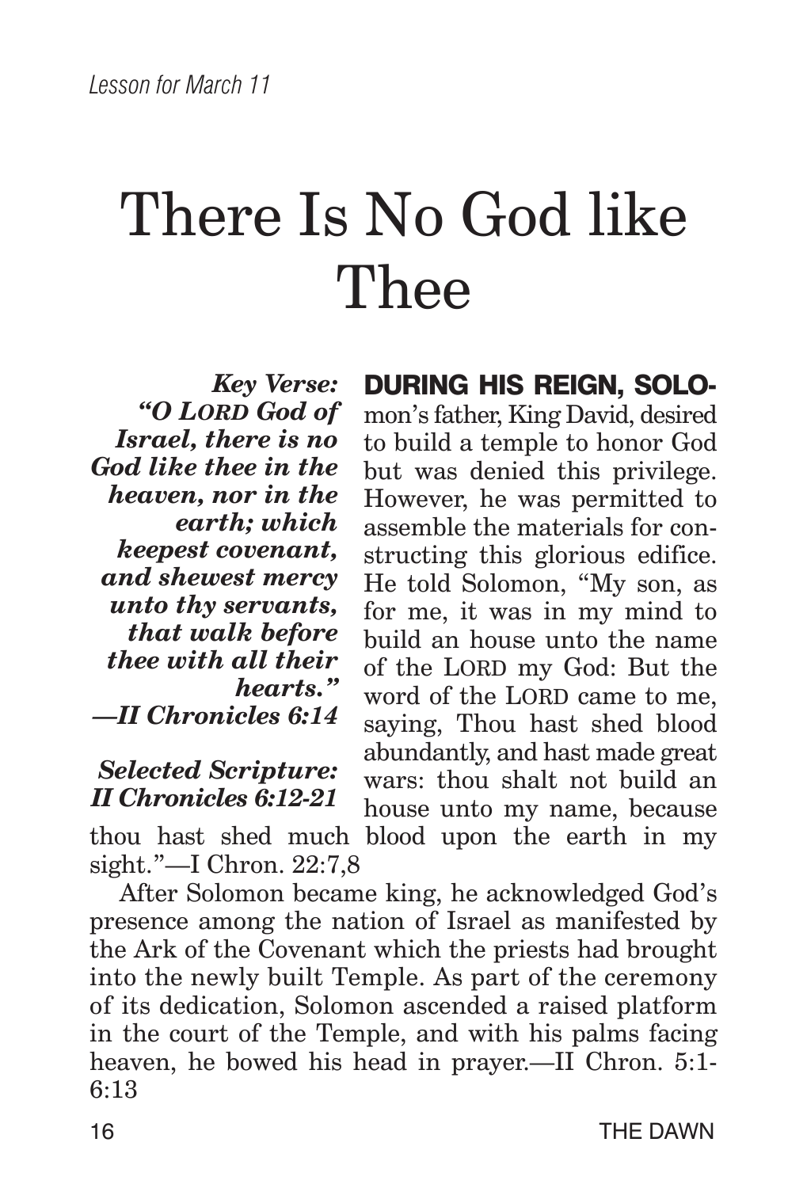*Lesson for March 11*

# There Is No God like Thee

***Key Verse:* *"O LORD God of Israel, there is no God like thee in the heaven, nor in the earth; which keepest covenant, and shewest mercy unto thy servants, that walk before thee with all their hearts."* —II Chronicles 6:14**

***Selected Scripture:* II Chronicles 6:12-21**

**DURING HIS REIGN, SOLO**mon's father, King David, desired to build a temple to honor God but was denied this privilege. However, he was permitted to assemble the materials for constructing this glorious edifice. He told Solomon, "My son, as for me, it was in my mind to build an house unto the name of the LORD my God: But the word of the LORD came to me, saying, Thou hast shed blood abundantly, and hast made great wars: thou shalt not build an house unto my name, because thou hast shed much blood upon the earth in my sight."—I Chron. 22:7,8

After Solomon became king, he acknowledged God's presence among the nation of Israel as manifested by the Ark of the Covenant which the priests had brought into the newly built Temple. As part of the ceremony of its dedication, Solomon ascended a raised platform in the court of the Temple, and with his palms facing heaven, he bowed his head in prayer.—II Chron. 5:1-6:13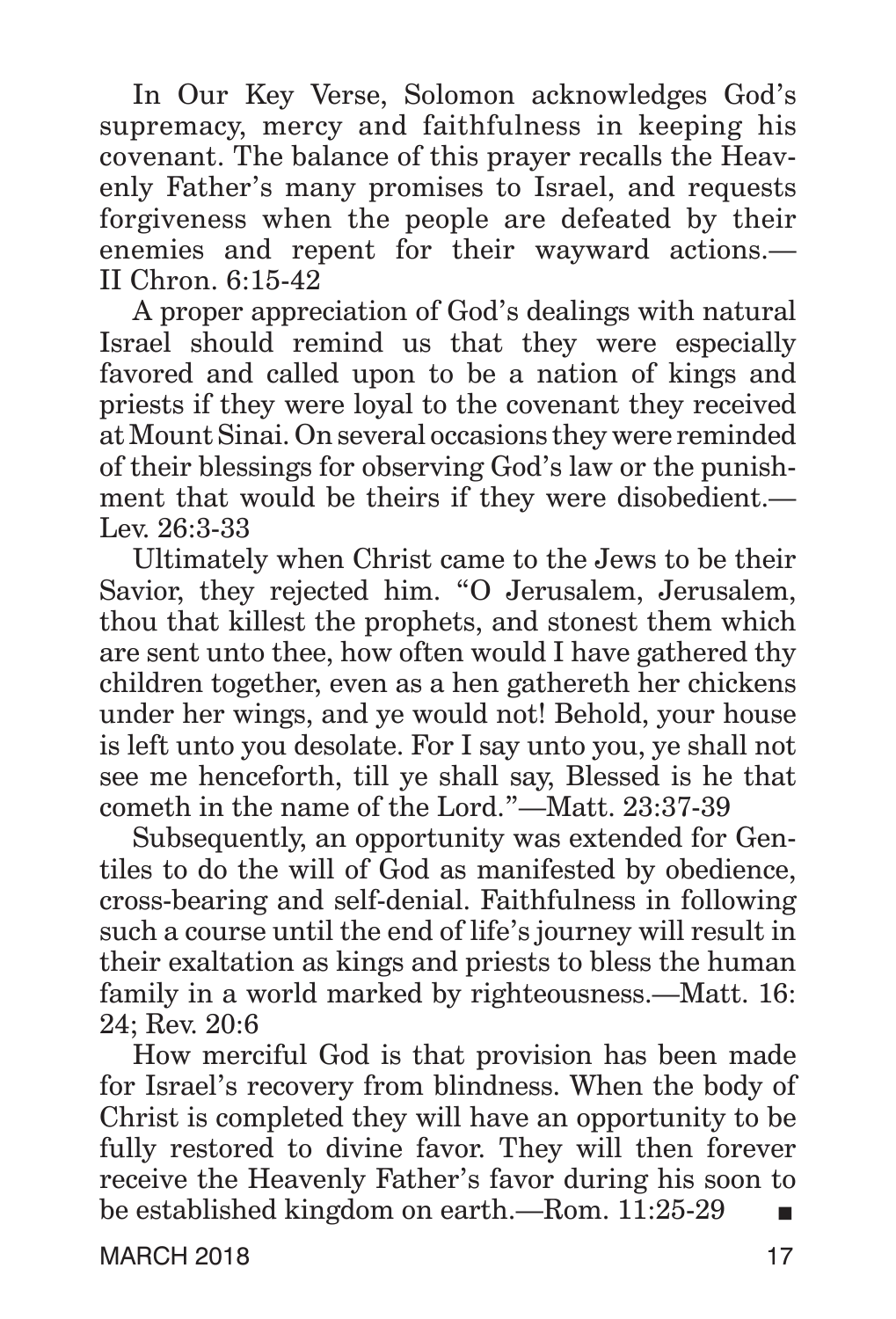In Our Key Verse, Solomon acknowledges God's supremacy, mercy and faithfulness in keeping his covenant. The balance of this prayer recalls the Heavenly Father's many promises to Israel, and requests forgiveness when the people are defeated by their enemies and repent for their wayward actions.—II Chron. 6:15-42

A proper appreciation of God's dealings with natural Israel should remind us that they were especially favored and called upon to be a nation of kings and priests if they were loyal to the covenant they received at Mount Sinai. On several occasions they were reminded of their blessings for observing God's law or the punishment that would be theirs if they were disobedient.—Lev. 26:3-33

Ultimately when Christ came to the Jews to be their Savior, they rejected him. "O Jerusalem, Jerusalem, thou that killest the prophets, and stonest them which are sent unto thee, how often would I have gathered thy children together, even as a hen gathereth her chickens under her wings, and ye would not! Behold, your house is left unto you desolate. For I say unto you, ye shall not see me henceforth, till ye shall say, Blessed is he that cometh in the name of the Lord."—Matt. 23:37-39

Subsequently, an opportunity was extended for Gentiles to do the will of God as manifested by obedience, cross-bearing and self-denial. Faithfulness in following such a course until the end of life's journey will result in their exaltation as kings and priests to bless the human family in a world marked by righteousness.—Matt. 16:24; Rev. 20:6

How merciful God is that provision has been made for Israel's recovery from blindness. When the body of Christ is completed they will have an opportunity to be fully restored to divine favor. They will then forever receive the Heavenly Father's favor during his soon to be established kingdom on earth.—Rom. 11:25-29 ■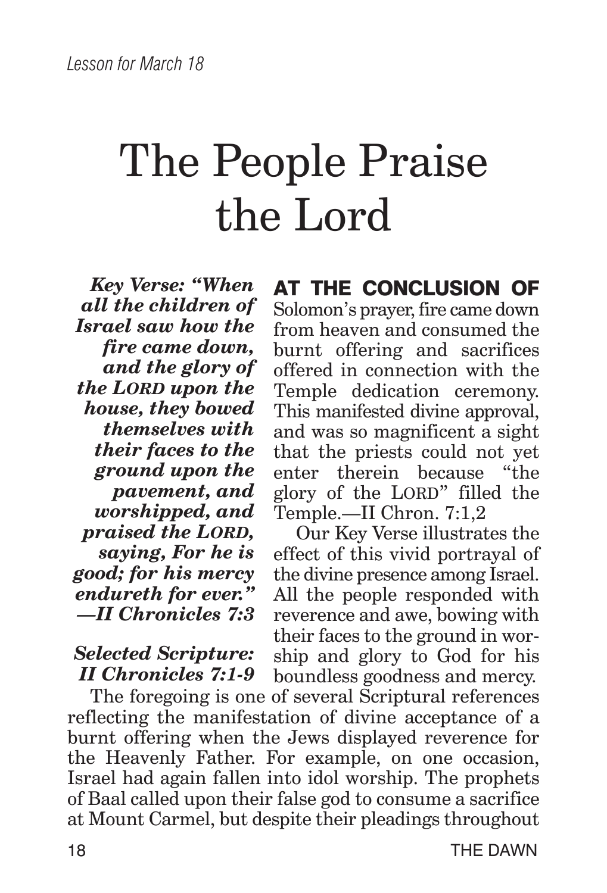*Lesson for March 18*

# The People Praise the Lord

***Key Verse: "When all the children of Israel saw how the fire came down, and the glory of the LORD upon the house, they bowed themselves with their faces to the ground upon the pavement, and worshipped, and praised the LORD, saying, For he is good; for his mercy endureth for ever." —II Chronicles 7:3***

***Selected Scripture: II Chronicles 7:1-9***

**AT THE CONCLUSION OF** Solomon's prayer, fire came down from heaven and consumed the burnt offering and sacrifices offered in connection with the Temple dedication ceremony. This manifested divine approval, and was so magnificent a sight that the priests could not yet enter therein because "the glory of the LORD" filled the Temple.—II Chron. 7:1,2

Our Key Verse illustrates the effect of this vivid portrayal of the divine presence among Israel. All the people responded with reverence and awe, bowing with their faces to the ground in worship and glory to God for his boundless goodness and mercy.

The foregoing is one of several Scriptural references reflecting the manifestation of divine acceptance of a burnt offering when the Jews displayed reverence for the Heavenly Father. For example, on one occasion, Israel had again fallen into idol worship. The prophets of Baal called upon their false god to consume a sacrifice at Mount Carmel, but despite their pleadings throughout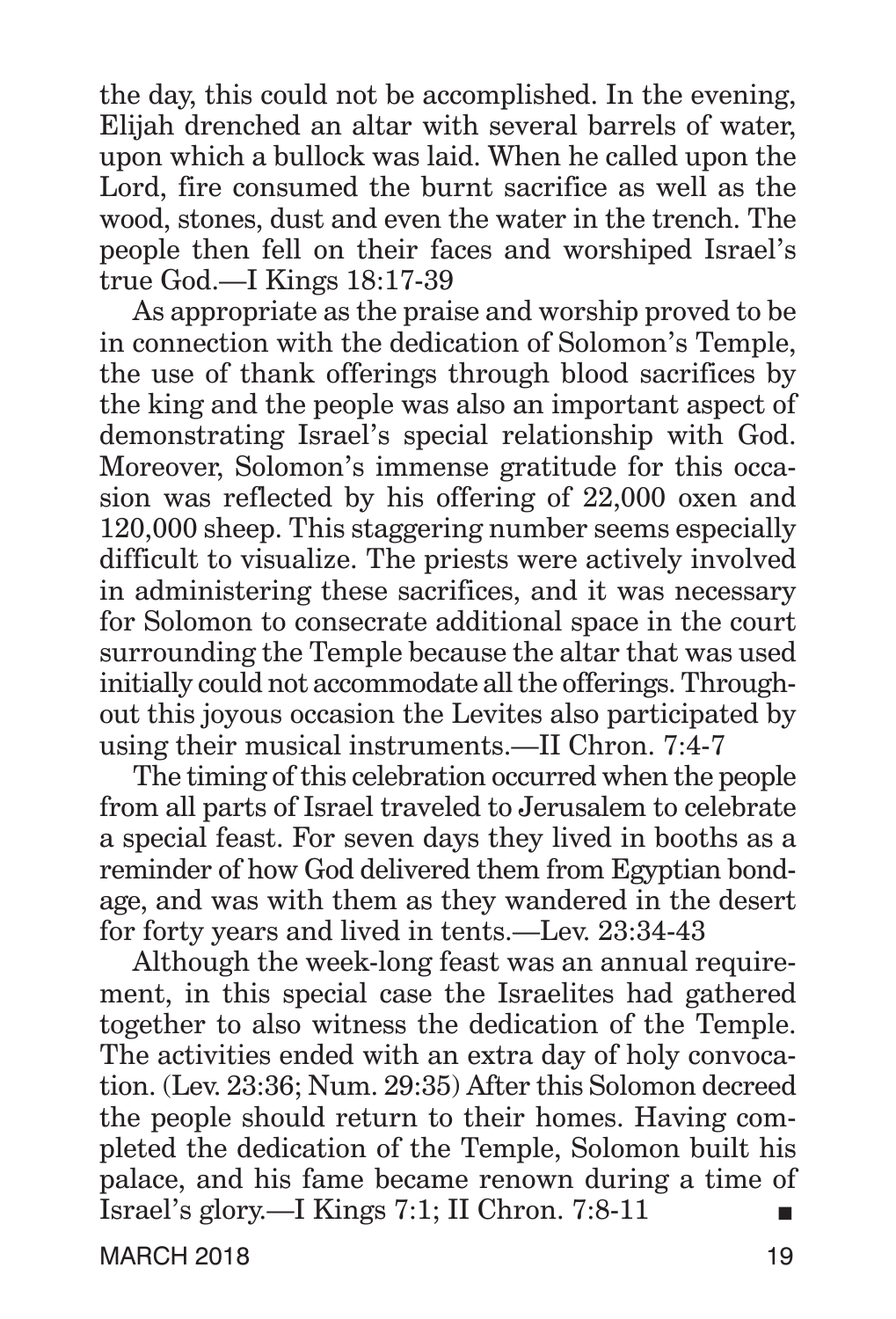the day, this could not be accomplished. In the evening, Elijah drenched an altar with several barrels of water, upon which a bullock was laid. When he called upon the Lord, fire consumed the burnt sacrifice as well as the wood, stones, dust and even the water in the trench. The people then fell on their faces and worshiped Israel's true God.—I Kings 18:17-39

As appropriate as the praise and worship proved to be in connection with the dedication of Solomon's Temple, the use of thank offerings through blood sacrifices by the king and the people was also an important aspect of demonstrating Israel's special relationship with God. Moreover, Solomon's immense gratitude for this occasion was reflected by his offering of 22,000 oxen and 120,000 sheep. This staggering number seems especially difficult to visualize. The priests were actively involved in administering these sacrifices, and it was necessary for Solomon to consecrate additional space in the court surrounding the Temple because the altar that was used initially could not accommodate all the offerings. Throughout this joyous occasion the Levites also participated by using their musical instruments.—II Chron. 7:4-7

The timing of this celebration occurred when the people from all parts of Israel traveled to Jerusalem to celebrate a special feast. For seven days they lived in booths as a reminder of how God delivered them from Egyptian bondage, and was with them as they wandered in the desert for forty years and lived in tents.—Lev. 23:34-43

Although the week-long feast was an annual requirement, in this special case the Israelites had gathered together to also witness the dedication of the Temple. The activities ended with an extra day of holy convocation. (Lev. 23:36; Num. 29:35) After this Solomon decreed the people should return to their homes. Having completed the dedication of the Temple, Solomon built his palace, and his fame became renown during a time of Israel's glory.—I Kings 7:1; II Chron. 7:8-11 ■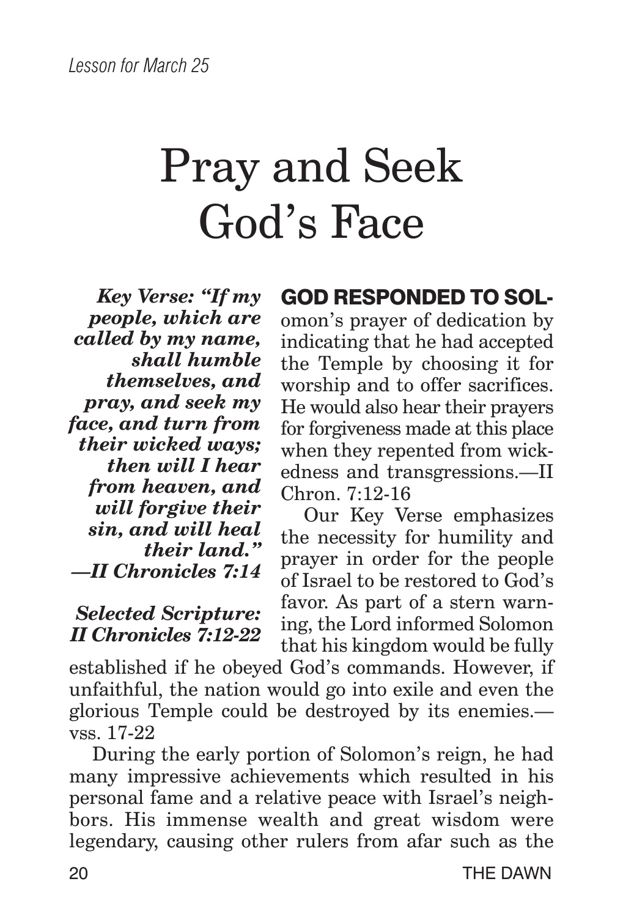*Lesson for March 25*

# Pray and Seek God's Face

***Key Verse: "If my people, which are called by my name, shall humble themselves, and pray, and seek my face, and turn from their wicked ways; then will I hear from heaven, and will forgive their sin, and will heal their land."***
***—II Chronicles 7:14***

***Selected Scripture: II Chronicles 7:12-22***

**GOD RESPONDED TO SOL**omon's prayer of dedication by indicating that he had accepted the Temple by choosing it for worship and to offer sacrifices. He would also hear their prayers for forgiveness made at this place when they repented from wickedness and transgressions.—II Chron. 7:12-16

Our Key Verse emphasizes the necessity for humility and prayer in order for the people of Israel to be restored to God's favor. As part of a stern warning, the Lord informed Solomon that his kingdom would be fully established if he obeyed God's commands. However, if unfaithful, the nation would go into exile and even the glorious Temple could be destroyed by its enemies.—vss. 17-22

During the early portion of Solomon's reign, he had many impressive achievements which resulted in his personal fame and a relative peace with Israel's neighbors. His immense wealth and great wisdom were legendary, causing other rulers from afar such as the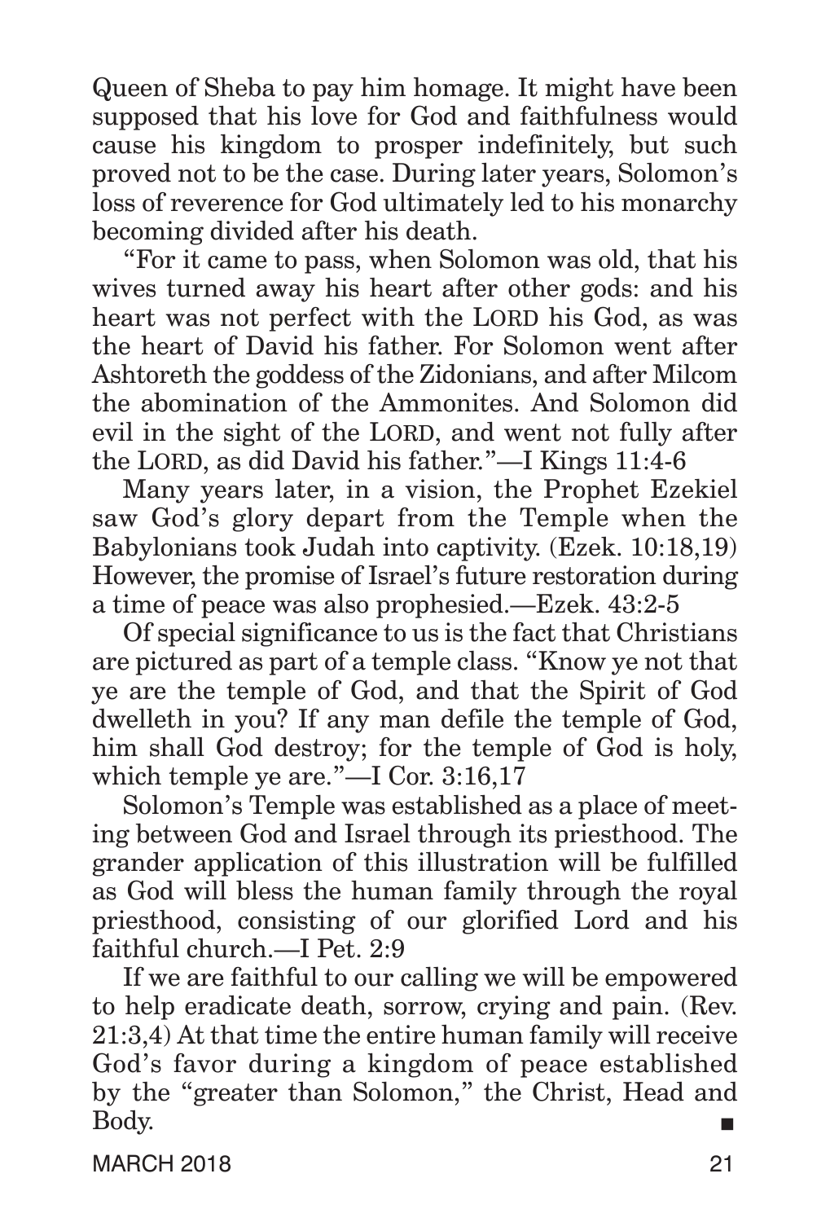Queen of Sheba to pay him homage. It might have been supposed that his love for God and faithfulness would cause his kingdom to prosper indefinitely, but such proved not to be the case. During later years, Solomon's loss of reverence for God ultimately led to his monarchy becoming divided after his death.

"For it came to pass, when Solomon was old, that his wives turned away his heart after other gods: and his heart was not perfect with the LORD his God, as was the heart of David his father. For Solomon went after Ashtoreth the goddess of the Zidonians, and after Milcom the abomination of the Ammonites. And Solomon did evil in the sight of the LORD, and went not fully after the LORD, as did David his father."—I Kings 11:4-6

Many years later, in a vision, the Prophet Ezekiel saw God's glory depart from the Temple when the Babylonians took Judah into captivity. (Ezek. 10:18,19) However, the promise of Israel's future restoration during a time of peace was also prophesied.—Ezek. 43:2-5

Of special significance to us is the fact that Christians are pictured as part of a temple class. "Know ye not that ye are the temple of God, and that the Spirit of God dwelleth in you? If any man defile the temple of God, him shall God destroy; for the temple of God is holy, which temple ye are."—I Cor. 3:16,17

Solomon's Temple was established as a place of meeting between God and Israel through its priesthood. The grander application of this illustration will be fulfilled as God will bless the human family through the royal priesthood, consisting of our glorified Lord and his faithful church.—I Pet. 2:9

If we are faithful to our calling we will be empowered to help eradicate death, sorrow, crying and pain. (Rev. 21:3,4) At that time the entire human family will receive God's favor during a kingdom of peace established by the "greater than Solomon," the Christ, Head and Body. ■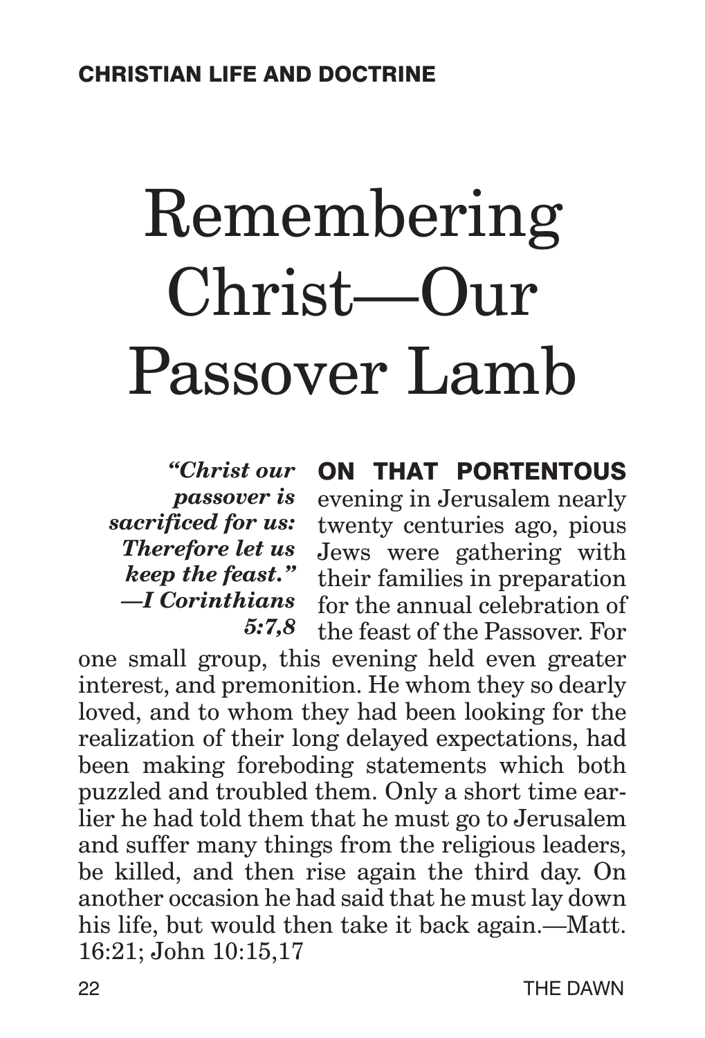**CHRISTIAN LIFE AND DOCTRINE**

# Remembering Christ—Our Passover Lamb

***"Christ our passover is sacrificed for us: Therefore let us keep the feast."* —I Corinthians 5:7,8**

**ON THAT PORTENTOUS** evening in Jerusalem nearly twenty centuries ago, pious Jews were gathering with their families in preparation for the annual celebration of the feast of the Passover. For one small group, this evening held even greater interest, and premonition. He whom they so dearly loved, and to whom they had been looking for the realization of their long delayed expectations, had been making foreboding statements which both puzzled and troubled them. Only a short time earlier he had told them that he must go to Jerusalem and suffer many things from the religious leaders, be killed, and then rise again the third day. On another occasion he had said that he must lay down his life, but would then take it back again.—Matt. 16:21; John 10:15,17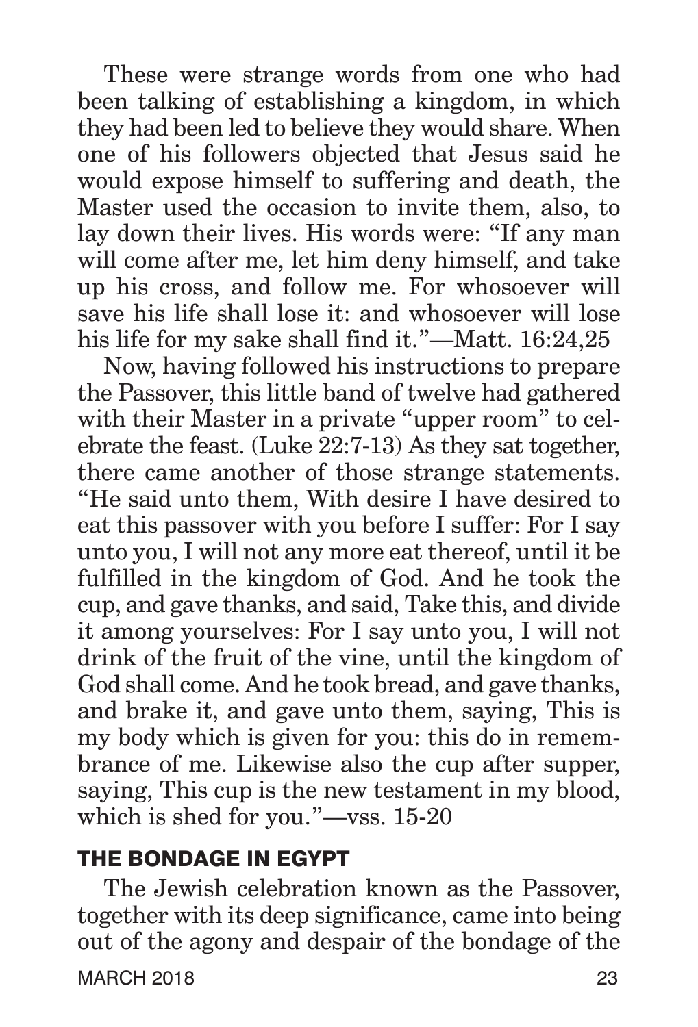These were strange words from one who had been talking of establishing a kingdom, in which they had been led to believe they would share. When one of his followers objected that Jesus said he would expose himself to suffering and death, the Master used the occasion to invite them, also, to lay down their lives. His words were: "If any man will come after me, let him deny himself, and take up his cross, and follow me. For whosoever will save his life shall lose it: and whosoever will lose his life for my sake shall find it."—Matt. 16:24,25

Now, having followed his instructions to prepare the Passover, this little band of twelve had gathered with their Master in a private "upper room" to celebrate the feast. (Luke 22:7-13) As they sat together, there came another of those strange statements. "He said unto them, With desire I have desired to eat this passover with you before I suffer: For I say unto you, I will not any more eat thereof, until it be fulfilled in the kingdom of God. And he took the cup, and gave thanks, and said, Take this, and divide it among yourselves: For I say unto you, I will not drink of the fruit of the vine, until the kingdom of God shall come. And he took bread, and gave thanks, and brake it, and gave unto them, saying, This is my body which is given for you: this do in remembrance of me. Likewise also the cup after supper, saying, This cup is the new testament in my blood, which is shed for you."—vss. 15-20

## THE BONDAGE IN EGYPT

The Jewish celebration known as the Passover, together with its deep significance, came into being out of the agony and despair of the bondage of the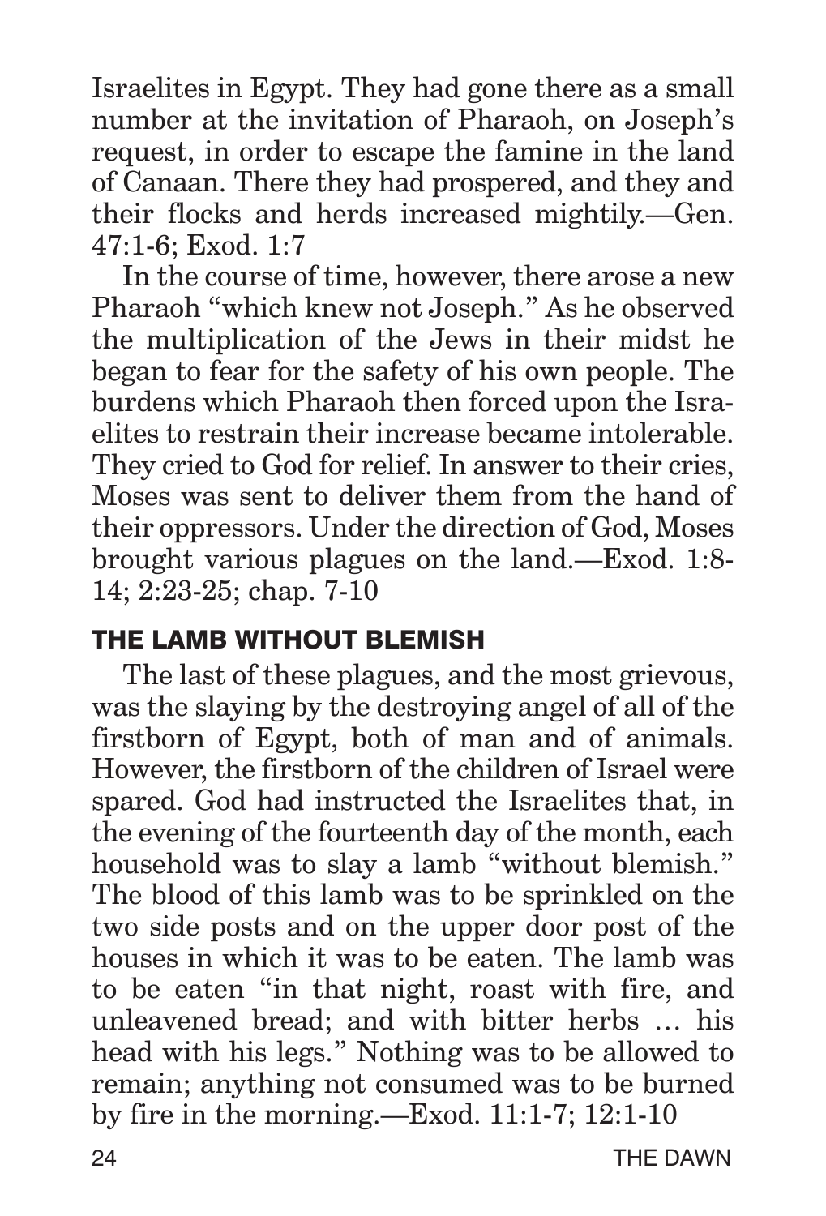Israelites in Egypt. They had gone there as a small number at the invitation of Pharaoh, on Joseph's request, in order to escape the famine in the land of Canaan. There they had prospered, and they and their flocks and herds increased mightily.—Gen. 47:1-6; Exod. 1:7

In the course of time, however, there arose a new Pharaoh "which knew not Joseph." As he observed the multiplication of the Jews in their midst he began to fear for the safety of his own people. The burdens which Pharaoh then forced upon the Israelites to restrain their increase became intolerable. They cried to God for relief. In answer to their cries, Moses was sent to deliver them from the hand of their oppressors. Under the direction of God, Moses brought various plagues on the land.—Exod. 1:8-14; 2:23-25; chap. 7-10

## THE LAMB WITHOUT BLEMISH

The last of these plagues, and the most grievous, was the slaying by the destroying angel of all of the firstborn of Egypt, both of man and of animals. However, the firstborn of the children of Israel were spared. God had instructed the Israelites that, in the evening of the fourteenth day of the month, each household was to slay a lamb "without blemish." The blood of this lamb was to be sprinkled on the two side posts and on the upper door post of the houses in which it was to be eaten. The lamb was to be eaten "in that night, roast with fire, and unleavened bread; and with bitter herbs … his head with his legs." Nothing was to be allowed to remain; anything not consumed was to be burned by fire in the morning.—Exod. 11:1-7; 12:1-10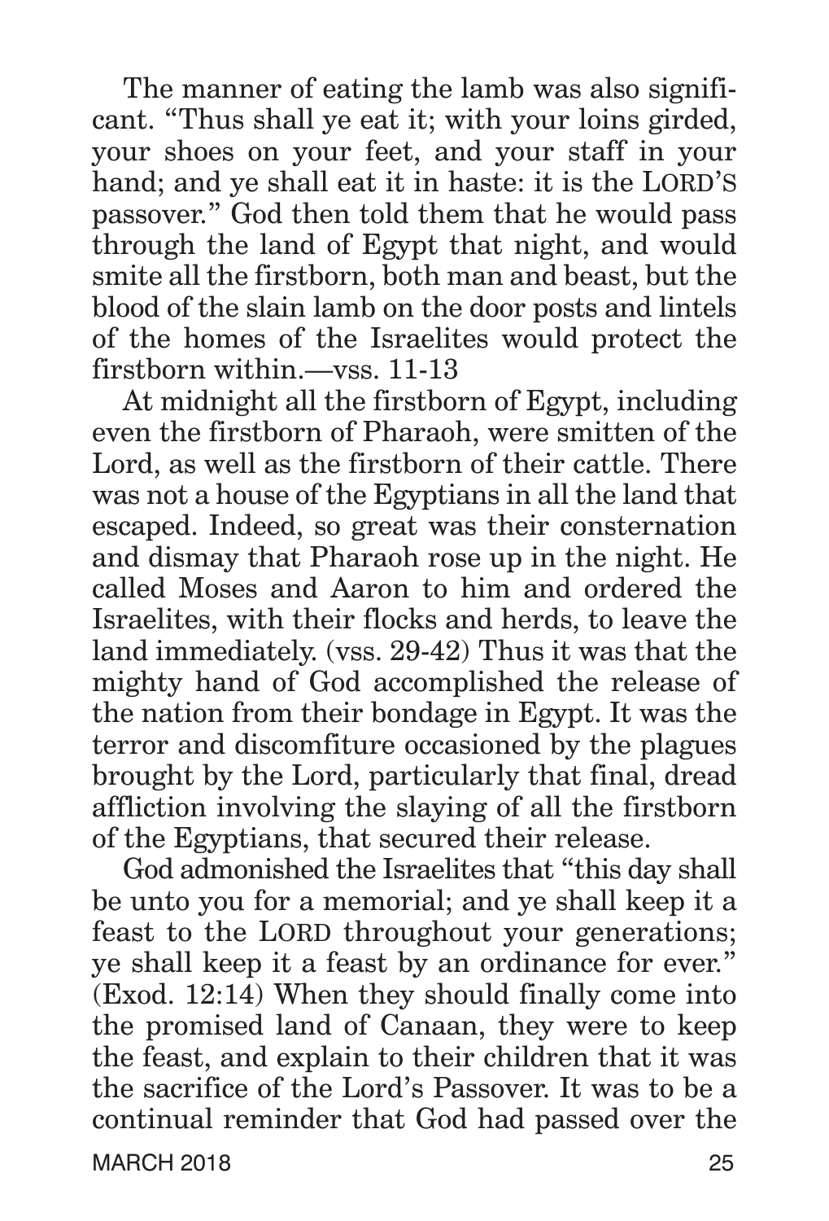The manner of eating the lamb was also significant. "Thus shall ye eat it; with your loins girded, your shoes on your feet, and your staff in your hand; and ye shall eat it in haste: it is the LORD'S passover." God then told them that he would pass through the land of Egypt that night, and would smite all the firstborn, both man and beast, but the blood of the slain lamb on the door posts and lintels of the homes of the Israelites would protect the firstborn within.—vss. 11-13

At midnight all the firstborn of Egypt, including even the firstborn of Pharaoh, were smitten of the Lord, as well as the firstborn of their cattle. There was not a house of the Egyptians in all the land that escaped. Indeed, so great was their consternation and dismay that Pharaoh rose up in the night. He called Moses and Aaron to him and ordered the Israelites, with their flocks and herds, to leave the land immediately. (vss. 29-42) Thus it was that the mighty hand of God accomplished the release of the nation from their bondage in Egypt. It was the terror and discomfiture occasioned by the plagues brought by the Lord, particularly that final, dread affliction involving the slaying of all the firstborn of the Egyptians, that secured their release.

God admonished the Israelites that "this day shall be unto you for a memorial; and ye shall keep it a feast to the LORD throughout your generations; ye shall keep it a feast by an ordinance for ever." (Exod. 12:14) When they should finally come into the promised land of Canaan, they were to keep the feast, and explain to their children that it was the sacrifice of the Lord's Passover. It was to be a continual reminder that God had passed over the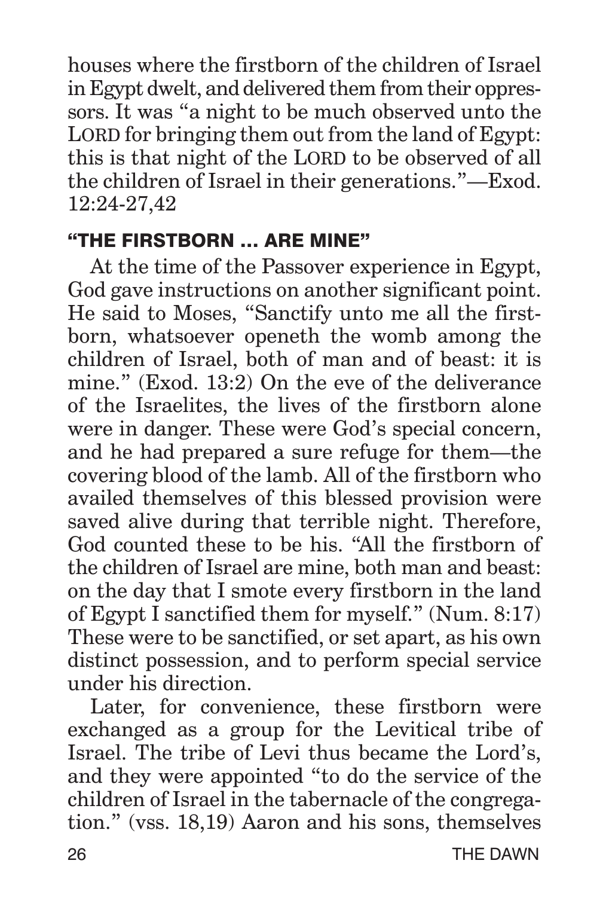houses where the firstborn of the children of Israel in Egypt dwelt, and delivered them from their oppressors. It was "a night to be much observed unto the LORD for bringing them out from the land of Egypt: this is that night of the LORD to be observed of all the children of Israel in their generations."—Exod. 12:24-27,42

## "THE FIRSTBORN ... ARE MINE"

At the time of the Passover experience in Egypt, God gave instructions on another significant point. He said to Moses, "Sanctify unto me all the firstborn, whatsoever openeth the womb among the children of Israel, both of man and of beast: it is mine." (Exod. 13:2) On the eve of the deliverance of the Israelites, the lives of the firstborn alone were in danger. These were God's special concern, and he had prepared a sure refuge for them—the covering blood of the lamb. All of the firstborn who availed themselves of this blessed provision were saved alive during that terrible night. Therefore, God counted these to be his. "All the firstborn of the children of Israel are mine, both man and beast: on the day that I smote every firstborn in the land of Egypt I sanctified them for myself." (Num. 8:17) These were to be sanctified, or set apart, as his own distinct possession, and to perform special service under his direction.

Later, for convenience, these firstborn were exchanged as a group for the Levitical tribe of Israel. The tribe of Levi thus became the Lord's, and they were appointed "to do the service of the children of Israel in the tabernacle of the congregation." (vss. 18,19) Aaron and his sons, themselves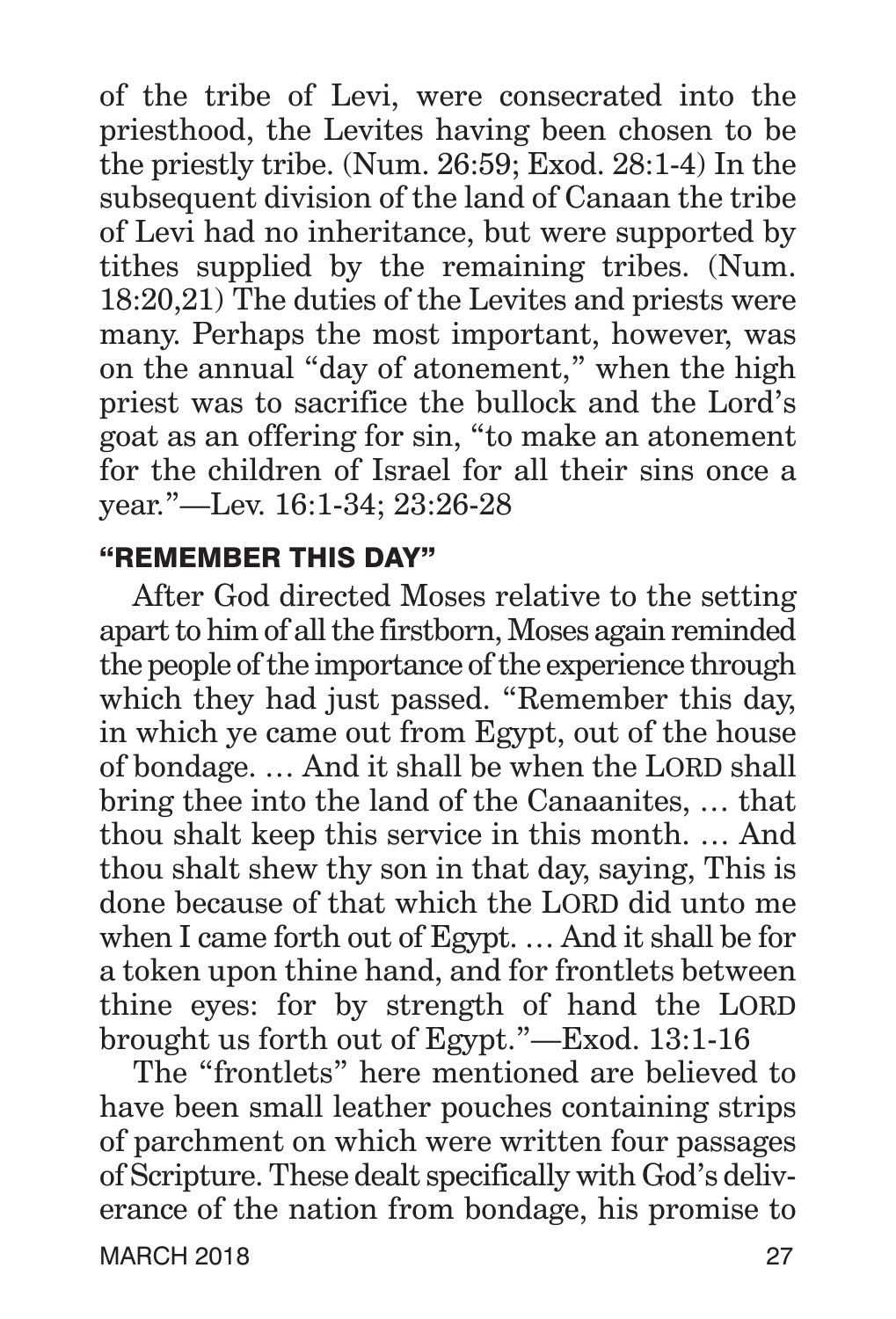of the tribe of Levi, were consecrated into the priesthood, the Levites having been chosen to be the priestly tribe. (Num. 26:59; Exod. 28:1-4) In the subsequent division of the land of Canaan the tribe of Levi had no inheritance, but were supported by tithes supplied by the remaining tribes. (Num. 18:20,21) The duties of the Levites and priests were many. Perhaps the most important, however, was on the annual "day of atonement," when the high priest was to sacrifice the bullock and the Lord's goat as an offering for sin, "to make an atonement for the children of Israel for all their sins once a year."—Lev. 16:1-34; 23:26-28

## "REMEMBER THIS DAY"

After God directed Moses relative to the setting apart to him of all the firstborn, Moses again reminded the people of the importance of the experience through which they had just passed. "Remember this day, in which ye came out from Egypt, out of the house of bondage. … And it shall be when the LORD shall bring thee into the land of the Canaanites, … that thou shalt keep this service in this month. … And thou shalt shew thy son in that day, saying, This is done because of that which the LORD did unto me when I came forth out of Egypt. … And it shall be for a token upon thine hand, and for frontlets between thine eyes: for by strength of hand the LORD brought us forth out of Egypt."—Exod. 13:1-16

The "frontlets" here mentioned are believed to have been small leather pouches containing strips of parchment on which were written four passages of Scripture. These dealt specifically with God's deliverance of the nation from bondage, his promise to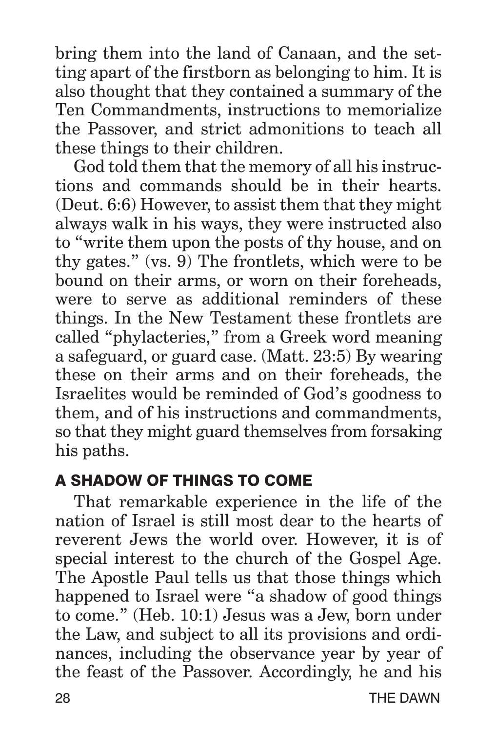bring them into the land of Canaan, and the setting apart of the firstborn as belonging to him. It is also thought that they contained a summary of the Ten Commandments, instructions to memorialize the Passover, and strict admonitions to teach all these things to their children.

God told them that the memory of all his instructions and commands should be in their hearts. (Deut. 6:6) However, to assist them that they might always walk in his ways, they were instructed also to "write them upon the posts of thy house, and on thy gates." (vs. 9) The frontlets, which were to be bound on their arms, or worn on their foreheads, were to serve as additional reminders of these things. In the New Testament these frontlets are called "phylacteries," from a Greek word meaning a safeguard, or guard case. (Matt. 23:5) By wearing these on their arms and on their foreheads, the Israelites would be reminded of God's goodness to them, and of his instructions and commandments, so that they might guard themselves from forsaking his paths.

## A SHADOW OF THINGS TO COME

That remarkable experience in the life of the nation of Israel is still most dear to the hearts of reverent Jews the world over. However, it is of special interest to the church of the Gospel Age. The Apostle Paul tells us that those things which happened to Israel were "a shadow of good things to come." (Heb. 10:1) Jesus was a Jew, born under the Law, and subject to all its provisions and ordinances, including the observance year by year of the feast of the Passover. Accordingly, he and his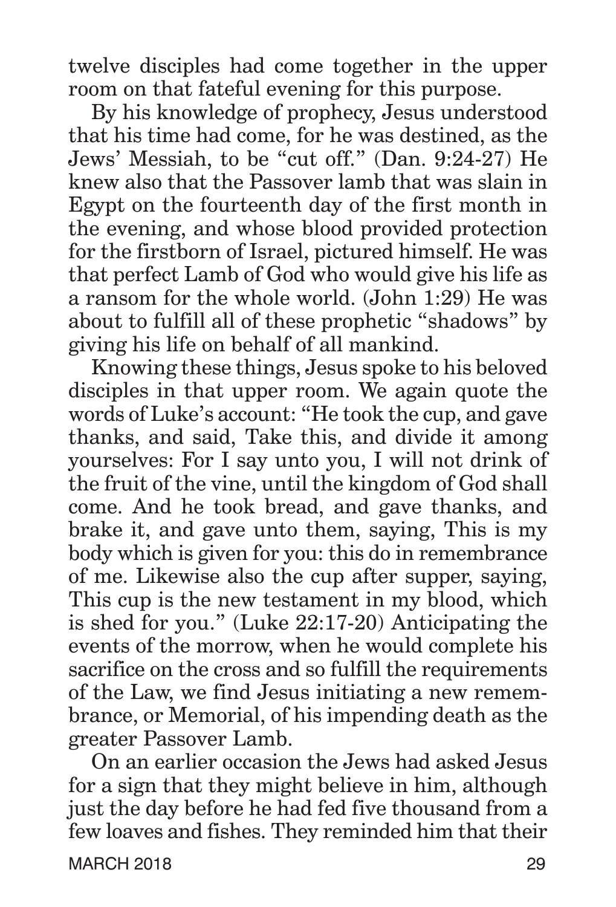twelve disciples had come together in the upper room on that fateful evening for this purpose.

By his knowledge of prophecy, Jesus understood that his time had come, for he was destined, as the Jews' Messiah, to be "cut off." (Dan. 9:24-27) He knew also that the Passover lamb that was slain in Egypt on the fourteenth day of the first month in the evening, and whose blood provided protection for the firstborn of Israel, pictured himself. He was that perfect Lamb of God who would give his life as a ransom for the whole world. (John 1:29) He was about to fulfill all of these prophetic "shadows" by giving his life on behalf of all mankind.

Knowing these things, Jesus spoke to his beloved disciples in that upper room. We again quote the words of Luke's account: "He took the cup, and gave thanks, and said, Take this, and divide it among yourselves: For I say unto you, I will not drink of the fruit of the vine, until the kingdom of God shall come. And he took bread, and gave thanks, and brake it, and gave unto them, saying, This is my body which is given for you: this do in remembrance of me. Likewise also the cup after supper, saying, This cup is the new testament in my blood, which is shed for you." (Luke 22:17-20) Anticipating the events of the morrow, when he would complete his sacrifice on the cross and so fulfill the requirements of the Law, we find Jesus initiating a new remembrance, or Memorial, of his impending death as the greater Passover Lamb.

On an earlier occasion the Jews had asked Jesus for a sign that they might believe in him, although just the day before he had fed five thousand from a few loaves and fishes. They reminded him that their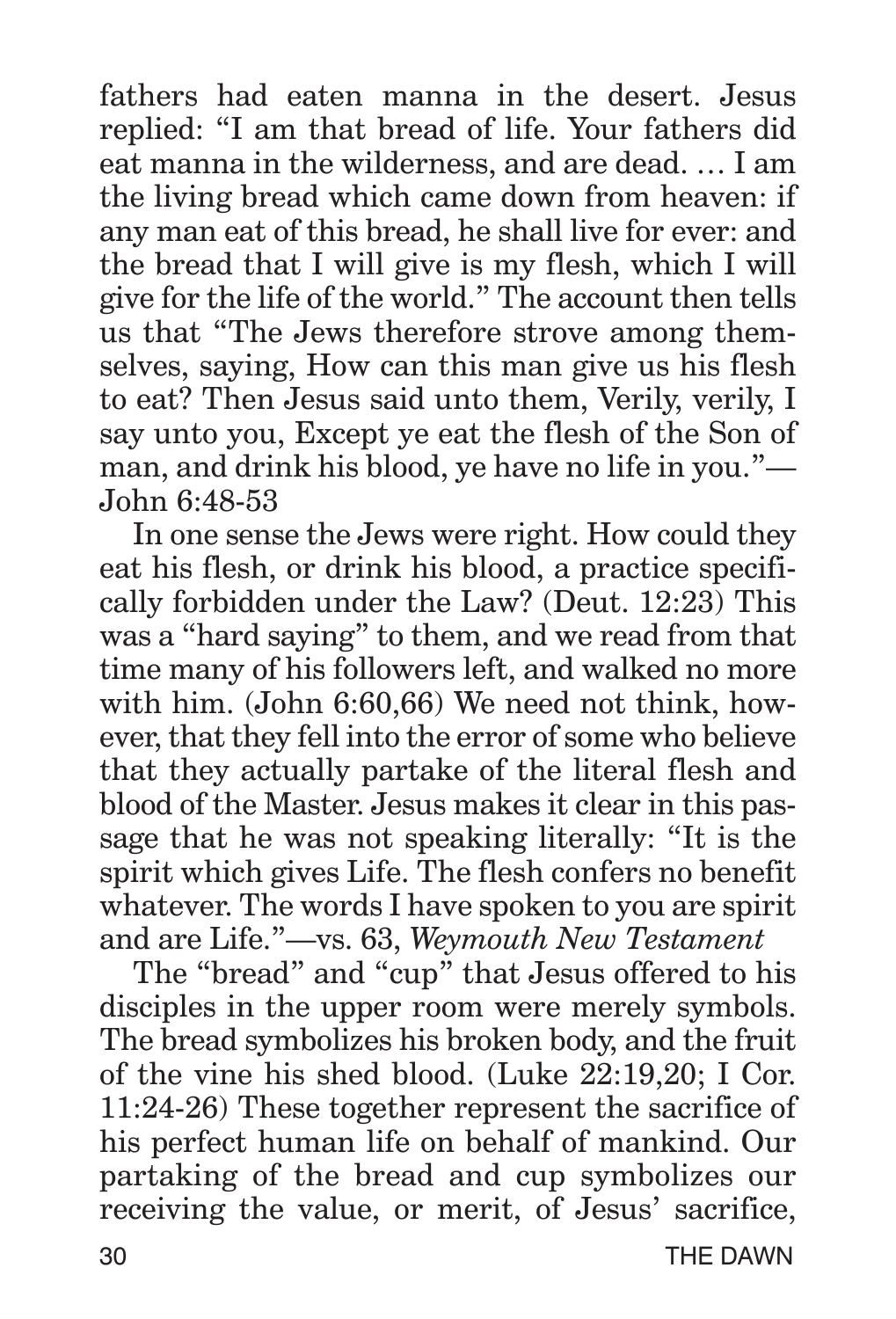fathers had eaten manna in the desert. Jesus replied: "I am that bread of life. Your fathers did eat manna in the wilderness, and are dead. … I am the living bread which came down from heaven: if any man eat of this bread, he shall live for ever: and the bread that I will give is my flesh, which I will give for the life of the world." The account then tells us that "The Jews therefore strove among themselves, saying, How can this man give us his flesh to eat? Then Jesus said unto them, Verily, verily, I say unto you, Except ye eat the flesh of the Son of man, and drink his blood, ye have no life in you."—John 6:48-53

In one sense the Jews were right. How could they eat his flesh, or drink his blood, a practice specifically forbidden under the Law? (Deut. 12:23) This was a "hard saying" to them, and we read from that time many of his followers left, and walked no more with him. (John 6:60,66) We need not think, however, that they fell into the error of some who believe that they actually partake of the literal flesh and blood of the Master. Jesus makes it clear in this passage that he was not speaking literally: "It is the spirit which gives Life. The flesh confers no benefit whatever. The words I have spoken to you are spirit and are Life."—vs. 63, *Weymouth New Testament*

The "bread" and "cup" that Jesus offered to his disciples in the upper room were merely symbols. The bread symbolizes his broken body, and the fruit of the vine his shed blood. (Luke 22:19,20; I Cor. 11:24-26) These together represent the sacrifice of his perfect human life on behalf of mankind. Our partaking of the bread and cup symbolizes our receiving the value, or merit, of Jesus' sacrifice,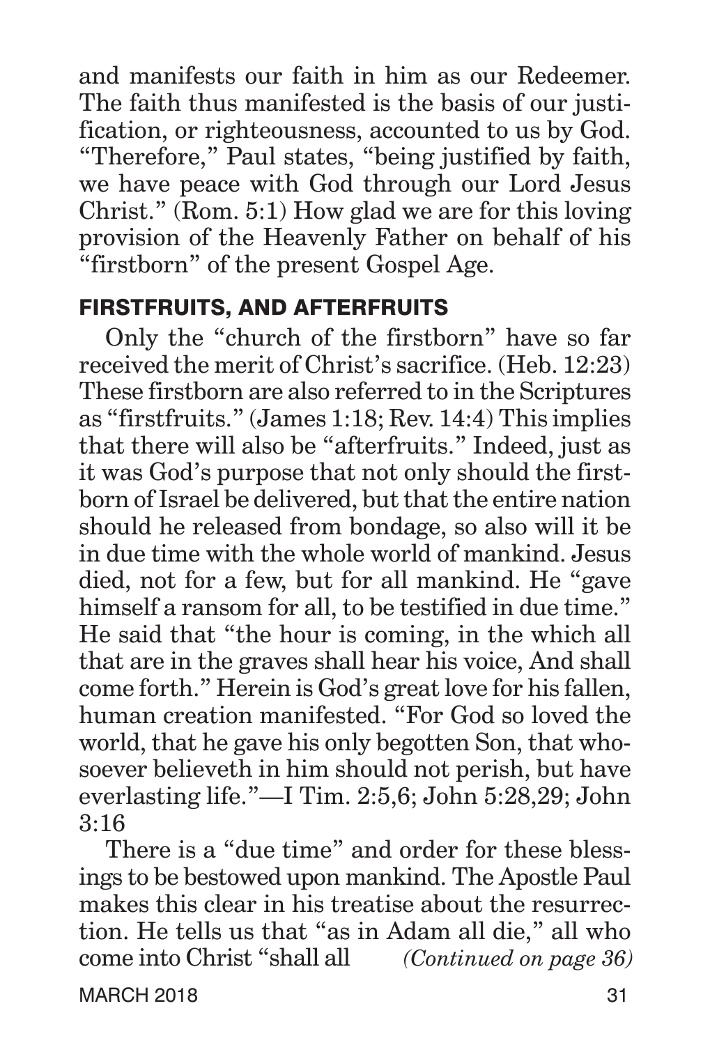and manifests our faith in him as our Redeemer. The faith thus manifested is the basis of our justification, or righteousness, accounted to us by God. "Therefore," Paul states, "being justified by faith, we have peace with God through our Lord Jesus Christ." (Rom. 5:1) How glad we are for this loving provision of the Heavenly Father on behalf of his "firstborn" of the present Gospel Age.

## FIRSTFRUITS, AND AFTERFRUITS

Only the "church of the firstborn" have so far received the merit of Christ's sacrifice. (Heb. 12:23) These firstborn are also referred to in the Scriptures as "firstfruits." (James 1:18; Rev. 14:4) This implies that there will also be "afterfruits." Indeed, just as it was God's purpose that not only should the firstborn of Israel be delivered, but that the entire nation should he released from bondage, so also will it be in due time with the whole world of mankind. Jesus died, not for a few, but for all mankind. He "gave himself a ransom for all, to be testified in due time." He said that "the hour is coming, in the which all that are in the graves shall hear his voice, And shall come forth." Herein is God's great love for his fallen, human creation manifested. "For God so loved the world, that he gave his only begotten Son, that whosoever believeth in him should not perish, but have everlasting life."—I Tim. 2:5,6; John 5:28,29; John 3:16

There is a "due time" and order for these blessings to be bestowed upon mankind. The Apostle Paul makes this clear in his treatise about the resurrection. He tells us that "as in Adam all die," all who come into Christ "shall all *(Continued on page 36)*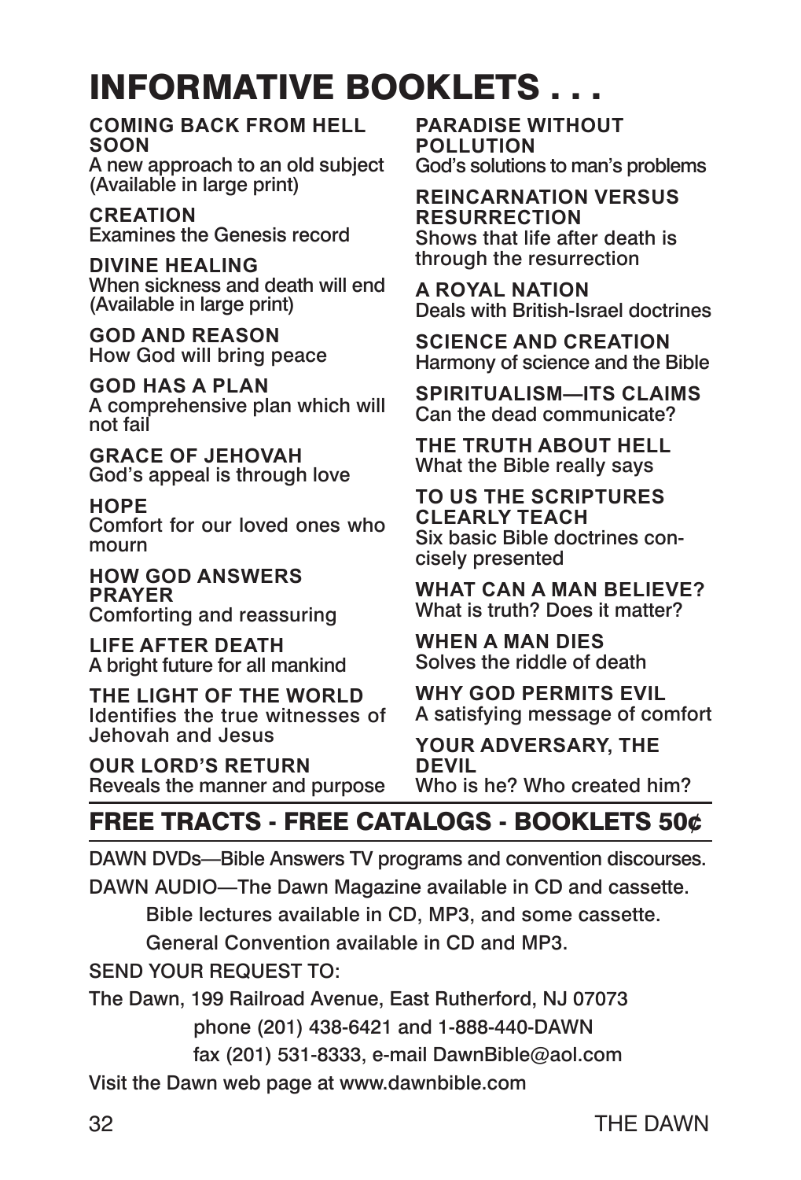# INFORMATIVE BOOKLETS . . .

**COMING BACK FROM HELL SOON**
A new approach to an old subject (Available in large print)

**CREATION**
Examines the Genesis record

**DIVINE HEALING**
When sickness and death will end (Available in large print)

**GOD AND REASON**
How God will bring peace

**GOD HAS A PLAN**
A comprehensive plan which will not fail

**GRACE OF JEHOVAH**
God's appeal is through love

**HOPE**
Comfort for our loved ones who mourn

**HOW GOD ANSWERS PRAYER**
Comforting and reassuring

**LIFE AFTER DEATH**
A bright future for all mankind

**THE LIGHT OF THE WORLD**
Identifies the true witnesses of Jehovah and Jesus

**OUR LORD'S RETURN**
Reveals the manner and purpose

**PARADISE WITHOUT POLLUTION**
God's solutions to man's problems

**REINCARNATION VERSUS RESURRECTION**
Shows that life after death is through the resurrection

**A ROYAL NATION**
Deals with British-Israel doctrines

**SCIENCE AND CREATION**
Harmony of science and the Bible

**SPIRITUALISM—ITS CLAIMS**
Can the dead communicate?

**THE TRUTH ABOUT HELL**
What the Bible really says

**TO US THE SCRIPTURES CLEARLY TEACH**
Six basic Bible doctrines concisely presented

**WHAT CAN A MAN BELIEVE?**
What is truth? Does it matter?

**WHEN A MAN DIES**
Solves the riddle of death

**WHY GOD PERMITS EVIL**
A satisfying message of comfort

**YOUR ADVERSARY, THE DEVIL**
Who is he? Who created him?

## FREE TRACTS - FREE CATALOGS - BOOKLETS 50¢

DAWN DVDs—Bible Answers TV programs and convention discourses.

DAWN AUDIO—The Dawn Magazine available in CD and cassette.

Bible lectures available in CD, MP3, and some cassette.

General Convention available in CD and MP3.

SEND YOUR REQUEST TO:

The Dawn, 199 Railroad Avenue, East Rutherford, NJ 07073

phone (201) 438-6421 and 1-888-440-DAWN

fax (201) 531-8333, e-mail DawnBible@aol.com

Visit the Dawn web page at www.dawnbible.com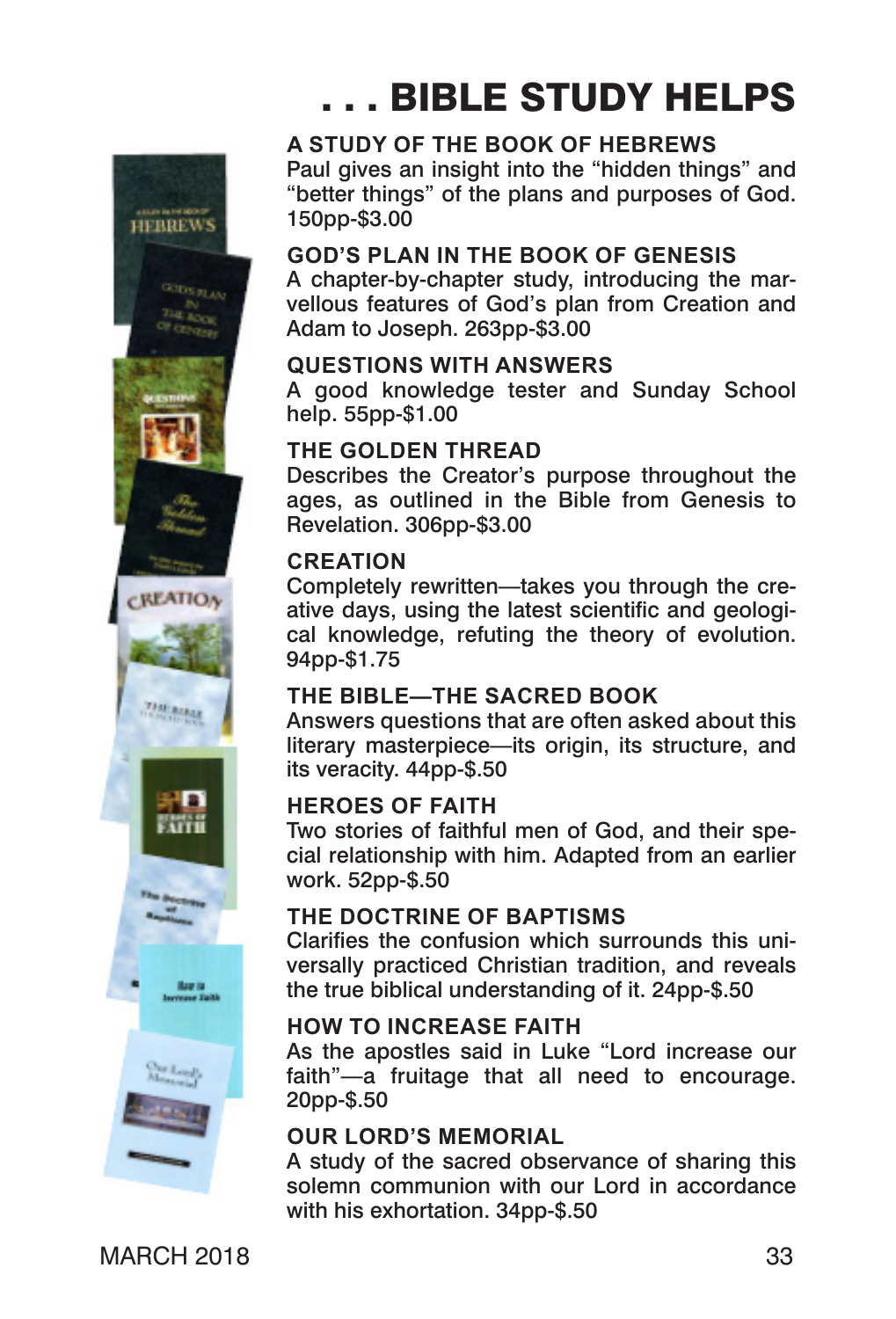# . . . BIBLE STUDY HELPS

### A STUDY OF THE BOOK OF HEBREWS

Paul gives an insight into the "hidden things" and "better things" of the plans and purposes of God. 150pp-$3.00

### GOD'S PLAN IN THE BOOK OF GENESIS

A chapter-by-chapter study, introducing the marvellous features of God's plan from Creation and Adam to Joseph. 263pp-$3.00

### QUESTIONS WITH ANSWERS

A good knowledge tester and Sunday School help. 55pp-$1.00

### THE GOLDEN THREAD

Describes the Creator's purpose throughout the ages, as outlined in the Bible from Genesis to Revelation. 306pp-$3.00

### CREATION

Completely rewritten—takes you through the creative days, using the latest scientific and geological knowledge, refuting the theory of evolution. 94pp-$1.75

### THE BIBLE—THE SACRED BOOK

Answers questions that are often asked about this literary masterpiece—its origin, its structure, and its veracity. 44pp-$.50

### HEROES OF FAITH

Two stories of faithful men of God, and their special relationship with him. Adapted from an earlier work. 52pp-$.50

### THE DOCTRINE OF BAPTISMS

Clarifies the confusion which surrounds this universally practiced Christian tradition, and reveals the true biblical understanding of it. 24pp-$.50

### HOW TO INCREASE FAITH

As the apostles said in Luke "Lord increase our faith"—a fruitage that all need to encourage. 20pp-$.50

### OUR LORD'S MEMORIAL

A study of the sacred observance of sharing this solemn communion with our Lord in accordance with his exhortation. 34pp-$.50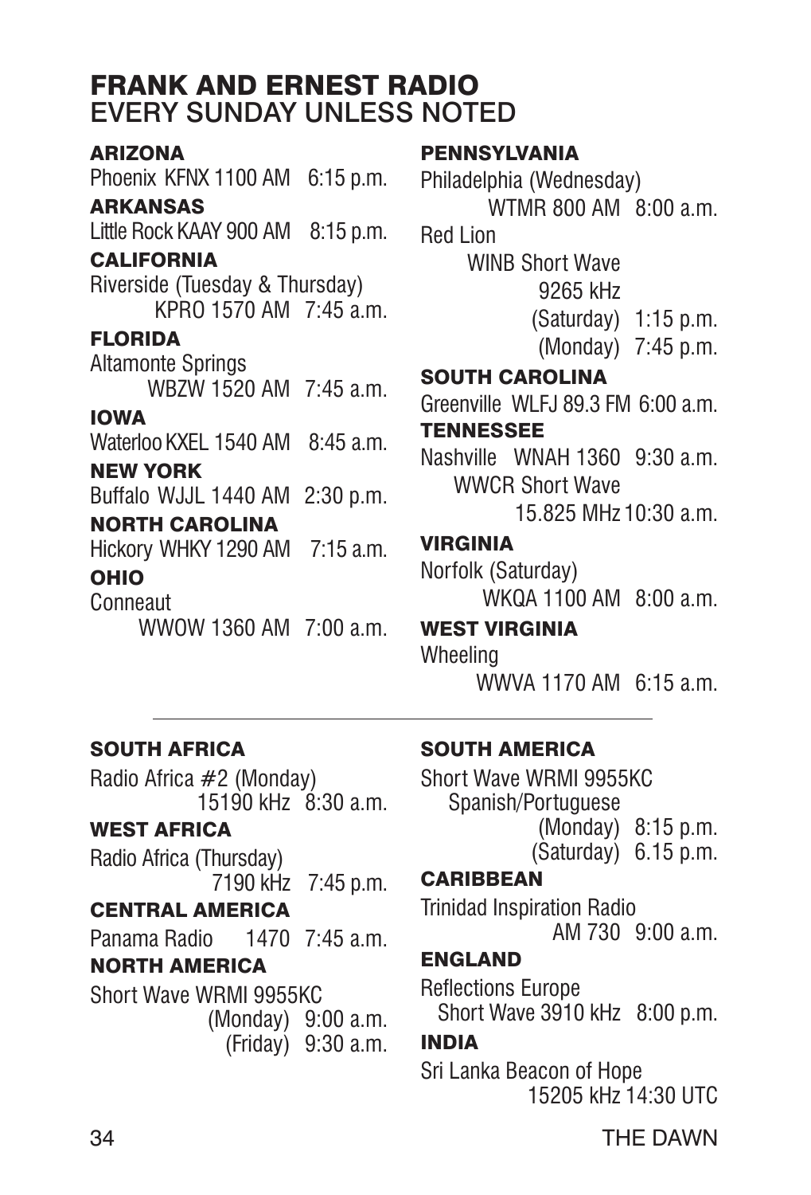# FRANK AND ERNEST RADIO
## EVERY SUNDAY UNLESS NOTED

**ARIZONA**

Phoenix KFNX 1100 AM 6:15 p.m.

**ARKANSAS**

Little Rock KAAY 900 AM 8:15 p.m.

**CALIFORNIA**

Riverside (Tuesday & Thursday)
KPRO 1570 AM 7:45 a.m.

**FLORIDA**

Altamonte Springs
WBZW 1520 AM 7:45 a.m.

**IOWA**

Waterloo KXEL 1540 AM 8:45 a.m.

**NEW YORK**

Buffalo WJJL 1440 AM 2:30 p.m.

**NORTH CAROLINA**

Hickory WHKY 1290 AM 7:15 a.m.

**OHIO**

Conneaut
WWOW 1360 AM 7:00 a.m.

**PENNSYLVANIA**

Philadelphia (Wednesday)
WTMR 800 AM 8:00 a.m.

Red Lion
WINB Short Wave
9265 kHz
(Saturday) 1:15 p.m.
(Monday) 7:45 p.m.

**SOUTH CAROLINA**

Greenville WLFJ 89.3 FM 6:00 a.m.

**TENNESSEE**

Nashville WNAH 1360 9:30 a.m.
WWCR Short Wave
15.825 MHz 10:30 a.m.

**VIRGINIA**

Norfolk (Saturday)
WKQA 1100 AM 8:00 a.m.

**WEST VIRGINIA**

Wheeling
WWVA 1170 AM 6:15 a.m.

---

**SOUTH AFRICA**

Radio Africa #2 (Monday)
15190 kHz 8:30 a.m.

**WEST AFRICA**

Radio Africa (Thursday)
7190 kHz 7:45 p.m.

**CENTRAL AMERICA**

Panama Radio 1470 7:45 a.m.

**NORTH AMERICA**

Short Wave WRMI 9955KC
(Monday) 9:00 a.m.
(Friday) 9:30 a.m.

**SOUTH AMERICA**

Short Wave WRMI 9955KC
Spanish/Portuguese
(Monday) 8:15 p.m.
(Saturday) 6.15 p.m.

**CARIBBEAN**

Trinidad Inspiration Radio
AM 730 9:00 a.m.

**ENGLAND**

Reflections Europe
Short Wave 3910 kHz 8:00 p.m.

**INDIA**

Sri Lanka Beacon of Hope
15205 kHz 14:30 UTC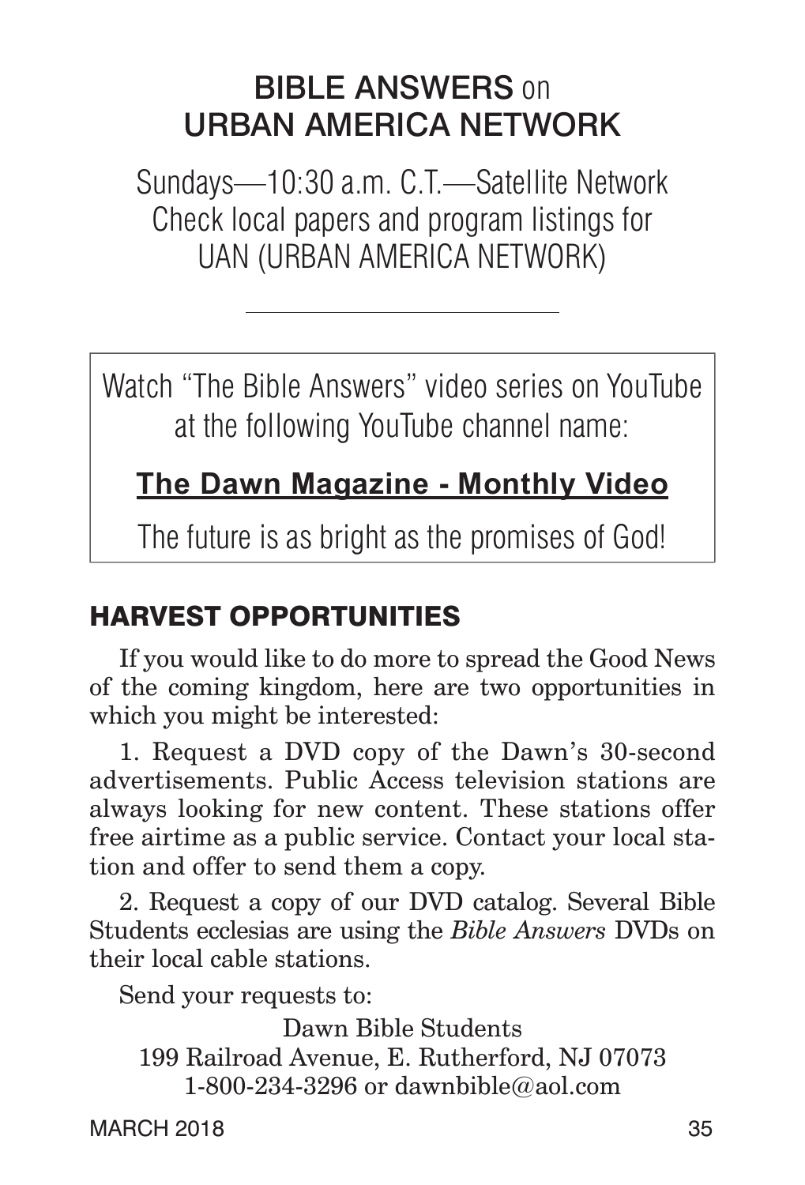## BIBLE ANSWERS on URBAN AMERICA NETWORK

Sundays—10:30 a.m. C.T.—Satellite Network
Check local papers and program listings for
UAN (URBAN AMERICA NETWORK)

---

Watch "The Bible Answers" video series on YouTube at the following YouTube channel name:

**The Dawn Magazine - Monthly Video**

The future is as bright as the promises of God!

### HARVEST OPPORTUNITIES

If you would like to do more to spread the Good News of the coming kingdom, here are two opportunities in which you might be interested:

1. Request a DVD copy of the Dawn's 30-second advertisements. Public Access television stations are always looking for new content. These stations offer free airtime as a public service. Contact your local station and offer to send them a copy.

2. Request a copy of our DVD catalog. Several Bible Students ecclesias are using the *Bible Answers* DVDs on their local cable stations.

Send your requests to:

Dawn Bible Students
199 Railroad Avenue, E. Rutherford, NJ 07073
1-800-234-3296 or dawnbible@aol.com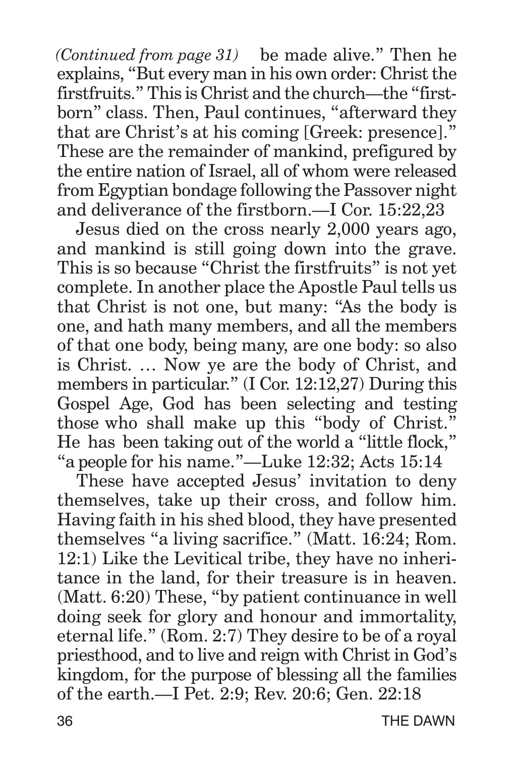*(Continued from page 31)* be made alive." Then he explains, "But every man in his own order: Christ the firstfruits." This is Christ and the church—the "firstborn" class. Then, Paul continues, "afterward they that are Christ's at his coming [Greek: presence]." These are the remainder of mankind, prefigured by the entire nation of Israel, all of whom were released from Egyptian bondage following the Passover night and deliverance of the firstborn.—I Cor. 15:22,23

Jesus died on the cross nearly 2,000 years ago, and mankind is still going down into the grave. This is so because "Christ the firstfruits" is not yet complete. In another place the Apostle Paul tells us that Christ is not one, but many: "As the body is one, and hath many members, and all the members of that one body, being many, are one body: so also is Christ. … Now ye are the body of Christ, and members in particular." (I Cor. 12:12,27) During this Gospel Age, God has been selecting and testing those who shall make up this "body of Christ." He has been taking out of the world a "little flock," "a people for his name."—Luke 12:32; Acts 15:14

These have accepted Jesus' invitation to deny themselves, take up their cross, and follow him. Having faith in his shed blood, they have presented themselves "a living sacrifice." (Matt. 16:24; Rom. 12:1) Like the Levitical tribe, they have no inheritance in the land, for their treasure is in heaven. (Matt. 6:20) These, "by patient continuance in well doing seek for glory and honour and immortality, eternal life." (Rom. 2:7) They desire to be of a royal priesthood, and to live and reign with Christ in God's kingdom, for the purpose of blessing all the families of the earth.—I Pet. 2:9; Rev. 20:6; Gen. 22:18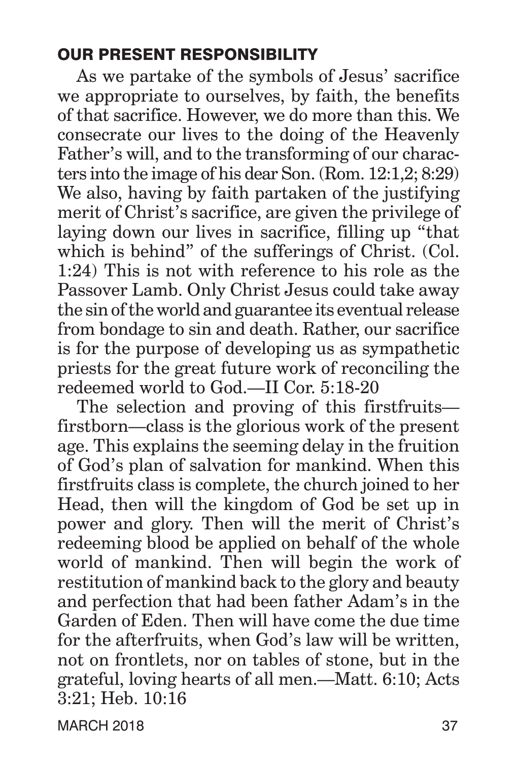## OUR PRESENT RESPONSIBILITY

As we partake of the symbols of Jesus' sacrifice we appropriate to ourselves, by faith, the benefits of that sacrifice. However, we do more than this. We consecrate our lives to the doing of the Heavenly Father's will, and to the transforming of our characters into the image of his dear Son. (Rom. 12:1,2; 8:29) We also, having by faith partaken of the justifying merit of Christ's sacrifice, are given the privilege of laying down our lives in sacrifice, filling up "that which is behind" of the sufferings of Christ. (Col. 1:24) This is not with reference to his role as the Passover Lamb. Only Christ Jesus could take away the sin of the world and guarantee its eventual release from bondage to sin and death. Rather, our sacrifice is for the purpose of developing us as sympathetic priests for the great future work of reconciling the redeemed world to God.—II Cor. 5:18-20

The selection and proving of this firstfruits—firstborn—class is the glorious work of the present age. This explains the seeming delay in the fruition of God's plan of salvation for mankind. When this firstfruits class is complete, the church joined to her Head, then will the kingdom of God be set up in power and glory. Then will the merit of Christ's redeeming blood be applied on behalf of the whole world of mankind. Then will begin the work of restitution of mankind back to the glory and beauty and perfection that had been father Adam's in the Garden of Eden. Then will have come the due time for the afterfruits, when God's law will be written, not on frontlets, nor on tables of stone, but in the grateful, loving hearts of all men.—Matt. 6:10; Acts 3:21; Heb. 10:16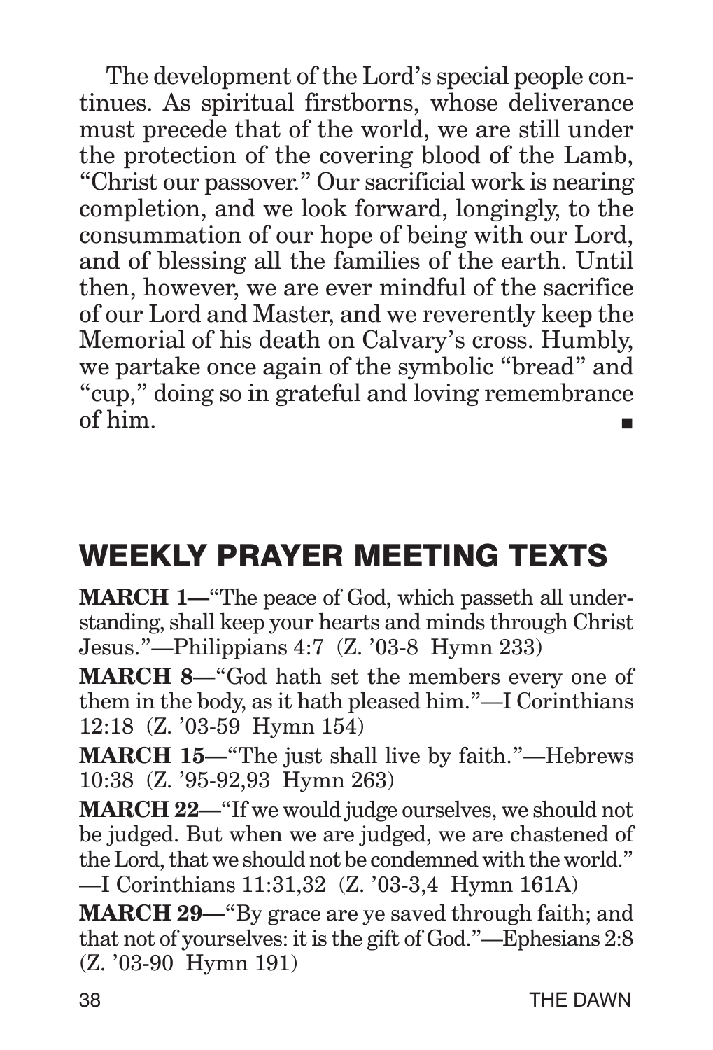The development of the Lord's special people continues. As spiritual firstborns, whose deliverance must precede that of the world, we are still under the protection of the covering blood of the Lamb, "Christ our passover." Our sacrificial work is nearing completion, and we look forward, longingly, to the consummation of our hope of being with our Lord, and of blessing all the families of the earth. Until then, however, we are ever mindful of the sacrifice of our Lord and Master, and we reverently keep the Memorial of his death on Calvary's cross. Humbly, we partake once again of the symbolic "bread" and "cup," doing so in grateful and loving remembrance of him. ■

## WEEKLY PRAYER MEETING TEXTS

**MARCH 1—**"The peace of God, which passeth all understanding, shall keep your hearts and minds through Christ Jesus."—Philippians 4:7 (Z. '03-8 Hymn 233)

**MARCH 8—**"God hath set the members every one of them in the body, as it hath pleased him."—I Corinthians 12:18 (Z. '03-59 Hymn 154)

**MARCH 15—**"The just shall live by faith."—Hebrews 10:38 (Z. '95-92,93 Hymn 263)

**MARCH 22—**"If we would judge ourselves, we should not be judged. But when we are judged, we are chastened of the Lord, that we should not be condemned with the world." —I Corinthians 11:31,32 (Z. '03-3,4 Hymn 161A)

**MARCH 29—**"By grace are ye saved through faith; and that not of yourselves: it is the gift of God."—Ephesians 2:8 (Z. '03-90 Hymn 191)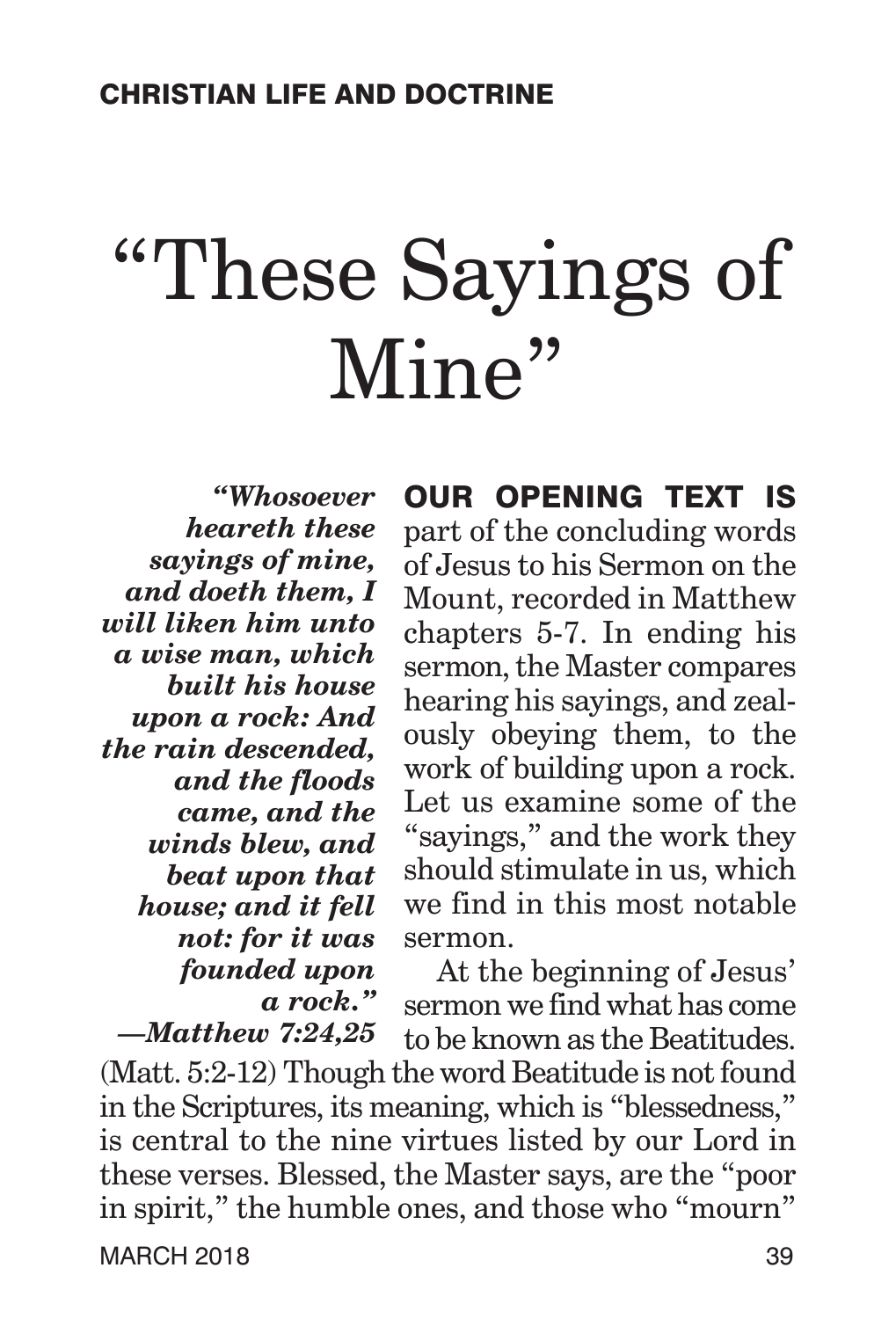# "These Sayings of Mine"

***"Whosoever heareth these sayings of mine, and doeth them, I will liken him unto a wise man, which built his house upon a rock: And the rain descended, and the floods came, and the winds blew, and beat upon that house; and it fell not: for it was founded upon a rock." —Matthew 7:24,25***

**OUR OPENING TEXT IS** part of the concluding words of Jesus to his Sermon on the Mount, recorded in Matthew chapters 5-7. In ending his sermon, the Master compares hearing his sayings, and zealously obeying them, to the work of building upon a rock. Let us examine some of the "sayings," and the work they should stimulate in us, which we find in this most notable sermon.

At the beginning of Jesus' sermon we find what has come to be known as the Beatitudes. (Matt. 5:2-12) Though the word Beatitude is not found in the Scriptures, its meaning, which is "blessedness," is central to the nine virtues listed by our Lord in these verses. Blessed, the Master says, are the "poor in spirit," the humble ones, and those who "mourn"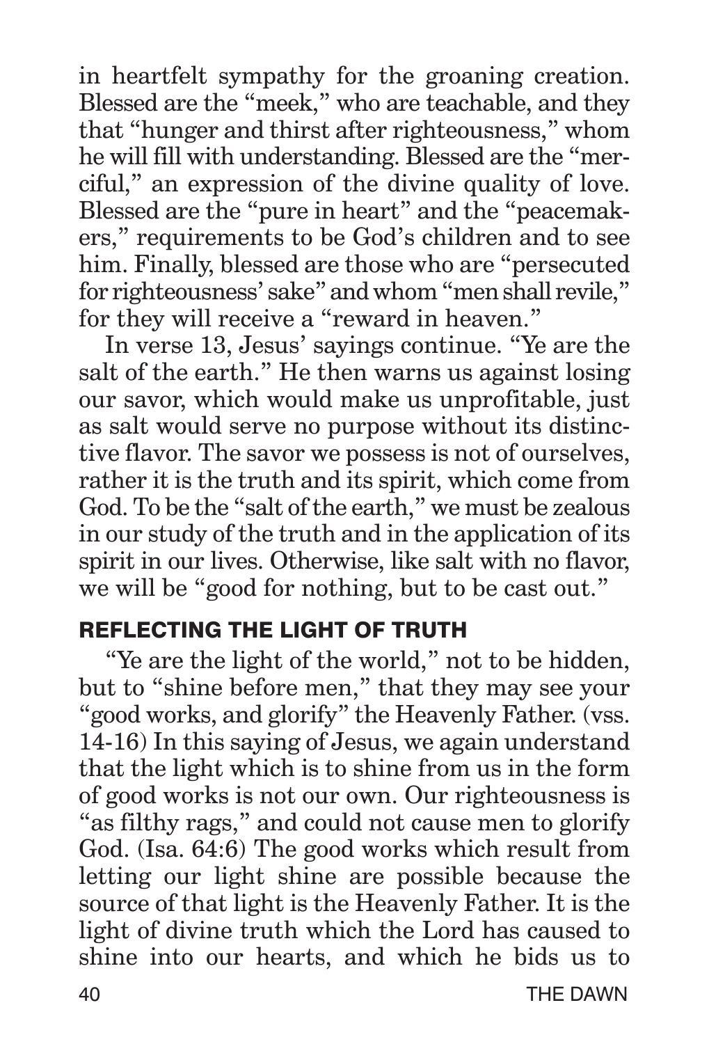in heartfelt sympathy for the groaning creation. Blessed are the "meek," who are teachable, and they that "hunger and thirst after righteousness," whom he will fill with understanding. Blessed are the "merciful," an expression of the divine quality of love. Blessed are the "pure in heart" and the "peacemakers," requirements to be God's children and to see him. Finally, blessed are those who are "persecuted for righteousness' sake" and whom "men shall revile," for they will receive a "reward in heaven."

In verse 13, Jesus' sayings continue. "Ye are the salt of the earth." He then warns us against losing our savor, which would make us unprofitable, just as salt would serve no purpose without its distinctive flavor. The savor we possess is not of ourselves, rather it is the truth and its spirit, which come from God. To be the "salt of the earth," we must be zealous in our study of the truth and in the application of its spirit in our lives. Otherwise, like salt with no flavor, we will be "good for nothing, but to be cast out."

## REFLECTING THE LIGHT OF TRUTH

"Ye are the light of the world," not to be hidden, but to "shine before men," that they may see your "good works, and glorify" the Heavenly Father. (vss. 14-16) In this saying of Jesus, we again understand that the light which is to shine from us in the form of good works is not our own. Our righteousness is "as filthy rags," and could not cause men to glorify God. (Isa. 64:6) The good works which result from letting our light shine are possible because the source of that light is the Heavenly Father. It is the light of divine truth which the Lord has caused to shine into our hearts, and which he bids us to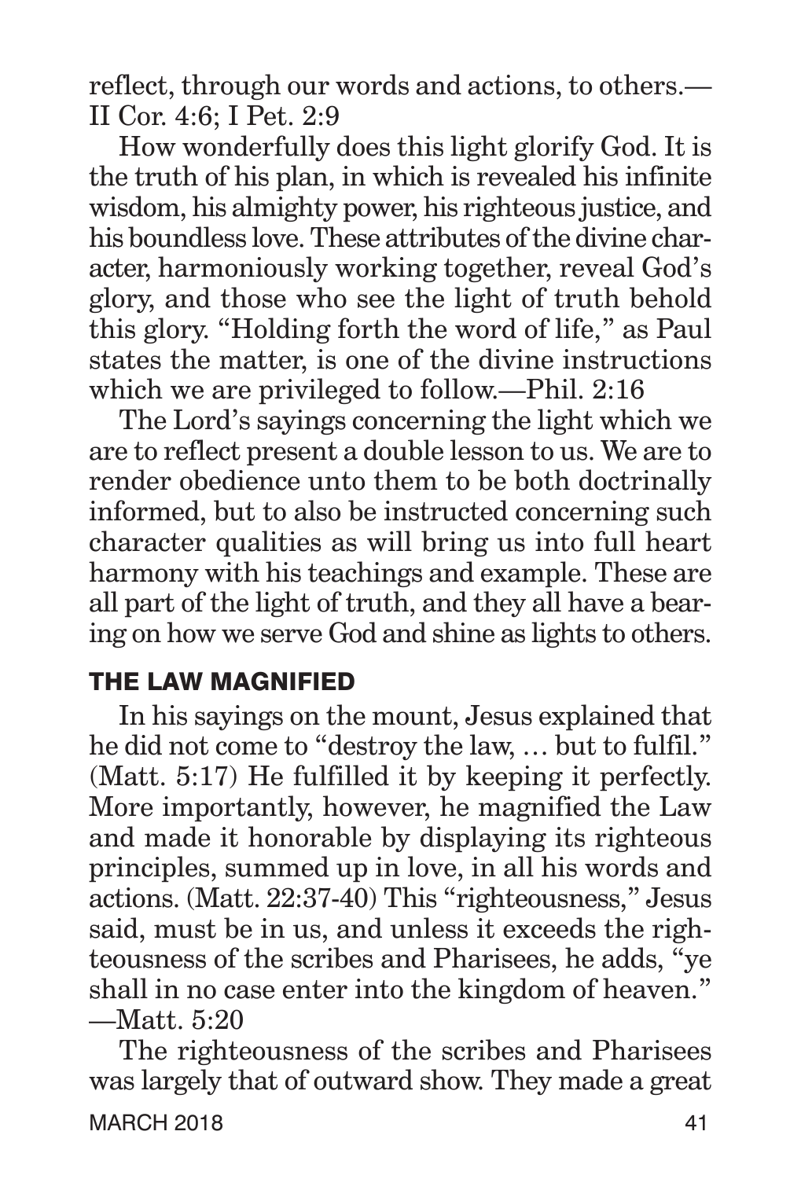reflect, through our words and actions, to others.—II Cor. 4:6; I Pet. 2:9

How wonderfully does this light glorify God. It is the truth of his plan, in which is revealed his infinite wisdom, his almighty power, his righteous justice, and his boundless love. These attributes of the divine character, harmoniously working together, reveal God's glory, and those who see the light of truth behold this glory. "Holding forth the word of life," as Paul states the matter, is one of the divine instructions which we are privileged to follow.—Phil. 2:16

The Lord's sayings concerning the light which we are to reflect present a double lesson to us. We are to render obedience unto them to be both doctrinally informed, but to also be instructed concerning such character qualities as will bring us into full heart harmony with his teachings and example. These are all part of the light of truth, and they all have a bearing on how we serve God and shine as lights to others.

## THE LAW MAGNIFIED

In his sayings on the mount, Jesus explained that he did not come to "destroy the law, … but to fulfil." (Matt. 5:17) He fulfilled it by keeping it perfectly. More importantly, however, he magnified the Law and made it honorable by displaying its righteous principles, summed up in love, in all his words and actions. (Matt. 22:37-40) This "righteousness," Jesus said, must be in us, and unless it exceeds the righteousness of the scribes and Pharisees, he adds, "ye shall in no case enter into the kingdom of heaven."—Matt. 5:20

The righteousness of the scribes and Pharisees was largely that of outward show. They made a great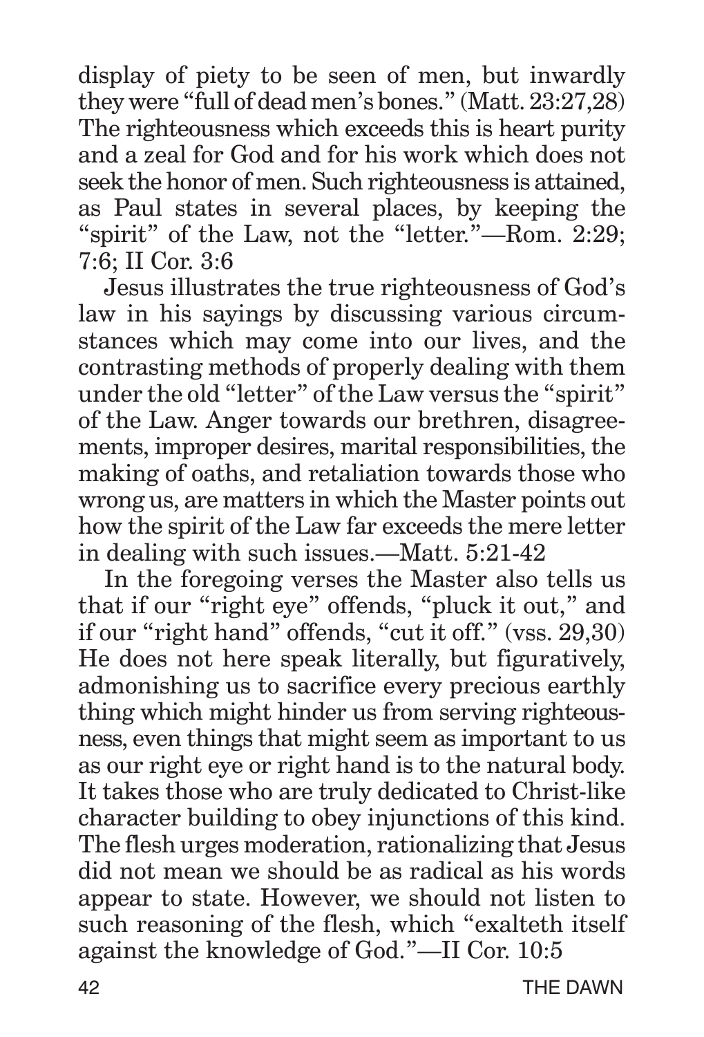display of piety to be seen of men, but inwardly they were "full of dead men's bones." (Matt. 23:27,28) The righteousness which exceeds this is heart purity and a zeal for God and for his work which does not seek the honor of men. Such righteousness is attained, as Paul states in several places, by keeping the "spirit" of the Law, not the "letter."—Rom. 2:29; 7:6; II Cor. 3:6

Jesus illustrates the true righteousness of God's law in his sayings by discussing various circumstances which may come into our lives, and the contrasting methods of properly dealing with them under the old "letter" of the Law versus the "spirit" of the Law. Anger towards our brethren, disagreements, improper desires, marital responsibilities, the making of oaths, and retaliation towards those who wrong us, are matters in which the Master points out how the spirit of the Law far exceeds the mere letter in dealing with such issues.—Matt. 5:21-42

In the foregoing verses the Master also tells us that if our "right eye" offends, "pluck it out," and if our "right hand" offends, "cut it off." (vss. 29,30) He does not here speak literally, but figuratively, admonishing us to sacrifice every precious earthly thing which might hinder us from serving righteousness, even things that might seem as important to us as our right eye or right hand is to the natural body. It takes those who are truly dedicated to Christ-like character building to obey injunctions of this kind. The flesh urges moderation, rationalizing that Jesus did not mean we should be as radical as his words appear to state. However, we should not listen to such reasoning of the flesh, which "exalteth itself against the knowledge of God."—II Cor. 10:5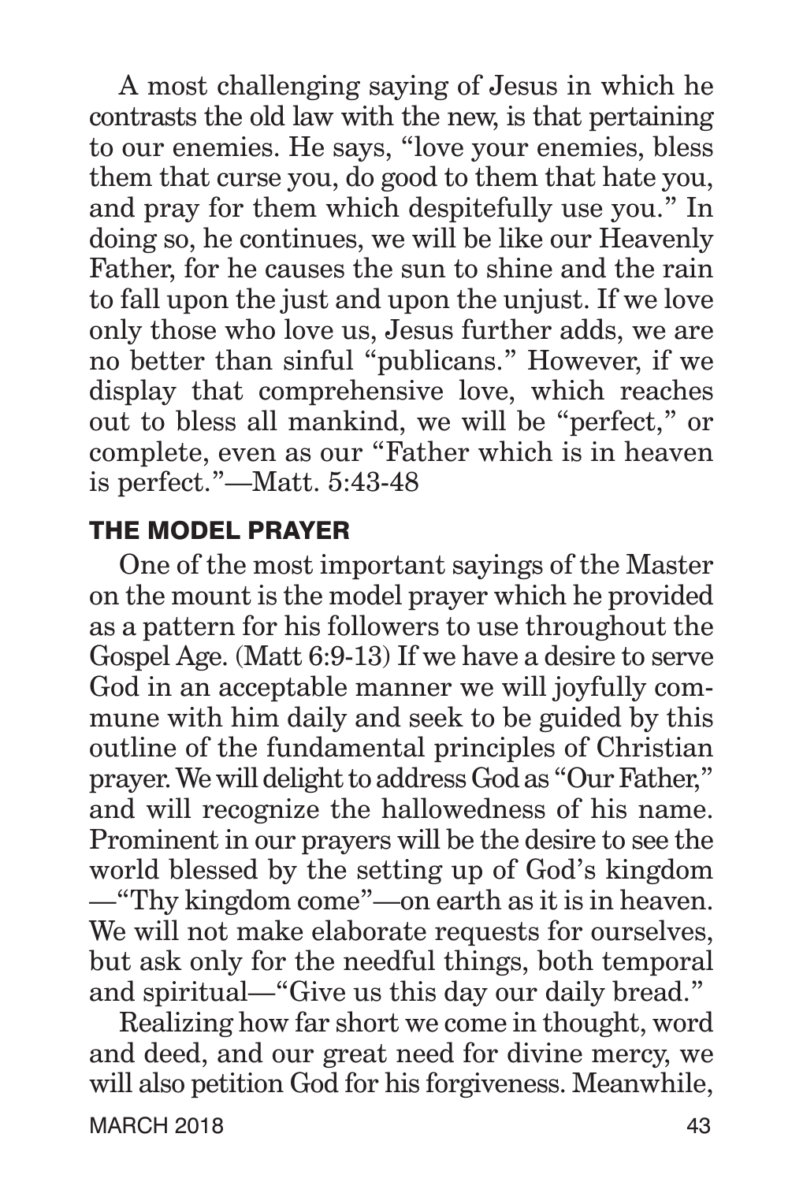A most challenging saying of Jesus in which he contrasts the old law with the new, is that pertaining to our enemies. He says, "love your enemies, bless them that curse you, do good to them that hate you, and pray for them which despitefully use you." In doing so, he continues, we will be like our Heavenly Father, for he causes the sun to shine and the rain to fall upon the just and upon the unjust. If we love only those who love us, Jesus further adds, we are no better than sinful "publicans." However, if we display that comprehensive love, which reaches out to bless all mankind, we will be "perfect," or complete, even as our "Father which is in heaven is perfect."—Matt. 5:43-48

## THE MODEL PRAYER

One of the most important sayings of the Master on the mount is the model prayer which he provided as a pattern for his followers to use throughout the Gospel Age. (Matt 6:9-13) If we have a desire to serve God in an acceptable manner we will joyfully commune with him daily and seek to be guided by this outline of the fundamental principles of Christian prayer. We will delight to address God as "Our Father," and will recognize the hallowedness of his name. Prominent in our prayers will be the desire to see the world blessed by the setting up of God's kingdom —"Thy kingdom come"—on earth as it is in heaven. We will not make elaborate requests for ourselves, but ask only for the needful things, both temporal and spiritual—"Give us this day our daily bread."

Realizing how far short we come in thought, word and deed, and our great need for divine mercy, we will also petition God for his forgiveness. Meanwhile,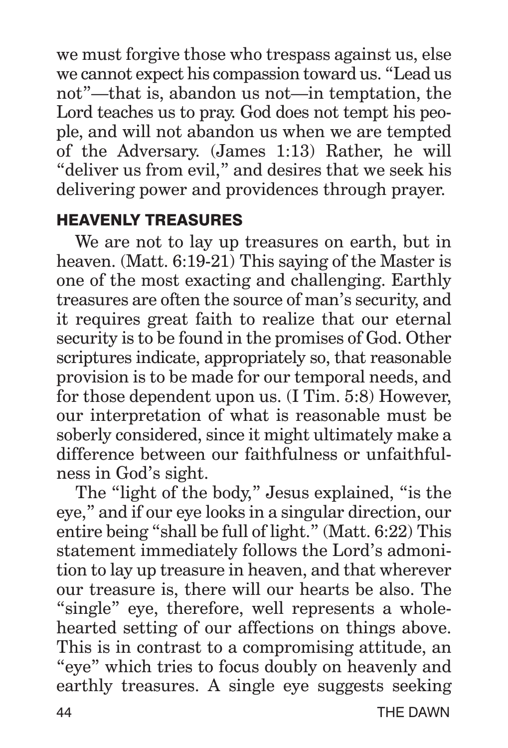we must forgive those who trespass against us, else we cannot expect his compassion toward us. "Lead us not"—that is, abandon us not—in temptation, the Lord teaches us to pray. God does not tempt his people, and will not abandon us when we are tempted of the Adversary. (James 1:13) Rather, he will "deliver us from evil," and desires that we seek his delivering power and providences through prayer.

## HEAVENLY TREASURES

We are not to lay up treasures on earth, but in heaven. (Matt. 6:19-21) This saying of the Master is one of the most exacting and challenging. Earthly treasures are often the source of man's security, and it requires great faith to realize that our eternal security is to be found in the promises of God. Other scriptures indicate, appropriately so, that reasonable provision is to be made for our temporal needs, and for those dependent upon us. (I Tim. 5:8) However, our interpretation of what is reasonable must be soberly considered, since it might ultimately make a difference between our faithfulness or unfaithfulness in God's sight.

The "light of the body," Jesus explained, "is the eye," and if our eye looks in a singular direction, our entire being "shall be full of light." (Matt. 6:22) This statement immediately follows the Lord's admonition to lay up treasure in heaven, and that wherever our treasure is, there will our hearts be also. The "single" eye, therefore, well represents a wholehearted setting of our affections on things above. This is in contrast to a compromising attitude, an "eye" which tries to focus doubly on heavenly and earthly treasures. A single eye suggests seeking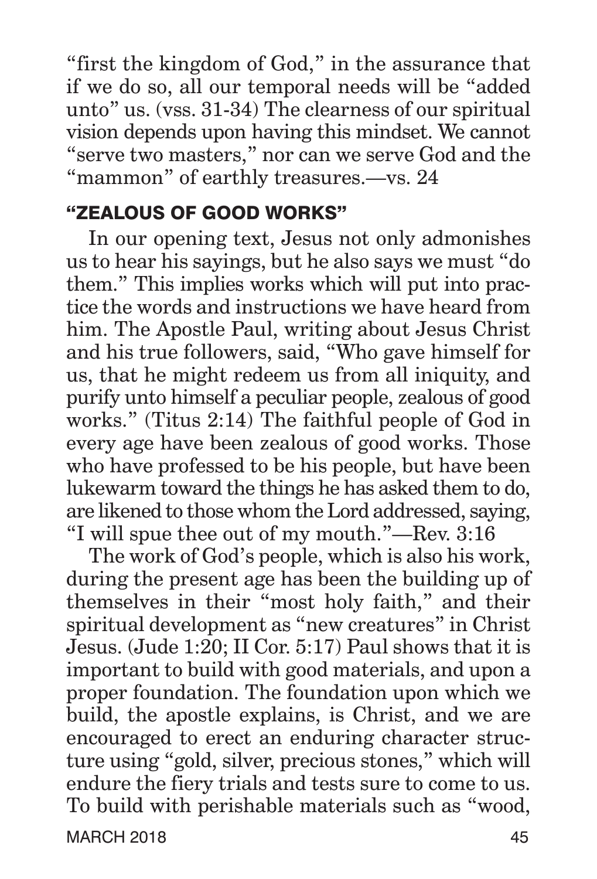"first the kingdom of God," in the assurance that if we do so, all our temporal needs will be "added unto" us. (vss. 31-34) The clearness of our spiritual vision depends upon having this mindset. We cannot "serve two masters," nor can we serve God and the "mammon" of earthly treasures.—vs. 24

## "ZEALOUS OF GOOD WORKS"

In our opening text, Jesus not only admonishes us to hear his sayings, but he also says we must "do them." This implies works which will put into practice the words and instructions we have heard from him. The Apostle Paul, writing about Jesus Christ and his true followers, said, "Who gave himself for us, that he might redeem us from all iniquity, and purify unto himself a peculiar people, zealous of good works." (Titus 2:14) The faithful people of God in every age have been zealous of good works. Those who have professed to be his people, but have been lukewarm toward the things he has asked them to do, are likened to those whom the Lord addressed, saying, "I will spue thee out of my mouth."—Rev. 3:16

The work of God's people, which is also his work, during the present age has been the building up of themselves in their "most holy faith," and their spiritual development as "new creatures" in Christ Jesus. (Jude 1:20; II Cor. 5:17) Paul shows that it is important to build with good materials, and upon a proper foundation. The foundation upon which we build, the apostle explains, is Christ, and we are encouraged to erect an enduring character structure using "gold, silver, precious stones," which will endure the fiery trials and tests sure to come to us. To build with perishable materials such as "wood,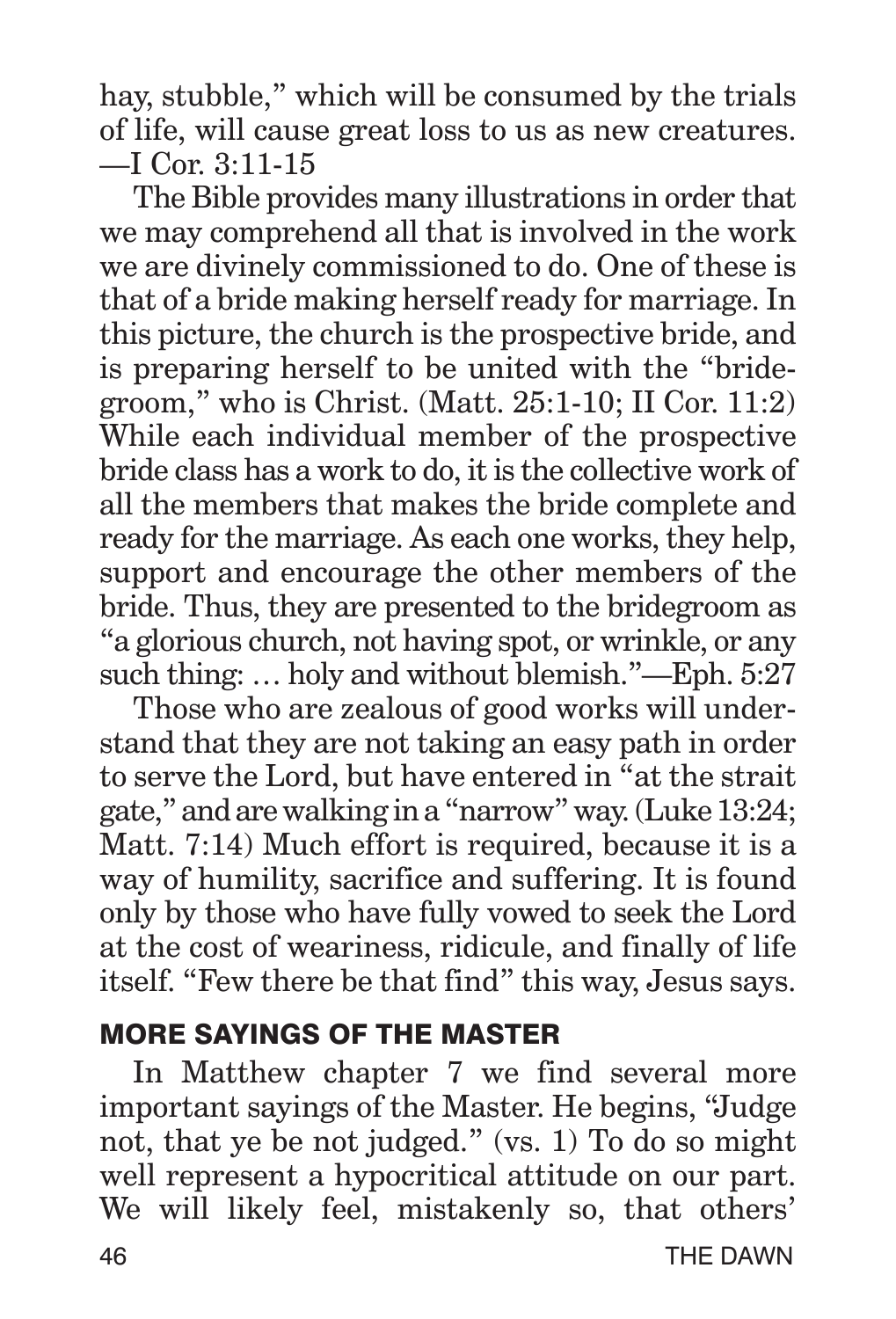hay, stubble," which will be consumed by the trials of life, will cause great loss to us as new creatures. —I Cor. 3:11-15

The Bible provides many illustrations in order that we may comprehend all that is involved in the work we are divinely commissioned to do. One of these is that of a bride making herself ready for marriage. In this picture, the church is the prospective bride, and is preparing herself to be united with the "bridegroom," who is Christ. (Matt. 25:1-10; II Cor. 11:2) While each individual member of the prospective bride class has a work to do, it is the collective work of all the members that makes the bride complete and ready for the marriage. As each one works, they help, support and encourage the other members of the bride. Thus, they are presented to the bridegroom as "a glorious church, not having spot, or wrinkle, or any such thing: … holy and without blemish."—Eph. 5:27

Those who are zealous of good works will understand that they are not taking an easy path in order to serve the Lord, but have entered in "at the strait gate," and are walking in a "narrow" way. (Luke 13:24; Matt. 7:14) Much effort is required, because it is a way of humility, sacrifice and suffering. It is found only by those who have fully vowed to seek the Lord at the cost of weariness, ridicule, and finally of life itself. "Few there be that find" this way, Jesus says.

## MORE SAYINGS OF THE MASTER

In Matthew chapter 7 we find several more important sayings of the Master. He begins, "Judge not, that ye be not judged." (vs. 1) To do so might well represent a hypocritical attitude on our part. We will likely feel, mistakenly so, that others'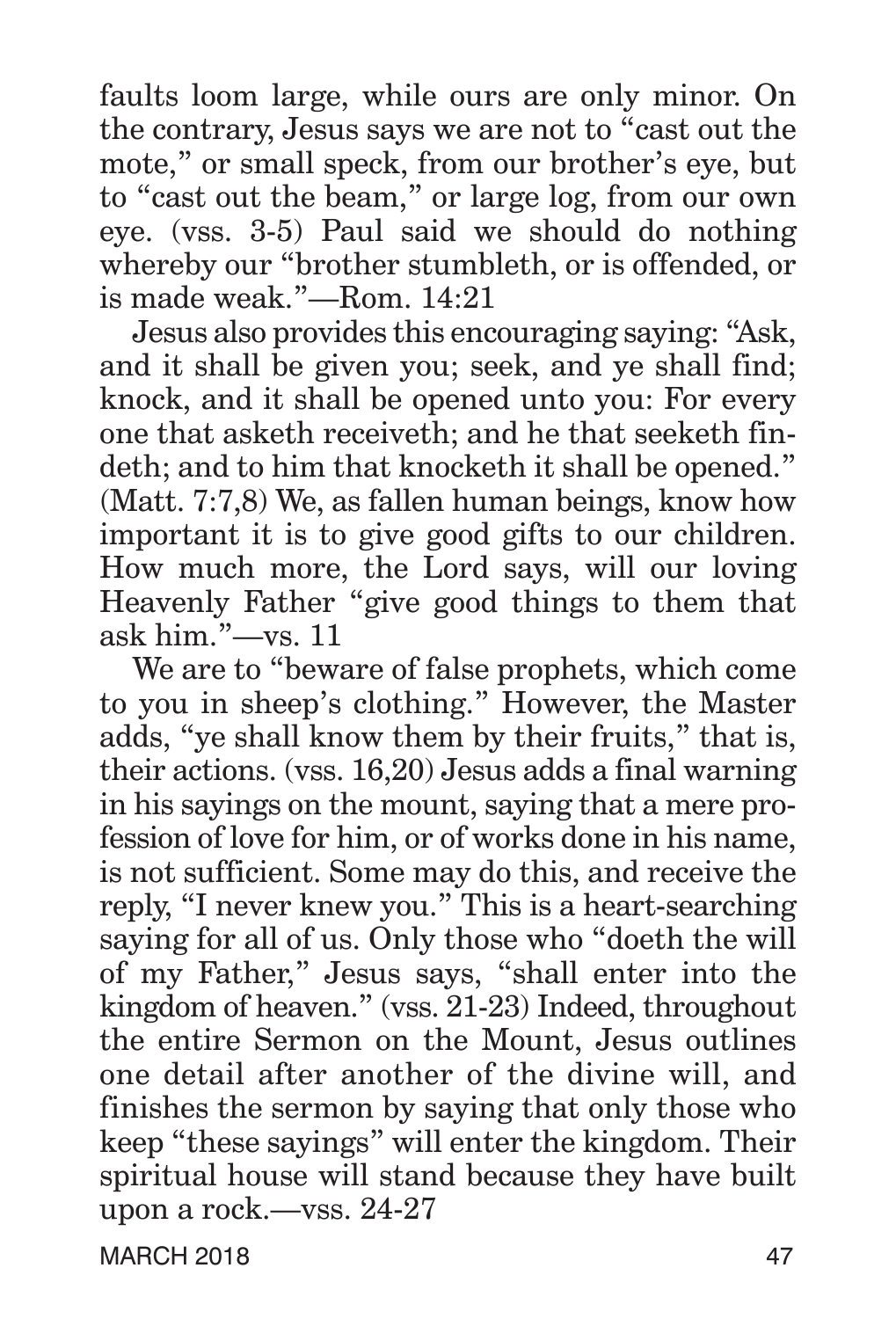faults loom large, while ours are only minor. On the contrary, Jesus says we are not to "cast out the mote," or small speck, from our brother's eye, but to "cast out the beam," or large log, from our own eye. (vss. 3-5) Paul said we should do nothing whereby our "brother stumbleth, or is offended, or is made weak."—Rom. 14:21

Jesus also provides this encouraging saying: "Ask, and it shall be given you; seek, and ye shall find; knock, and it shall be opened unto you: For every one that asketh receiveth; and he that seeketh findeth; and to him that knocketh it shall be opened." (Matt. 7:7,8) We, as fallen human beings, know how important it is to give good gifts to our children. How much more, the Lord says, will our loving Heavenly Father "give good things to them that ask him."—vs. 11

We are to "beware of false prophets, which come to you in sheep's clothing." However, the Master adds, "ye shall know them by their fruits," that is, their actions. (vss. 16,20) Jesus adds a final warning in his sayings on the mount, saying that a mere profession of love for him, or of works done in his name, is not sufficient. Some may do this, and receive the reply, "I never knew you." This is a heart-searching saying for all of us. Only those who "doeth the will of my Father," Jesus says, "shall enter into the kingdom of heaven." (vss. 21-23) Indeed, throughout the entire Sermon on the Mount, Jesus outlines one detail after another of the divine will, and finishes the sermon by saying that only those who keep "these sayings" will enter the kingdom. Their spiritual house will stand because they have built upon a rock.—vss. 24-27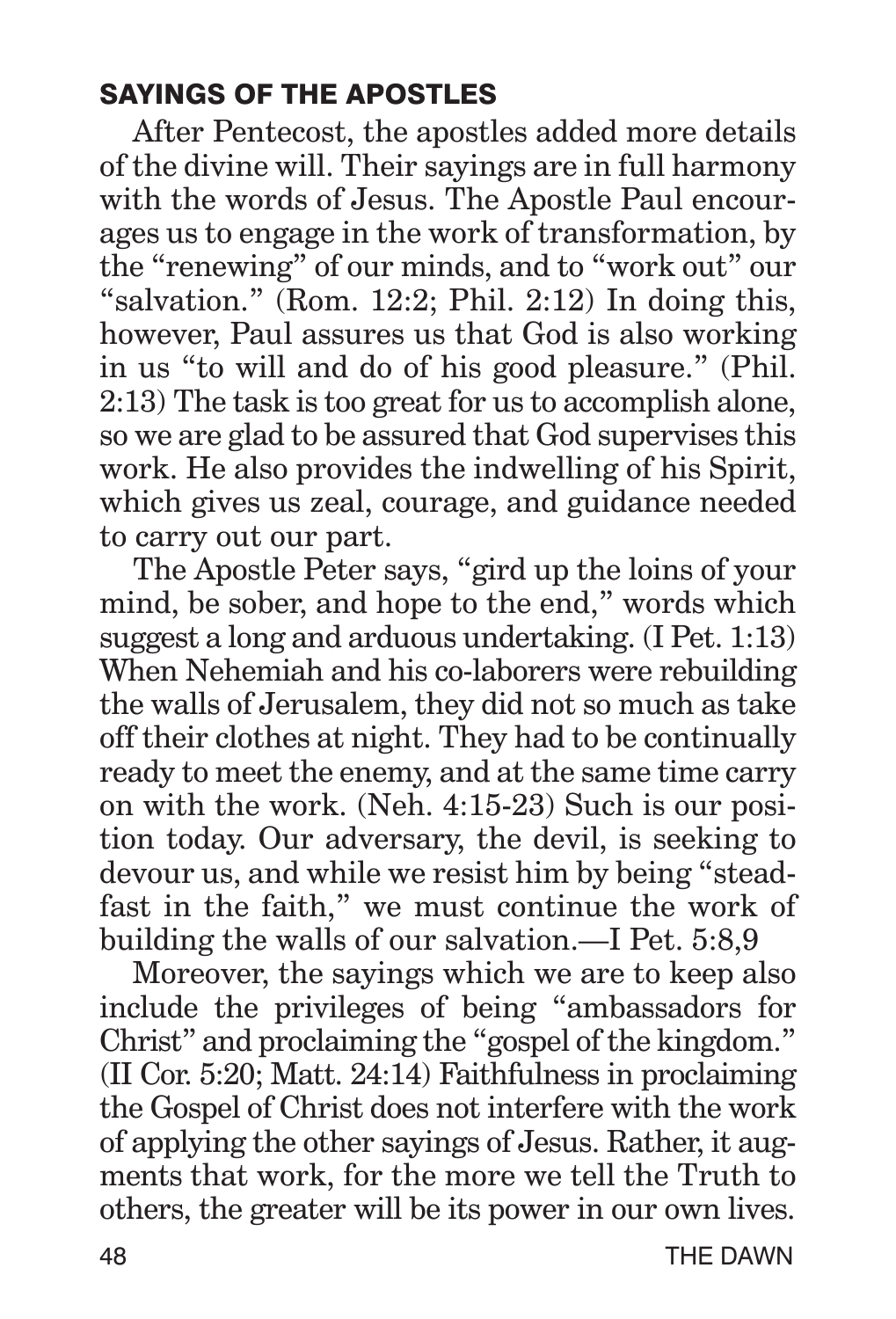## SAYINGS OF THE APOSTLES

After Pentecost, the apostles added more details of the divine will. Their sayings are in full harmony with the words of Jesus. The Apostle Paul encourages us to engage in the work of transformation, by the "renewing" of our minds, and to "work out" our "salvation." (Rom. 12:2; Phil. 2:12) In doing this, however, Paul assures us that God is also working in us "to will and do of his good pleasure." (Phil. 2:13) The task is too great for us to accomplish alone, so we are glad to be assured that God supervises this work. He also provides the indwelling of his Spirit, which gives us zeal, courage, and guidance needed to carry out our part.

The Apostle Peter says, "gird up the loins of your mind, be sober, and hope to the end," words which suggest a long and arduous undertaking. (I Pet. 1:13) When Nehemiah and his co-laborers were rebuilding the walls of Jerusalem, they did not so much as take off their clothes at night. They had to be continually ready to meet the enemy, and at the same time carry on with the work. (Neh. 4:15-23) Such is our position today. Our adversary, the devil, is seeking to devour us, and while we resist him by being "steadfast in the faith," we must continue the work of building the walls of our salvation.—I Pet. 5:8,9

Moreover, the sayings which we are to keep also include the privileges of being "ambassadors for Christ" and proclaiming the "gospel of the kingdom." (II Cor. 5:20; Matt. 24:14) Faithfulness in proclaiming the Gospel of Christ does not interfere with the work of applying the other sayings of Jesus. Rather, it augments that work, for the more we tell the Truth to others, the greater will be its power in our own lives.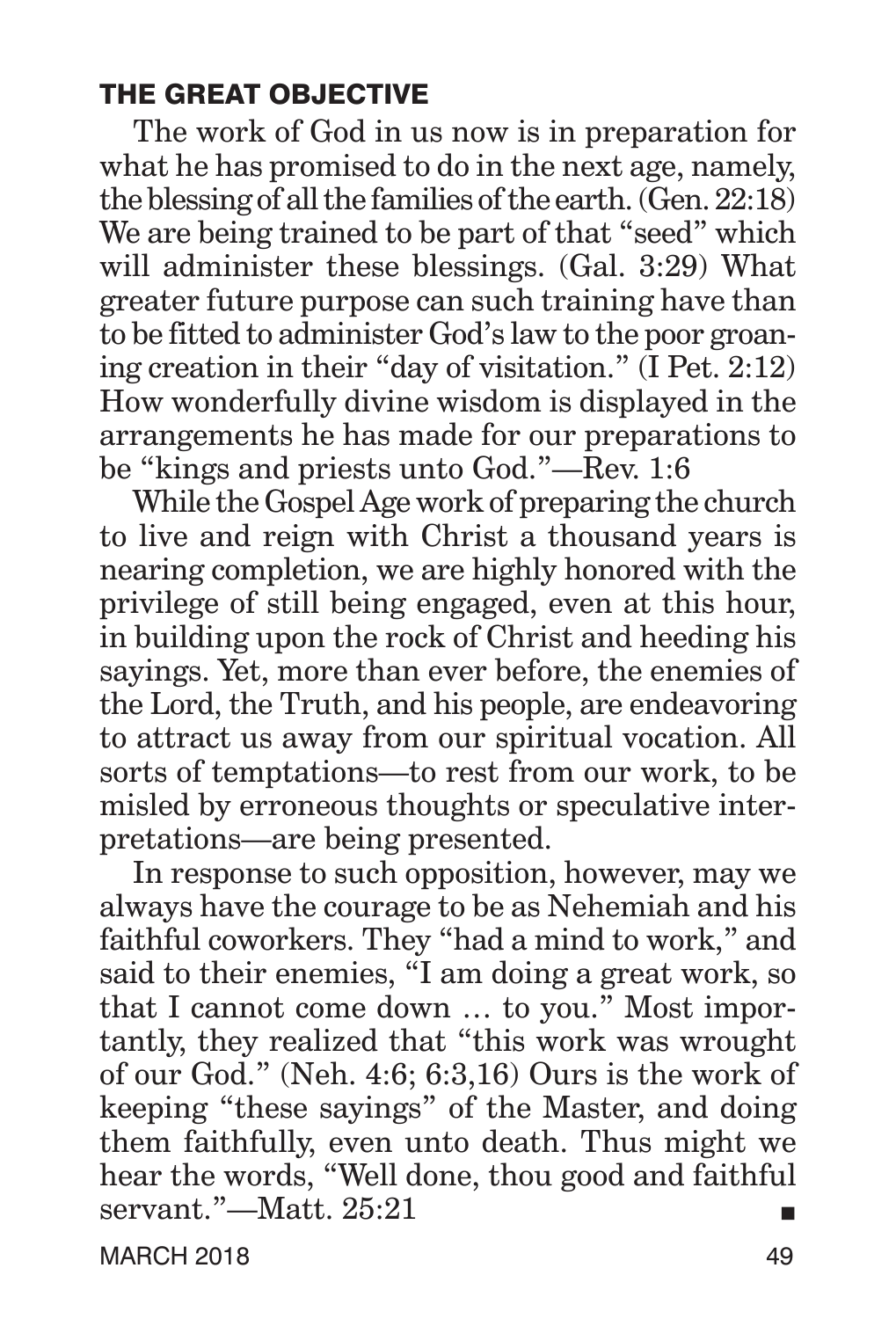### THE GREAT OBJECTIVE

The work of God in us now is in preparation for what he has promised to do in the next age, namely, the blessing of all the families of the earth. (Gen. 22:18) We are being trained to be part of that "seed" which will administer these blessings. (Gal. 3:29) What greater future purpose can such training have than to be fitted to administer God's law to the poor groaning creation in their "day of visitation." (I Pet. 2:12) How wonderfully divine wisdom is displayed in the arrangements he has made for our preparations to be "kings and priests unto God."—Rev. 1:6

While the Gospel Age work of preparing the church to live and reign with Christ a thousand years is nearing completion, we are highly honored with the privilege of still being engaged, even at this hour, in building upon the rock of Christ and heeding his sayings. Yet, more than ever before, the enemies of the Lord, the Truth, and his people, are endeavoring to attract us away from our spiritual vocation. All sorts of temptations—to rest from our work, to be misled by erroneous thoughts or speculative interpretations—are being presented.

In response to such opposition, however, may we always have the courage to be as Nehemiah and his faithful coworkers. They "had a mind to work," and said to their enemies, "I am doing a great work, so that I cannot come down … to you." Most importantly, they realized that "this work was wrought of our God." (Neh. 4:6; 6:3,16) Ours is the work of keeping "these sayings" of the Master, and doing them faithfully, even unto death. Thus might we hear the words, "Well done, thou good and faithful servant."—Matt. 25:21 ■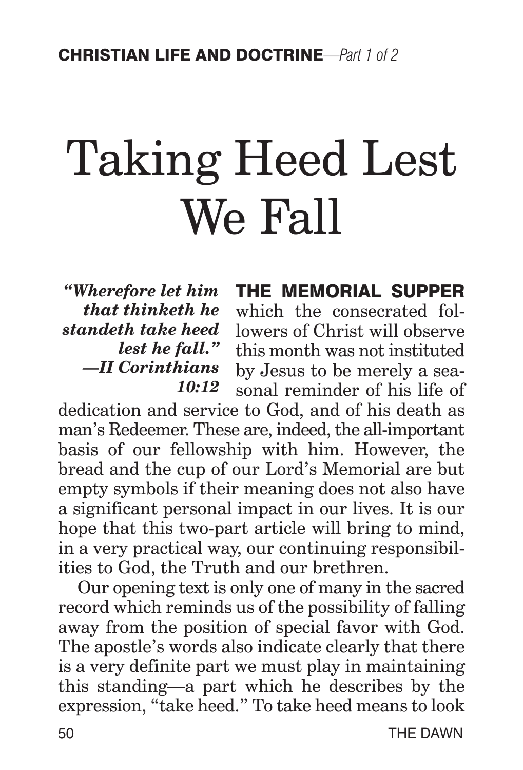**CHRISTIAN LIFE AND DOCTRINE**—*Part 1 of 2*

# Taking Heed Lest We Fall

***"Wherefore let him that thinketh he standeth take heed lest he fall."* —II Corinthians 10:12**

**THE MEMORIAL SUPPER** which the consecrated followers of Christ will observe this month was not instituted by Jesus to be merely a seasonal reminder of his life of dedication and service to God, and of his death as man's Redeemer. These are, indeed, the all-important basis of our fellowship with him. However, the bread and the cup of our Lord's Memorial are but empty symbols if their meaning does not also have a significant personal impact in our lives. It is our hope that this two-part article will bring to mind, in a very practical way, our continuing responsibilities to God, the Truth and our brethren.

Our opening text is only one of many in the sacred record which reminds us of the possibility of falling away from the position of special favor with God. The apostle's words also indicate clearly that there is a very definite part we must play in maintaining this standing—a part which he describes by the expression, "take heed." To take heed means to look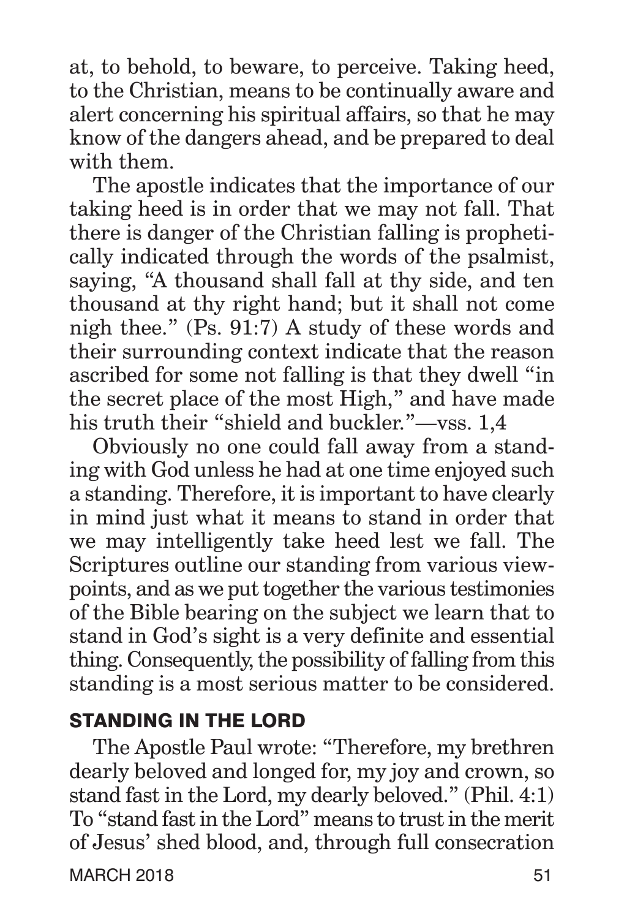at, to behold, to beware, to perceive. Taking heed, to the Christian, means to be continually aware and alert concerning his spiritual affairs, so that he may know of the dangers ahead, and be prepared to deal with them.

The apostle indicates that the importance of our taking heed is in order that we may not fall. That there is danger of the Christian falling is prophetically indicated through the words of the psalmist, saying, "A thousand shall fall at thy side, and ten thousand at thy right hand; but it shall not come nigh thee." (Ps. 91:7) A study of these words and their surrounding context indicate that the reason ascribed for some not falling is that they dwell "in the secret place of the most High," and have made his truth their "shield and buckler."—vss. 1,4

Obviously no one could fall away from a standing with God unless he had at one time enjoyed such a standing. Therefore, it is important to have clearly in mind just what it means to stand in order that we may intelligently take heed lest we fall. The Scriptures outline our standing from various viewpoints, and as we put together the various testimonies of the Bible bearing on the subject we learn that to stand in God's sight is a very definite and essential thing. Consequently, the possibility of falling from this standing is a most serious matter to be considered.

## STANDING IN THE LORD

The Apostle Paul wrote: "Therefore, my brethren dearly beloved and longed for, my joy and crown, so stand fast in the Lord, my dearly beloved." (Phil. 4:1) To "stand fast in the Lord" means to trust in the merit of Jesus' shed blood, and, through full consecration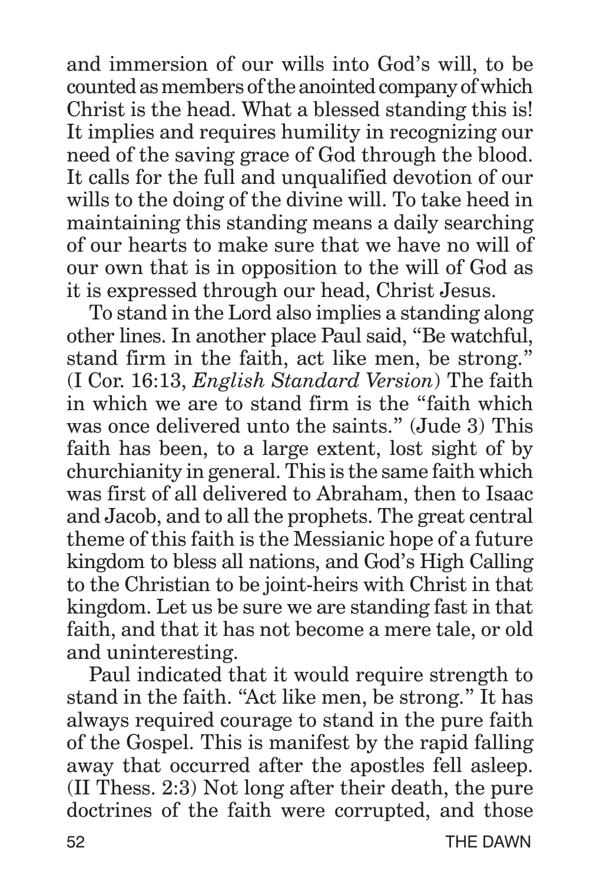and immersion of our wills into God's will, to be counted as members of the anointed company of which Christ is the head. What a blessed standing this is! It implies and requires humility in recognizing our need of the saving grace of God through the blood. It calls for the full and unqualified devotion of our wills to the doing of the divine will. To take heed in maintaining this standing means a daily searching of our hearts to make sure that we have no will of our own that is in opposition to the will of God as it is expressed through our head, Christ Jesus.

To stand in the Lord also implies a standing along other lines. In another place Paul said, "Be watchful, stand firm in the faith, act like men, be strong." (I Cor. 16:13, *English Standard Version*) The faith in which we are to stand firm is the "faith which was once delivered unto the saints." (Jude 3) This faith has been, to a large extent, lost sight of by churchianity in general. This is the same faith which was first of all delivered to Abraham, then to Isaac and Jacob, and to all the prophets. The great central theme of this faith is the Messianic hope of a future kingdom to bless all nations, and God's High Calling to the Christian to be joint-heirs with Christ in that kingdom. Let us be sure we are standing fast in that faith, and that it has not become a mere tale, or old and uninteresting.

Paul indicated that it would require strength to stand in the faith. "Act like men, be strong." It has always required courage to stand in the pure faith of the Gospel. This is manifest by the rapid falling away that occurred after the apostles fell asleep. (II Thess. 2:3) Not long after their death, the pure doctrines of the faith were corrupted, and those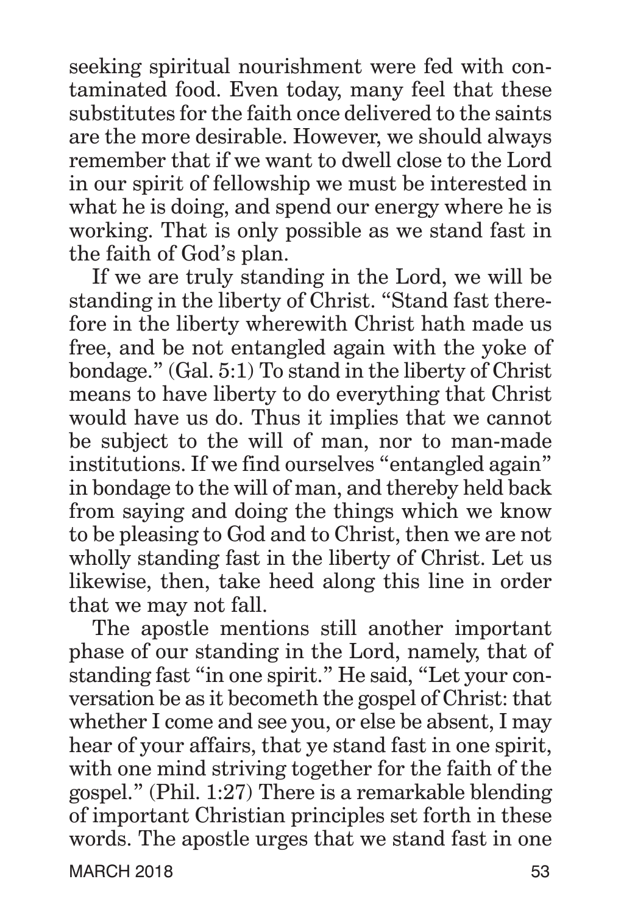seeking spiritual nourishment were fed with contaminated food. Even today, many feel that these substitutes for the faith once delivered to the saints are the more desirable. However, we should always remember that if we want to dwell close to the Lord in our spirit of fellowship we must be interested in what he is doing, and spend our energy where he is working. That is only possible as we stand fast in the faith of God's plan.

If we are truly standing in the Lord, we will be standing in the liberty of Christ. "Stand fast therefore in the liberty wherewith Christ hath made us free, and be not entangled again with the yoke of bondage." (Gal. 5:1) To stand in the liberty of Christ means to have liberty to do everything that Christ would have us do. Thus it implies that we cannot be subject to the will of man, nor to man-made institutions. If we find ourselves "entangled again" in bondage to the will of man, and thereby held back from saying and doing the things which we know to be pleasing to God and to Christ, then we are not wholly standing fast in the liberty of Christ. Let us likewise, then, take heed along this line in order that we may not fall.

The apostle mentions still another important phase of our standing in the Lord, namely, that of standing fast "in one spirit." He said, "Let your conversation be as it becometh the gospel of Christ: that whether I come and see you, or else be absent, I may hear of your affairs, that ye stand fast in one spirit, with one mind striving together for the faith of the gospel." (Phil. 1:27) There is a remarkable blending of important Christian principles set forth in these words. The apostle urges that we stand fast in one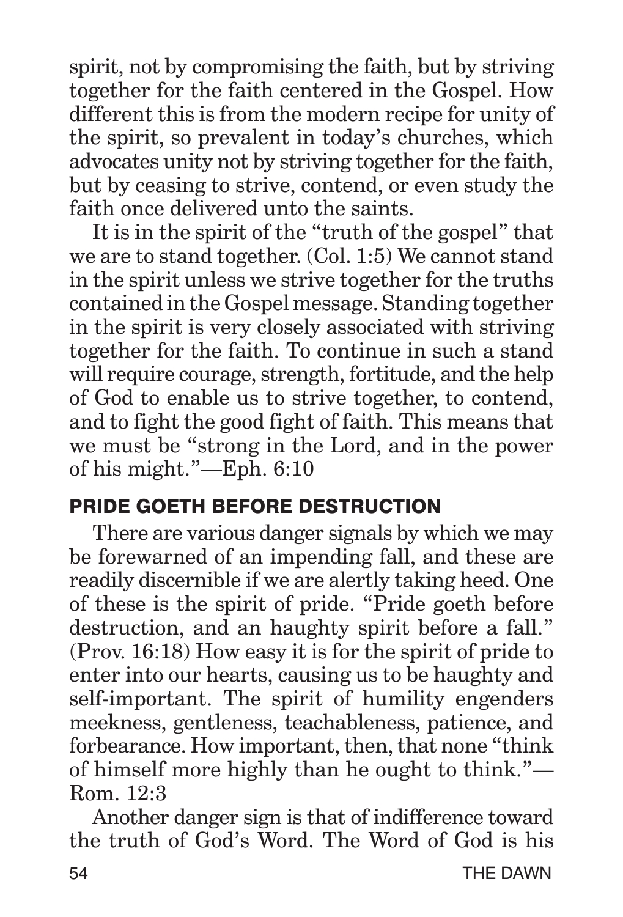spirit, not by compromising the faith, but by striving together for the faith centered in the Gospel. How different this is from the modern recipe for unity of the spirit, so prevalent in today's churches, which advocates unity not by striving together for the faith, but by ceasing to strive, contend, or even study the faith once delivered unto the saints.

It is in the spirit of the "truth of the gospel" that we are to stand together. (Col. 1:5) We cannot stand in the spirit unless we strive together for the truths contained in the Gospel message. Standing together in the spirit is very closely associated with striving together for the faith. To continue in such a stand will require courage, strength, fortitude, and the help of God to enable us to strive together, to contend, and to fight the good fight of faith. This means that we must be "strong in the Lord, and in the power of his might."—Eph. 6:10

### PRIDE GOETH BEFORE DESTRUCTION

There are various danger signals by which we may be forewarned of an impending fall, and these are readily discernible if we are alertly taking heed. One of these is the spirit of pride. "Pride goeth before destruction, and an haughty spirit before a fall." (Prov. 16:18) How easy it is for the spirit of pride to enter into our hearts, causing us to be haughty and self-important. The spirit of humility engenders meekness, gentleness, teachableness, patience, and forbearance. How important, then, that none "think of himself more highly than he ought to think."—Rom. 12:3

Another danger sign is that of indifference toward the truth of God's Word. The Word of God is his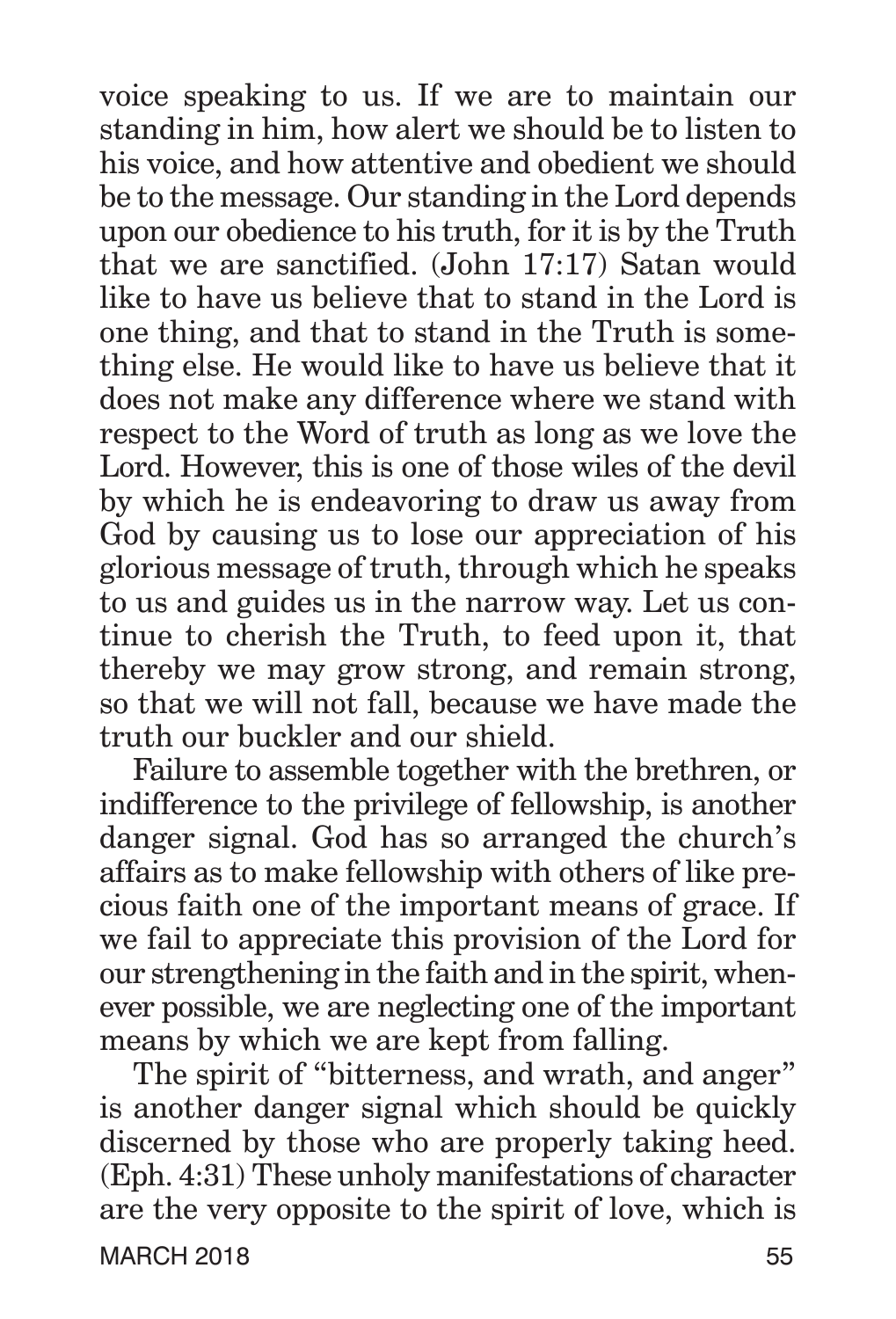voice speaking to us. If we are to maintain our standing in him, how alert we should be to listen to his voice, and how attentive and obedient we should be to the message. Our standing in the Lord depends upon our obedience to his truth, for it is by the Truth that we are sanctified. (John 17:17) Satan would like to have us believe that to stand in the Lord is one thing, and that to stand in the Truth is something else. He would like to have us believe that it does not make any difference where we stand with respect to the Word of truth as long as we love the Lord. However, this is one of those wiles of the devil by which he is endeavoring to draw us away from God by causing us to lose our appreciation of his glorious message of truth, through which he speaks to us and guides us in the narrow way. Let us continue to cherish the Truth, to feed upon it, that thereby we may grow strong, and remain strong, so that we will not fall, because we have made the truth our buckler and our shield.

Failure to assemble together with the brethren, or indifference to the privilege of fellowship, is another danger signal. God has so arranged the church's affairs as to make fellowship with others of like precious faith one of the important means of grace. If we fail to appreciate this provision of the Lord for our strengthening in the faith and in the spirit, whenever possible, we are neglecting one of the important means by which we are kept from falling.

The spirit of "bitterness, and wrath, and anger" is another danger signal which should be quickly discerned by those who are properly taking heed. (Eph. 4:31) These unholy manifestations of character are the very opposite to the spirit of love, which is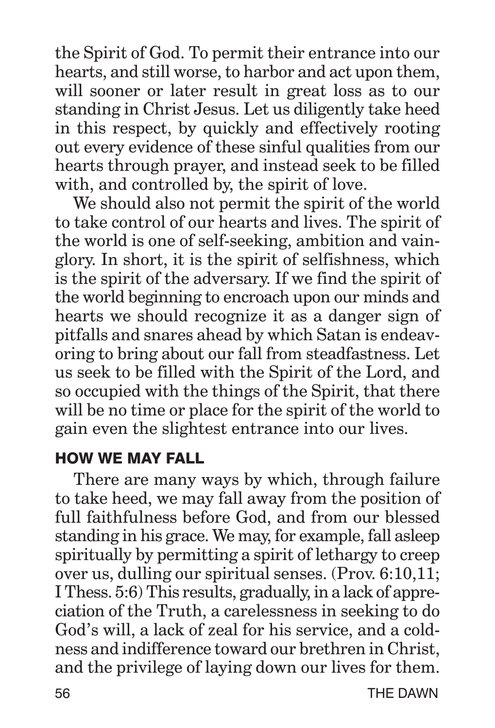the Spirit of God. To permit their entrance into our hearts, and still worse, to harbor and act upon them, will sooner or later result in great loss as to our standing in Christ Jesus. Let us diligently take heed in this respect, by quickly and effectively rooting out every evidence of these sinful qualities from our hearts through prayer, and instead seek to be filled with, and controlled by, the spirit of love.

We should also not permit the spirit of the world to take control of our hearts and lives. The spirit of the world is one of self-seeking, ambition and vainglory. In short, it is the spirit of selfishness, which is the spirit of the adversary. If we find the spirit of the world beginning to encroach upon our minds and hearts we should recognize it as a danger sign of pitfalls and snares ahead by which Satan is endeavoring to bring about our fall from steadfastness. Let us seek to be filled with the Spirit of the Lord, and so occupied with the things of the Spirit, that there will be no time or place for the spirit of the world to gain even the slightest entrance into our lives.

### HOW WE MAY FALL

There are many ways by which, through failure to take heed, we may fall away from the position of full faithfulness before God, and from our blessed standing in his grace. We may, for example, fall asleep spiritually by permitting a spirit of lethargy to creep over us, dulling our spiritual senses. (Prov. 6:10,11; I Thess. 5:6) This results, gradually, in a lack of appreciation of the Truth, a carelessness in seeking to do God's will, a lack of zeal for his service, and a coldness and indifference toward our brethren in Christ, and the privilege of laying down our lives for them.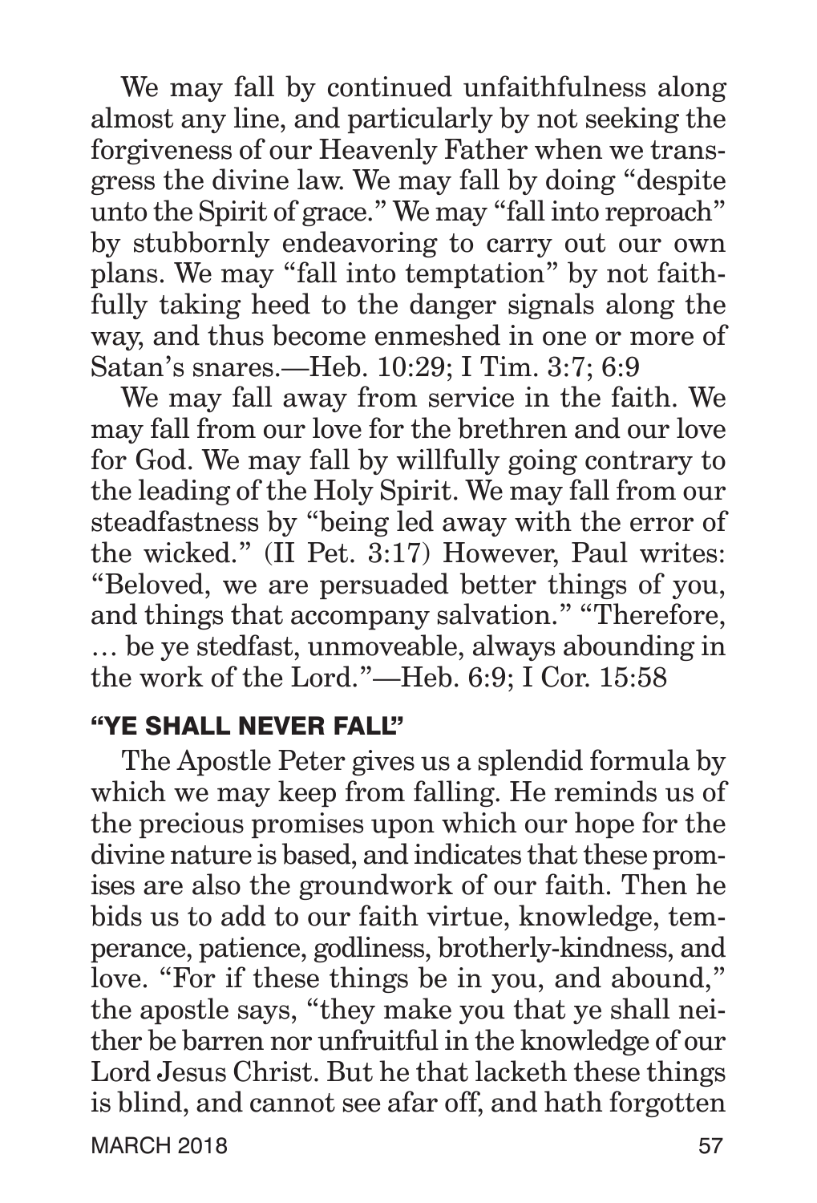We may fall by continued unfaithfulness along almost any line, and particularly by not seeking the forgiveness of our Heavenly Father when we transgress the divine law. We may fall by doing "despite unto the Spirit of grace." We may "fall into reproach" by stubbornly endeavoring to carry out our own plans. We may "fall into temptation" by not faithfully taking heed to the danger signals along the way, and thus become enmeshed in one or more of Satan's snares.—Heb. 10:29; I Tim. 3:7; 6:9

We may fall away from service in the faith. We may fall from our love for the brethren and our love for God. We may fall by willfully going contrary to the leading of the Holy Spirit. We may fall from our steadfastness by "being led away with the error of the wicked." (II Pet. 3:17) However, Paul writes: "Beloved, we are persuaded better things of you, and things that accompany salvation." "Therefore, … be ye stedfast, unmoveable, always abounding in the work of the Lord."—Heb. 6:9; I Cor. 15:58

### "YE SHALL NEVER FALL"

The Apostle Peter gives us a splendid formula by which we may keep from falling. He reminds us of the precious promises upon which our hope for the divine nature is based, and indicates that these promises are also the groundwork of our faith. Then he bids us to add to our faith virtue, knowledge, temperance, patience, godliness, brotherly-kindness, and love. "For if these things be in you, and abound," the apostle says, "they make you that ye shall neither be barren nor unfruitful in the knowledge of our Lord Jesus Christ. But he that lacketh these things is blind, and cannot see afar off, and hath forgotten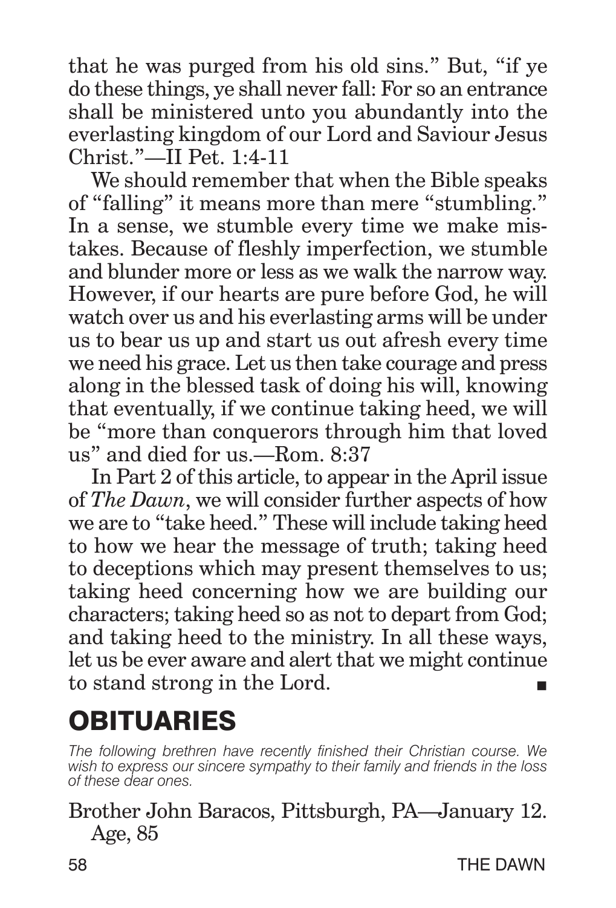that he was purged from his old sins." But, "if ye do these things, ye shall never fall: For so an entrance shall be ministered unto you abundantly into the everlasting kingdom of our Lord and Saviour Jesus Christ."—II Pet. 1:4-11

We should remember that when the Bible speaks of "falling" it means more than mere "stumbling." In a sense, we stumble every time we make mistakes. Because of fleshly imperfection, we stumble and blunder more or less as we walk the narrow way. However, if our hearts are pure before God, he will watch over us and his everlasting arms will be under us to bear us up and start us out afresh every time we need his grace. Let us then take courage and press along in the blessed task of doing his will, knowing that eventually, if we continue taking heed, we will be "more than conquerors through him that loved us" and died for us.—Rom. 8:37

In Part 2 of this article, to appear in the April issue of *The Dawn*, we will consider further aspects of how we are to "take heed." These will include taking heed to how we hear the message of truth; taking heed to deceptions which may present themselves to us; taking heed concerning how we are building our characters; taking heed so as not to depart from God; and taking heed to the ministry. In all these ways, let us be ever aware and alert that we might continue to stand strong in the Lord. ■

# OBITUARIES

*The following brethren have recently finished their Christian course. We wish to express our sincere sympathy to their family and friends in the loss of these dear ones.*

Brother John Baracos, Pittsburgh, PA—January 12. Age, 85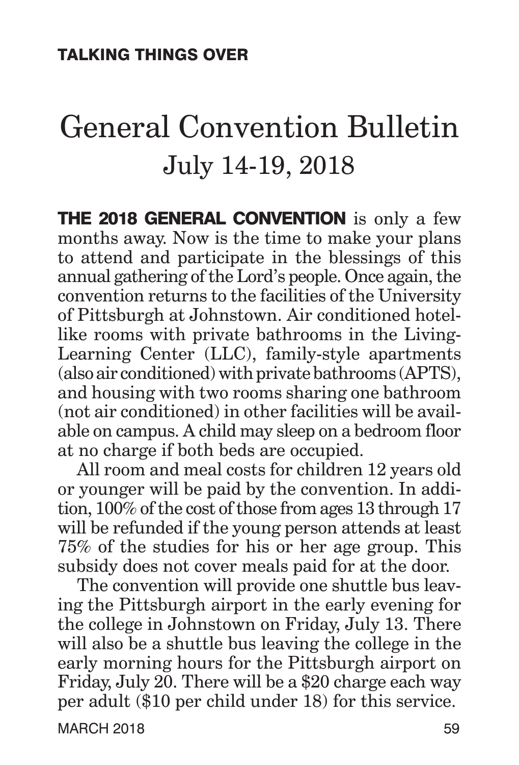**TALKING THINGS OVER**

# General Convention Bulletin

## July 14-19, 2018

**THE 2018 GENERAL CONVENTION** is only a few months away. Now is the time to make your plans to attend and participate in the blessings of this annual gathering of the Lord's people. Once again, the convention returns to the facilities of the University of Pittsburgh at Johnstown. Air conditioned hotel-like rooms with private bathrooms in the Living-Learning Center (LLC), family-style apartments (also air conditioned) with private bathrooms (APTS), and housing with two rooms sharing one bathroom (not air conditioned) in other facilities will be available on campus. A child may sleep on a bedroom floor at no charge if both beds are occupied.

All room and meal costs for children 12 years old or younger will be paid by the convention. In addition, 100% of the cost of those from ages 13 through 17 will be refunded if the young person attends at least 75% of the studies for his or her age group. This subsidy does not cover meals paid for at the door.

The convention will provide one shuttle bus leaving the Pittsburgh airport in the early evening for the college in Johnstown on Friday, July 13. There will also be a shuttle bus leaving the college in the early morning hours for the Pittsburgh airport on Friday, July 20. There will be a $20 charge each way per adult ($10 per child under 18) for this service.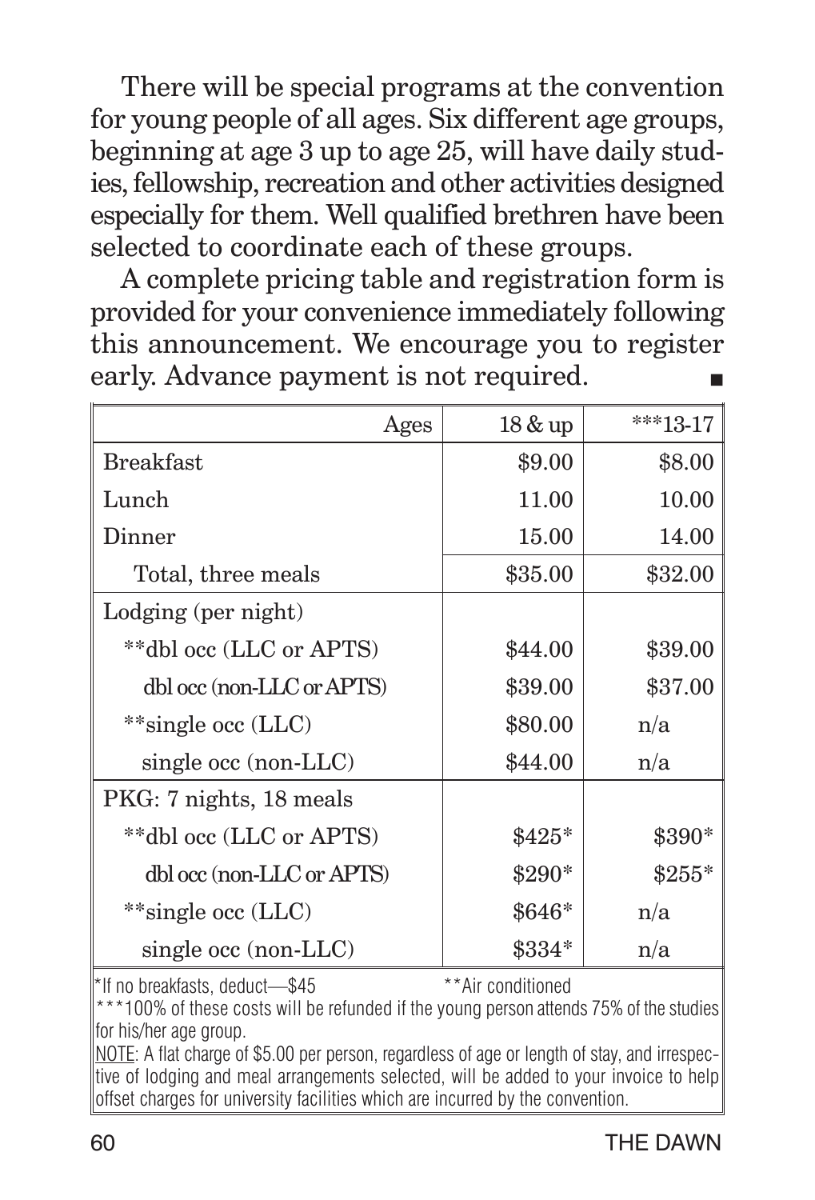There will be special programs at the convention for young people of all ages. Six different age groups, beginning at age 3 up to age 25, will have daily studies, fellowship, recreation and other activities designed especially for them. Well qualified brethren have been selected to coordinate each of these groups.

A complete pricing table and registration form is provided for your convenience immediately following this announcement. We encourage you to register early. Advance payment is not required. ■

| Ages | 18 & up | ***13-17 |
|---|---|---|
| Breakfast | $9.00 | $8.00 |
| Lunch | 11.00 | 10.00 |
| Dinner | 15.00 | 14.00 |
| Total, three meals | $35.00 | $32.00 |
| Lodging (per night) | | |
| **dbl occ (LLC or APTS) | $44.00 | $39.00 |
| dbl occ (non-LLC or APTS) | $39.00 | $37.00 |
| **single occ (LLC) | $80.00 | n/a |
| single occ (non-LLC) | $44.00 | n/a |
| PKG: 7 nights, 18 meals | | |
| **dbl occ (LLC or APTS) | $425* | $390* |
| dbl occ (non-LLC or APTS) | $290* | $255* |
| **single occ (LLC) | $646* | n/a |
| single occ (non-LLC) | $334* | n/a |

*If no breakfasts, deduct—$45 **Air conditioned

***100% of these costs will be refunded if the young person attends 75% of the studies for his/her age group.

NOTE: A flat charge of $5.00 per person, regardless of age or length of stay, and irrespective of lodging and meal arrangements selected, will be added to your invoice to help offset charges for university facilities which are incurred by the convention.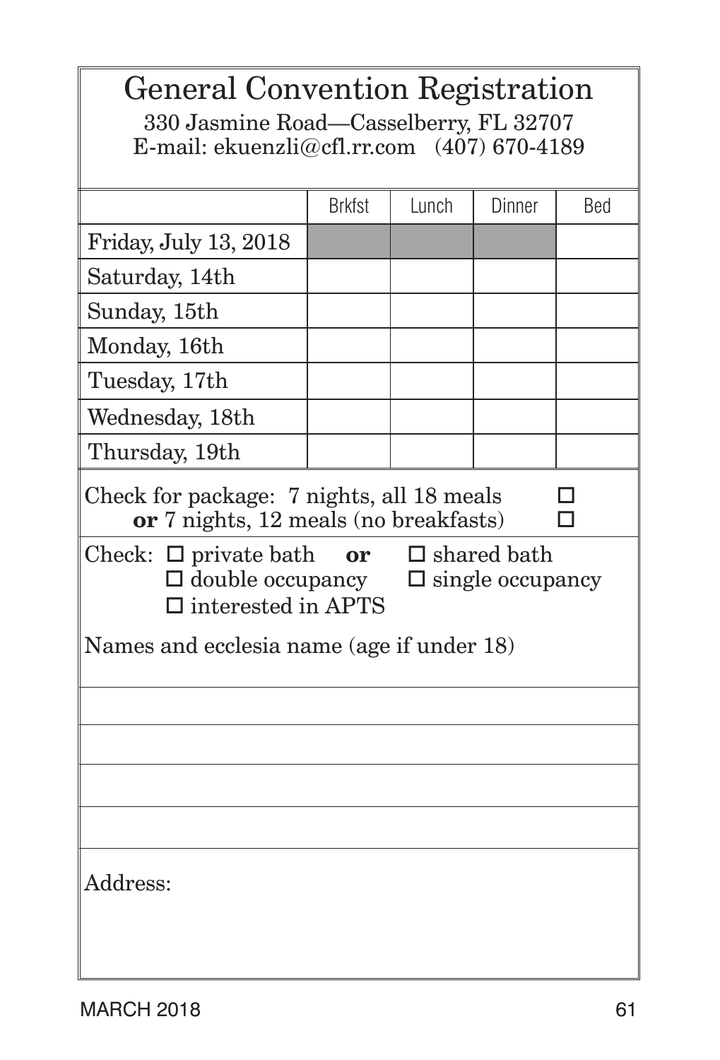# General Convention Registration

330 Jasmine Road—Casselberry, FL 32707
E-mail: ekuenzli@cfl.rr.com (407) 670-4189

| | Brkfst | Lunch | Dinner | Bed |
|---|---|---|---|---|
| Friday, July 13, 2018 | | | | |
| Saturday, 14th | | | | |
| Sunday, 15th | | | | |
| Monday, 16th | | | | |
| Tuesday, 17th | | | | |
| Wednesday, 18th | | | | |
| Thursday, 19th | | | | |

Check for package: 7 nights, all 18 meals ☐
**or** 7 nights, 12 meals (no breakfasts) ☐

Check: ☐ private bath **or** ☐ shared bath
☐ double occupancy ☐ single occupancy
☐ interested in APTS

Names and ecclesia name (age if under 18)

Address: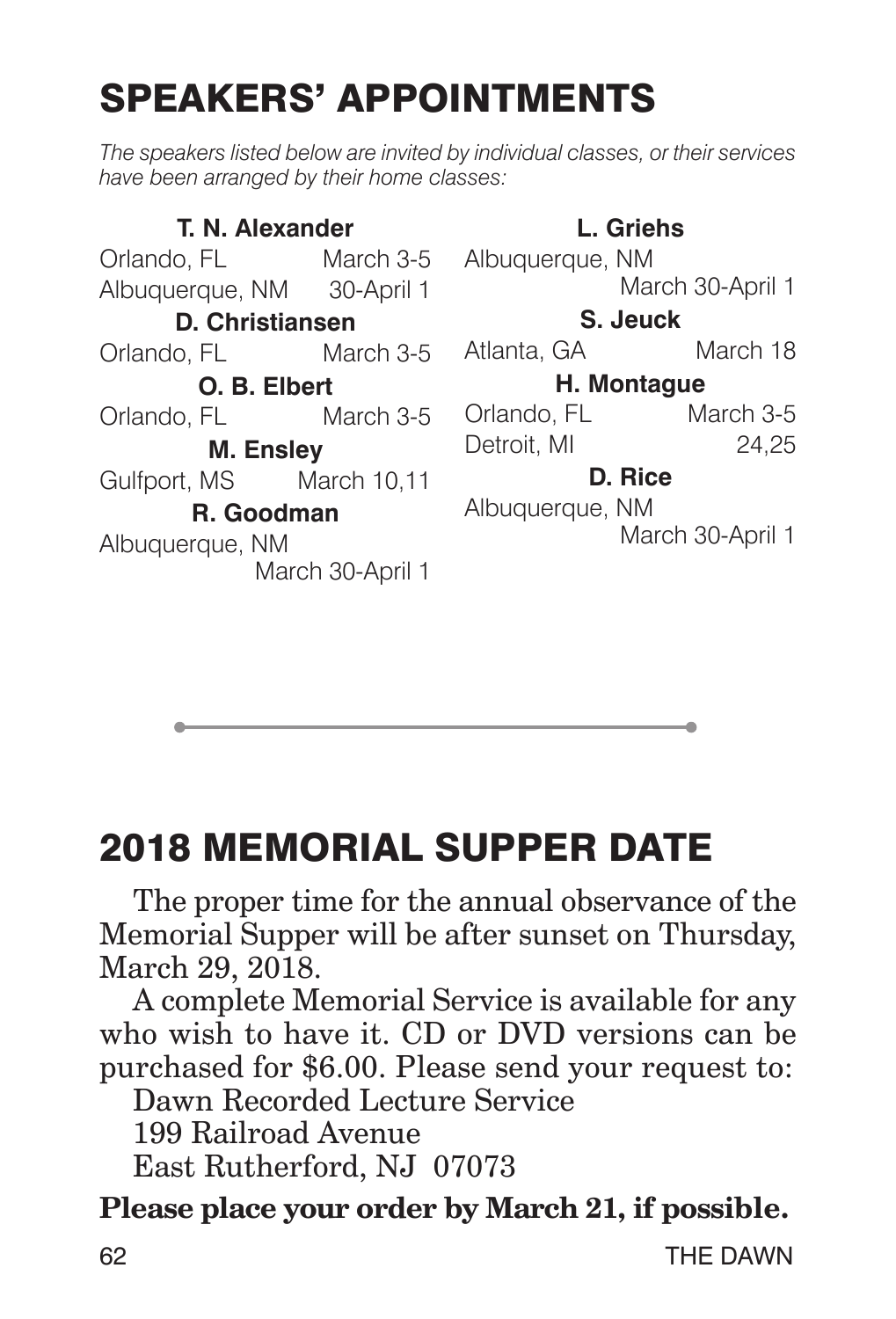# SPEAKERS' APPOINTMENTS

*The speakers listed below are invited by individual classes, or their services have been arranged by their home classes:*

**T. N. Alexander**
Orlando, FL March 3-5
Albuquerque, NM 30-April 1

**D. Christiansen**
Orlando, FL March 3-5

**O. B. Elbert**
Orlando, FL March 3-5

**M. Ensley**
Gulfport, MS March 10,11

**R. Goodman**
Albuquerque, NM March 30-April 1

**L. Griehs**
Albuquerque, NM March 30-April 1

**S. Jeuck**
Atlanta, GA March 18

**H. Montague**
Orlando, FL March 3-5
Detroit, MI 24,25

**D. Rice**
Albuquerque, NM March 30-April 1

# 2018 MEMORIAL SUPPER DATE

The proper time for the annual observance of the Memorial Supper will be after sunset on Thursday, March 29, 2018.

A complete Memorial Service is available for any who wish to have it. CD or DVD versions can be purchased for $6.00. Please send your request to:

Dawn Recorded Lecture Service
199 Railroad Avenue
East Rutherford, NJ 07073

**Please place your order by March 21, if possible.**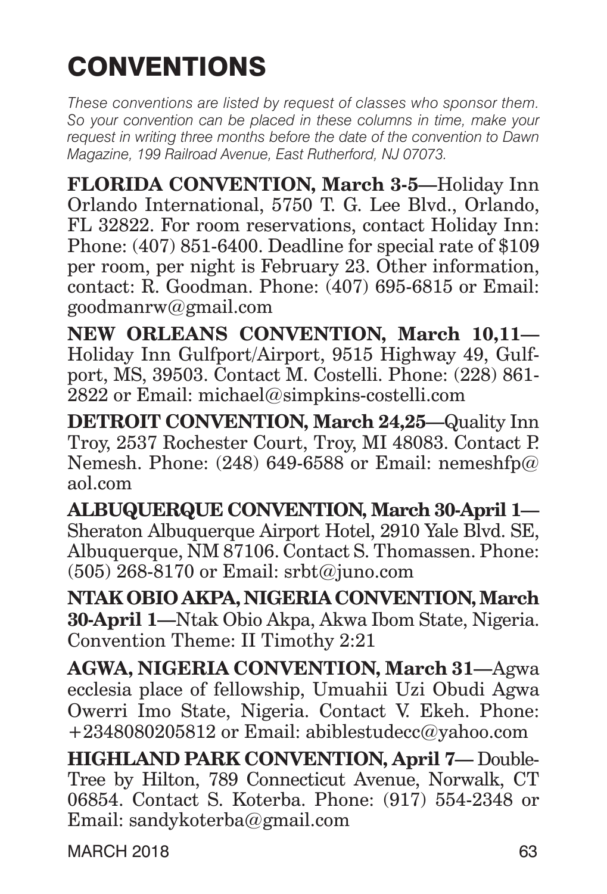# CONVENTIONS

*These conventions are listed by request of classes who sponsor them. So your convention can be placed in these columns in time, make your request in writing three months before the date of the convention to Dawn Magazine, 199 Railroad Avenue, East Rutherford, NJ 07073.*

**FLORIDA CONVENTION, March 3-5—**Holiday Inn Orlando International, 5750 T. G. Lee Blvd., Orlando, FL 32822. For room reservations, contact Holiday Inn: Phone: (407) 851-6400. Deadline for special rate of $109 per room, per night is February 23. Other information, contact: R. Goodman. Phone: (407) 695-6815 or Email: goodmanrw@gmail.com

**NEW ORLEANS CONVENTION, March 10,11—** Holiday Inn Gulfport/Airport, 9515 Highway 49, Gulfport, MS, 39503. Contact M. Costelli. Phone: (228) 861-2822 or Email: michael@simpkins-costelli.com

**DETROIT CONVENTION, March 24,25—**Quality Inn Troy, 2537 Rochester Court, Troy, MI 48083. Contact P. Nemesh. Phone: (248) 649-6588 or Email: nemeshfp@aol.com

**ALBUQUERQUE CONVENTION, March 30-April 1—** Sheraton Albuquerque Airport Hotel, 2910 Yale Blvd. SE, Albuquerque, NM 87106. Contact S. Thomassen. Phone: (505) 268-8170 or Email: srbt@juno.com

**NTAK OBIO AKPA, NIGERIA CONVENTION, March 30-April 1—**Ntak Obio Akpa, Akwa Ibom State, Nigeria. Convention Theme: II Timothy 2:21

**AGWA, NIGERIA CONVENTION, March 31—**Agwa ecclesia place of fellowship, Umuahii Uzi Obudi Agwa Owerri Imo State, Nigeria. Contact V. Ekeh. Phone: +2348080205812 or Email: abiblestudecc@yahoo.com

**HIGHLAND PARK CONVENTION, April 7—** DoubleTree by Hilton, 789 Connecticut Avenue, Norwalk, CT 06854. Contact S. Koterba. Phone: (917) 554-2348 or Email: sandykoterba@gmail.com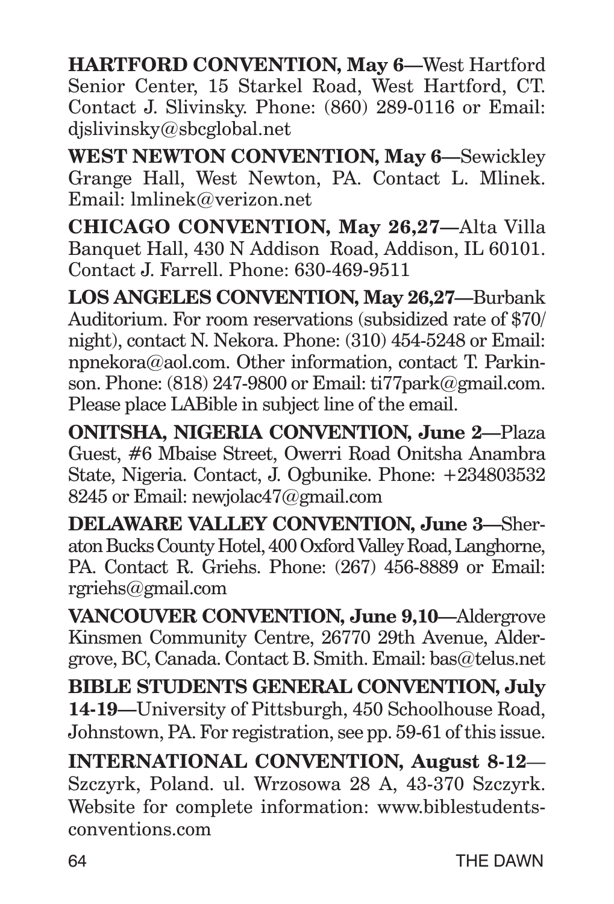**HARTFORD CONVENTION, May 6—**West Hartford Senior Center, 15 Starkel Road, West Hartford, CT. Contact J. Slivinsky. Phone: (860) 289-0116 or Email: djslivinsky@sbcglobal.net

**WEST NEWTON CONVENTION, May 6—**Sewickley Grange Hall, West Newton, PA. Contact L. Mlinek. Email: lmlinek@verizon.net

**CHICAGO CONVENTION, May 26,27—**Alta Villa Banquet Hall, 430 N Addison Road, Addison, IL 60101. Contact J. Farrell. Phone: 630-469-9511

**LOS ANGELES CONVENTION, May 26,27—**Burbank Auditorium. For room reservations (subsidized rate of $70/night), contact N. Nekora. Phone: (310) 454-5248 or Email: npnekora@aol.com. Other information, contact T. Parkinson. Phone: (818) 247-9800 or Email: ti77park@gmail.com. Please place LABible in subject line of the email.

**ONITSHA, NIGERIA CONVENTION, June 2—**Plaza Guest, #6 Mbaise Street, Owerri Road Onitsha Anambra State, Nigeria. Contact, J. Ogbunike. Phone: +234803532 8245 or Email: newjolac47@gmail.com

**DELAWARE VALLEY CONVENTION, June 3—**Sheraton Bucks County Hotel, 400 Oxford Valley Road, Langhorne, PA. Contact R. Griehs. Phone: (267) 456-8889 or Email: rgriehs@gmail.com

**VANCOUVER CONVENTION, June 9,10—**Aldergrove Kinsmen Community Centre, 26770 29th Avenue, Aldergrove, BC, Canada. Contact B. Smith. Email: bas@telus.net

**BIBLE STUDENTS GENERAL CONVENTION, July 14-19—**University of Pittsburgh, 450 Schoolhouse Road, Johnstown, PA. For registration, see pp. 59-61 of this issue.

**INTERNATIONAL CONVENTION, August 8-12—**Szczyrk, Poland. ul. Wrzosowa 28 A, 43-370 Szczyrk. Website for complete information: www.biblestudents-conventions.com